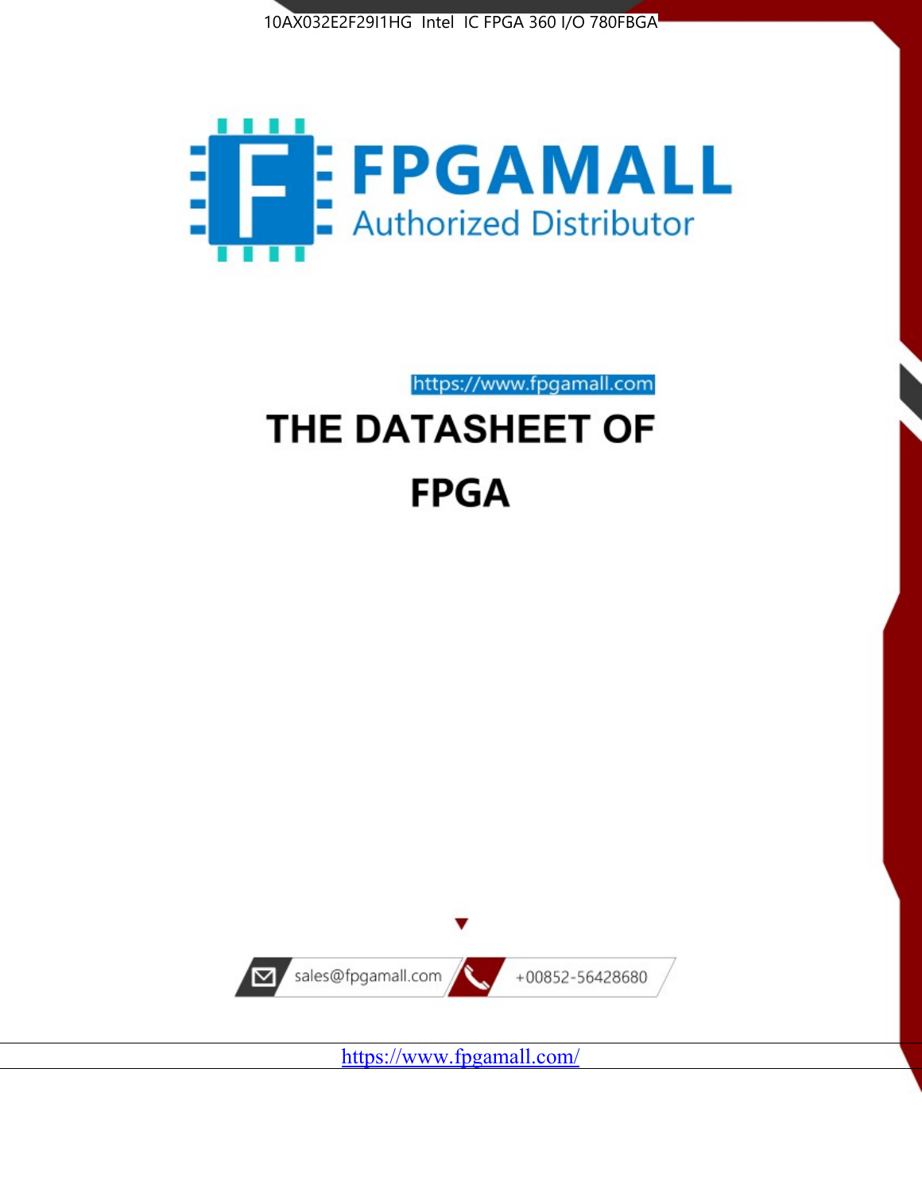10AX032E2F29I1HG Intel IC FPGA 360 I/O 780FBGA

# FPGAMALL

Authorized Distributor

https://www.fpgamall.com

# THE DATASHEET OF

# FPGA

sales@fpgamall.com

+00852-56428680

https://www.fpgamall.com/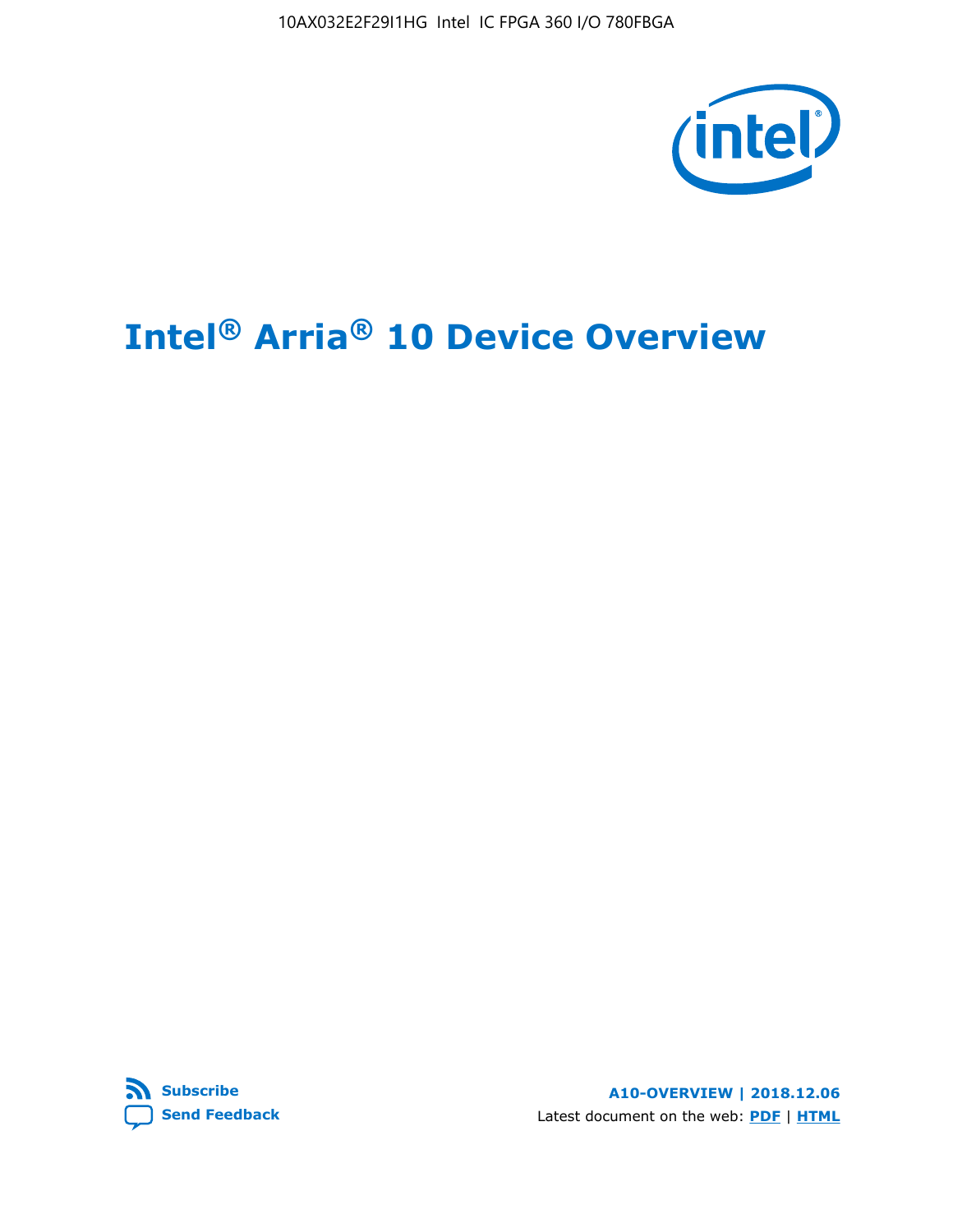10AX032E2F29I1HG Intel IC FPGA 360 I/O 780FBGA

# Intel® Arria® 10 Device Overview

Subscribe

Send Feedback

**A10-OVERVIEW | 2018.12.06**

Latest document on the web: **PDF** | **HTML**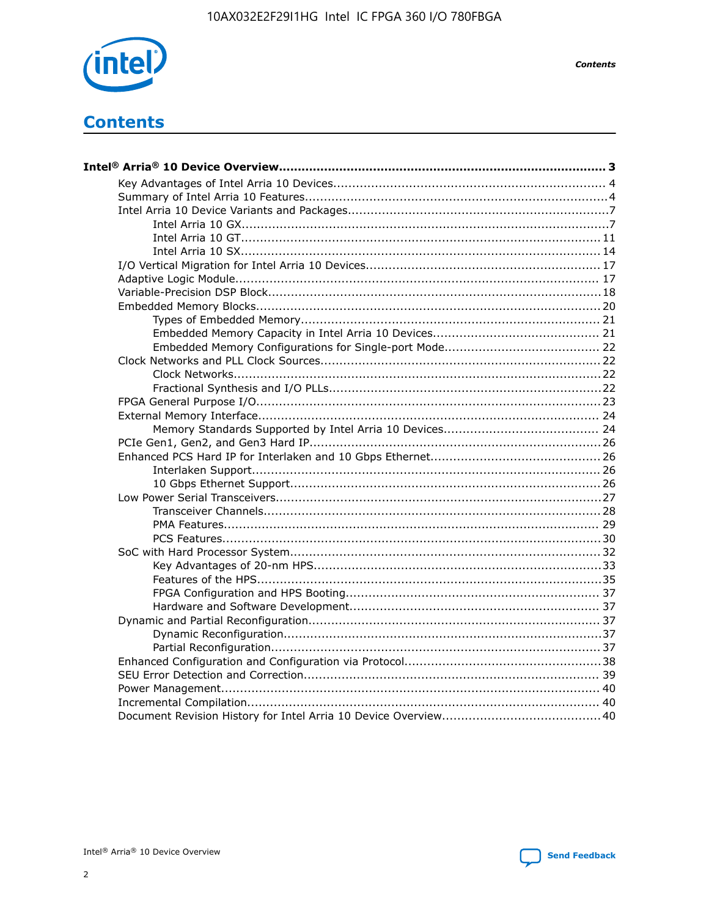# Contents

**Intel® Arria® 10 Device Overview....................................................................................... 3**

- Key Advantages of Intel Arria 10 Devices........................................................................ 4
- Summary of Intel Arria 10 Features................................................................................4
- Intel Arria 10 Device Variants and Packages.....................................................................7
  - Intel Arria 10 GX................................................................................................7
  - Intel Arria 10 GT.............................................................................................. 11
  - Intel Arria 10 SX.............................................................................................. 14
- I/O Vertical Migration for Intel Arria 10 Devices............................................................. 17
- Adaptive Logic Module................................................................................................ 17
- Variable-Precision DSP Block....................................................................................... 18
- Embedded Memory Blocks.......................................................................................... 20
  - Types of Embedded Memory.............................................................................. 21
  - Embedded Memory Capacity in Intel Arria 10 Devices............................................ 21
  - Embedded Memory Configurations for Single-port Mode......................................... 22
- Clock Networks and PLL Clock Sources......................................................................... 22
  - Clock Networks................................................................................................22
  - Fractional Synthesis and I/O PLLs.......................................................................22
- FPGA General Purpose I/O..........................................................................................23
- External Memory Interface.......................................................................................... 24
  - Memory Standards Supported by Intel Arria 10 Devices......................................... 24
- PCIe Gen1, Gen2, and Gen3 Hard IP.............................................................................26
- Enhanced PCS Hard IP for Interlaken and 10 Gbps Ethernet............................................. 26
  - Interlaken Support........................................................................................... 26
  - 10 Gbps Ethernet Support................................................................................. 26
- Low Power Serial Transceivers.....................................................................................27
  - Transceiver Channels........................................................................................28
  - PMA Features.................................................................................................. 29
  - PCS Features...................................................................................................30
- SoC with Hard Processor System.................................................................................32
  - Key Advantages of 20-nm HPS...........................................................................33
  - Features of the HPS..........................................................................................35
  - FPGA Configuration and HPS Booting.................................................................. 37
  - Hardware and Software Development................................................................. 37
- Dynamic and Partial Reconfiguration............................................................................37
  - Dynamic Reconfiguration...................................................................................37
  - Partial Reconfiguration......................................................................................37
- Enhanced Configuration and Configuration via Protocol...................................................38
- SEU Error Detection and Correction............................................................................. 39
- Power Management................................................................................................... 40
- Incremental Compilation............................................................................................ 40
- Document Revision History for Intel Arria 10 Device Overview..........................................40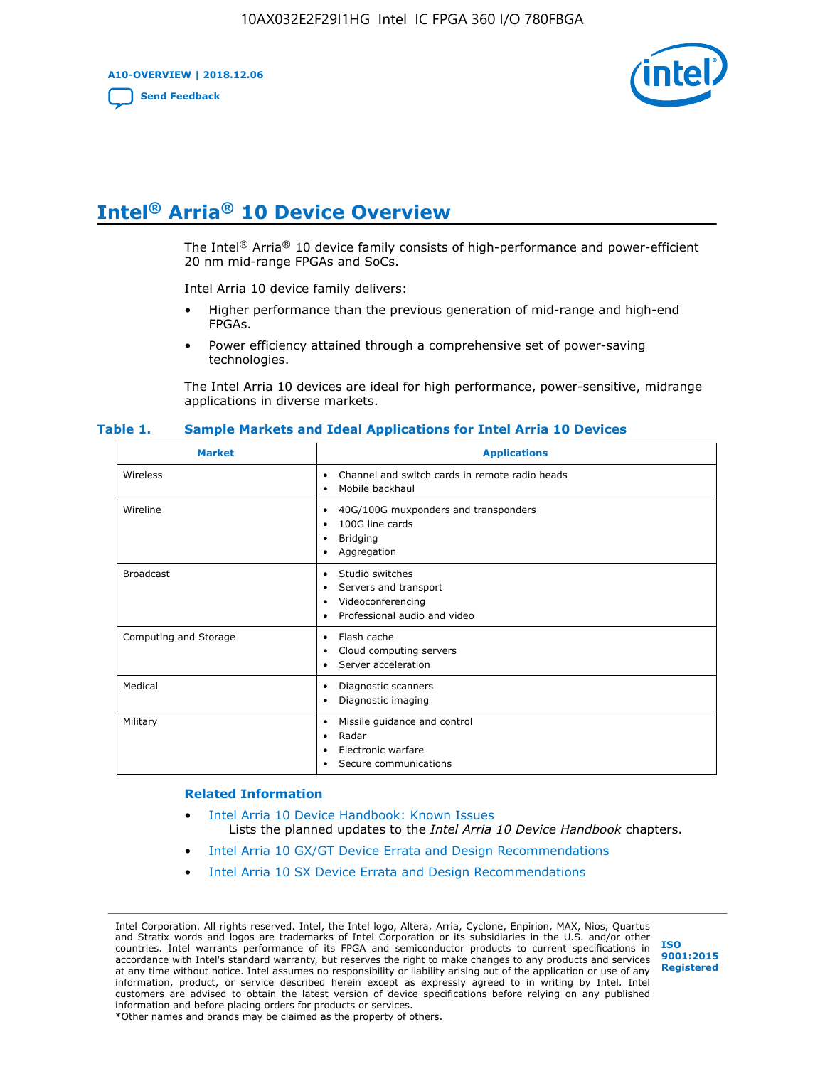# Intel® Arria® 10 Device Overview

The Intel® Arria® 10 device family consists of high-performance and power-efficient 20 nm mid-range FPGAs and SoCs.

Intel Arria 10 device family delivers:

- Higher performance than the previous generation of mid-range and high-end FPGAs.
- Power efficiency attained through a comprehensive set of power-saving technologies.

The Intel Arria 10 devices are ideal for high performance, power-sensitive, midrange applications in diverse markets.

**Table 1. Sample Markets and Ideal Applications for Intel Arria 10 Devices**

| Market | Applications |
|---|---|
| Wireless | • Channel and switch cards in remote radio heads<br>• Mobile backhaul |
| Wireline | • 40G/100G muxponders and transponders<br>• 100G line cards<br>• Bridging<br>• Aggregation |
| Broadcast | • Studio switches<br>• Servers and transport<br>• Videoconferencing<br>• Professional audio and video |
| Computing and Storage | • Flash cache<br>• Cloud computing servers<br>• Server acceleration |
| Medical | • Diagnostic scanners<br>• Diagnostic imaging |
| Military | • Missile guidance and control<br>• Radar<br>• Electronic warfare<br>• Secure communications |

## Related Information

- Intel Arria 10 Device Handbook: Known Issues
  Lists the planned updates to the *Intel Arria 10 Device Handbook* chapters.
- Intel Arria 10 GX/GT Device Errata and Design Recommendations
- Intel Arria 10 SX Device Errata and Design Recommendations

Intel Corporation. All rights reserved. Intel, the Intel logo, Altera, Arria, Cyclone, Enpirion, MAX, Nios, Quartus and Stratix words and logos are trademarks of Intel Corporation or its subsidiaries in the U.S. and/or other countries. Intel warrants performance of its FPGA and semiconductor products to current specifications in accordance with Intel's standard warranty, but reserves the right to make changes to any products and services at any time without notice. Intel assumes no responsibility or liability arising out of the application or use of any information, product, or service described herein except as expressly agreed to in writing by Intel. Intel customers are advised to obtain the latest version of device specifications before relying on any published information and before placing orders for products or services.
*Other names and brands may be claimed as the property of others.

ISO 9001:2015 Registered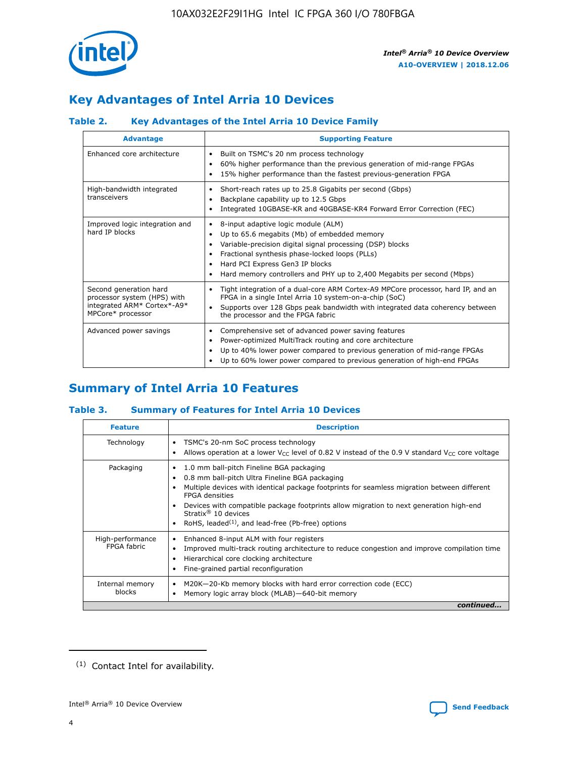## Key Advantages of Intel Arria 10 Devices

### Table 2. Key Advantages of the Intel Arria 10 Device Family

| Advantage | Supporting Feature |
| --- | --- |
| Enhanced core architecture | • Built on TSMC's 20 nm process technology<br>• 60% higher performance than the previous generation of mid-range FPGAs<br>• 15% higher performance than the fastest previous-generation FPGA |
| High-bandwidth integrated transceivers | • Short-reach rates up to 25.8 Gigabits per second (Gbps)<br>• Backplane capability up to 12.5 Gbps<br>• Integrated 10GBASE-KR and 40GBASE-KR4 Forward Error Correction (FEC) |
| Improved logic integration and hard IP blocks | • 8-input adaptive logic module (ALM)<br>• Up to 65.6 megabits (Mb) of embedded memory<br>• Variable-precision digital signal processing (DSP) blocks<br>• Fractional synthesis phase-locked loops (PLLs)<br>• Hard PCI Express Gen3 IP blocks<br>• Hard memory controllers and PHY up to 2,400 Megabits per second (Mbps) |
| Second generation hard processor system (HPS) with integrated ARM* Cortex*-A9* MPCore* processor | • Tight integration of a dual-core ARM Cortex-A9 MPCore processor, hard IP, and an FPGA in a single Intel Arria 10 system-on-a-chip (SoC)<br>• Supports over 128 Gbps peak bandwidth with integrated data coherency between the processor and the FPGA fabric |
| Advanced power savings | • Comprehensive set of advanced power saving features<br>• Power-optimized MultiTrack routing and core architecture<br>• Up to 40% lower power compared to previous generation of mid-range FPGAs<br>• Up to 60% lower power compared to previous generation of high-end FPGAs |

## Summary of Intel Arria 10 Features

### Table 3. Summary of Features for Intel Arria 10 Devices

| Feature | Description |
| --- | --- |
| Technology | • TSMC's 20-nm SoC process technology<br>• Allows operation at a lower $V_{CC}$ level of 0.82 V instead of the 0.9 V standard $V_{CC}$ core voltage |
| Packaging | • 1.0 mm ball-pitch Fineline BGA packaging<br>• 0.8 mm ball-pitch Ultra Fineline BGA packaging<br>• Multiple devices with identical package footprints for seamless migration between different FPGA densities<br>• Devices with compatible package footprints allow migration to next generation high-end Stratix® 10 devices<br>• RoHS, leaded[(1)], and lead-free (Pb-free) options |
| High-performance FPGA fabric | • Enhanced 8-input ALM with four registers<br>• Improved multi-track routing architecture to reduce congestion and improve compilation time<br>• Hierarchical core clocking architecture<br>• Fine-grained partial reconfiguration |
| Internal memory blocks | • M20K—20-Kb memory blocks with hard error correction code (ECC)<br>• Memory logic array block (MLAB)—640-bit memory |

*continued...*

(1) Contact Intel for availability.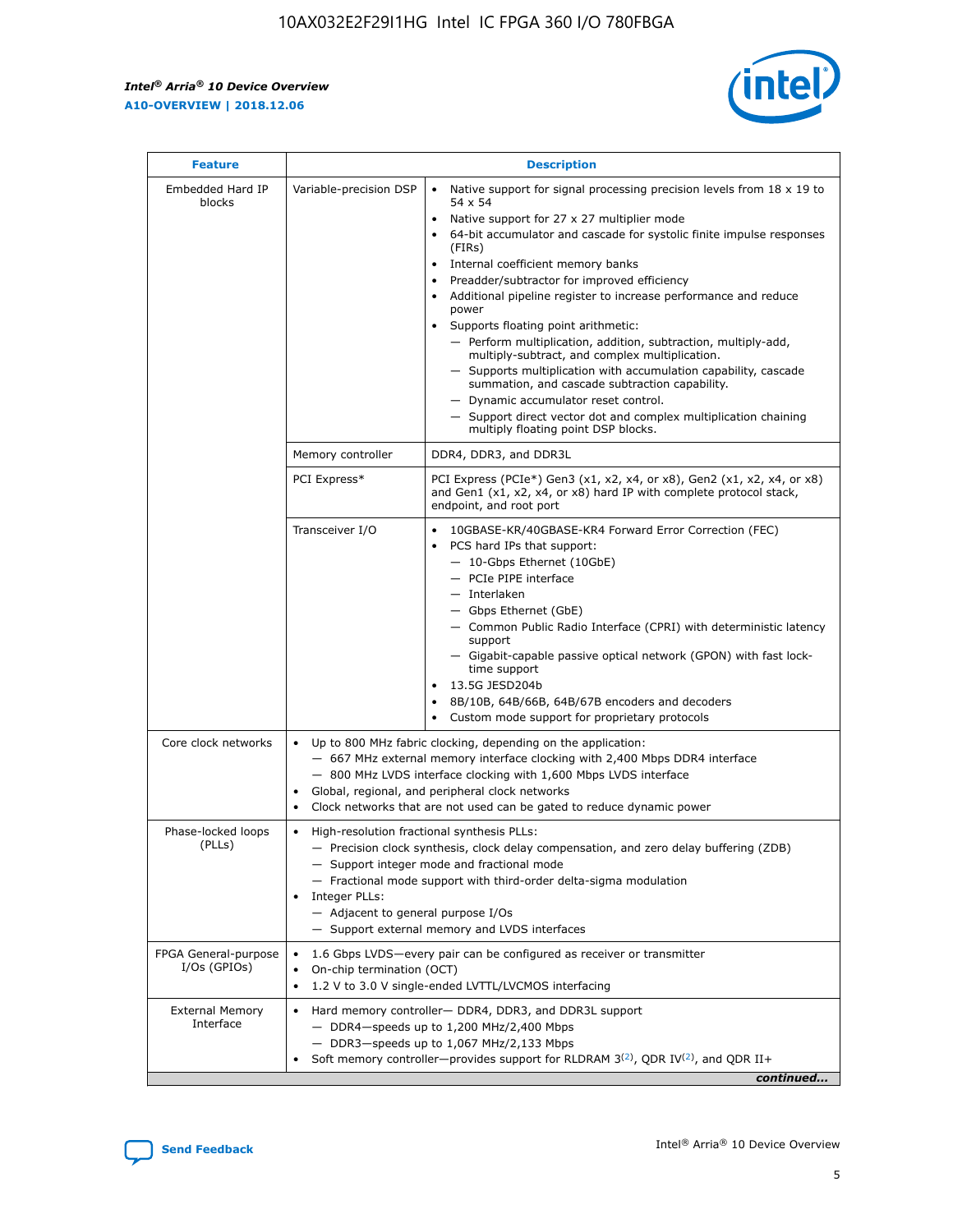| Feature | Description | |
|---|---|---|
| Embedded Hard IP blocks | Variable-precision DSP | • Native support for signal processing precision levels from 18 x 19 to 54 x 54<br>• Native support for 27 x 27 multiplier mode<br>• 64-bit accumulator and cascade for systolic finite impulse responses (FIRs)<br>• Internal coefficient memory banks<br>• Preadder/subtractor for improved efficiency<br>• Additional pipeline register to increase performance and reduce power<br>• Supports floating point arithmetic:<br>— Perform multiplication, addition, subtraction, multiply-add, multiply-subtract, and complex multiplication.<br>— Supports multiplication with accumulation capability, cascade summation, and cascade subtraction capability.<br>— Dynamic accumulator reset control.<br>— Support direct vector dot and complex multiplication chaining multiply floating point DSP blocks. |
| | Memory controller | DDR4, DDR3, and DDR3L |
| | PCI Express* | PCI Express (PCIe*) Gen3 (x1, x2, x4, or x8), Gen2 (x1, x2, x4, or x8) and Gen1 (x1, x2, x4, or x8) hard IP with complete protocol stack, endpoint, and root port |
| | Transceiver I/O | • 10GBASE-KR/40GBASE-KR4 Forward Error Correction (FEC)<br>• PCS hard IPs that support:<br>— 10-Gbps Ethernet (10GbE)<br>— PCIe PIPE interface<br>— Interlaken<br>— Gbps Ethernet (GbE)<br>— Common Public Radio Interface (CPRI) with deterministic latency support<br>— Gigabit-capable passive optical network (GPON) with fast lock-time support<br>• 13.5G JESD204b<br>• 8B/10B, 64B/66B, 64B/67B encoders and decoders<br>• Custom mode support for proprietary protocols |
| Core clock networks | • Up to 800 MHz fabric clocking, depending on the application:<br>— 667 MHz external memory interface clocking with 2,400 Mbps DDR4 interface<br>— 800 MHz LVDS interface clocking with 1,600 Mbps LVDS interface<br>• Global, regional, and peripheral clock networks<br>• Clock networks that are not used can be gated to reduce dynamic power | |
| Phase-locked loops (PLLs) | • High-resolution fractional synthesis PLLs:<br>— Precision clock synthesis, clock delay compensation, and zero delay buffering (ZDB)<br>— Support integer mode and fractional mode<br>— Fractional mode support with third-order delta-sigma modulation<br>• Integer PLLs:<br>— Adjacent to general purpose I/Os<br>— Support external memory and LVDS interfaces | |
| FPGA General-purpose I/Os (GPIOs) | • 1.6 Gbps LVDS—every pair can be configured as receiver or transmitter<br>• On-chip termination (OCT)<br>• 1.2 V to 3.0 V single-ended LVTTL/LVCMOS interfacing | |
| External Memory Interface | • Hard memory controller— DDR4, DDR3, and DDR3L support<br>— DDR4—speeds up to 1,200 MHz/2,400 Mbps<br>— DDR3—speeds up to 1,067 MHz/2,133 Mbps<br>• Soft memory controller—provides support for RLDRAM 3[(2)], QDR IV[(2)], and QDR II+ | |

*continued...*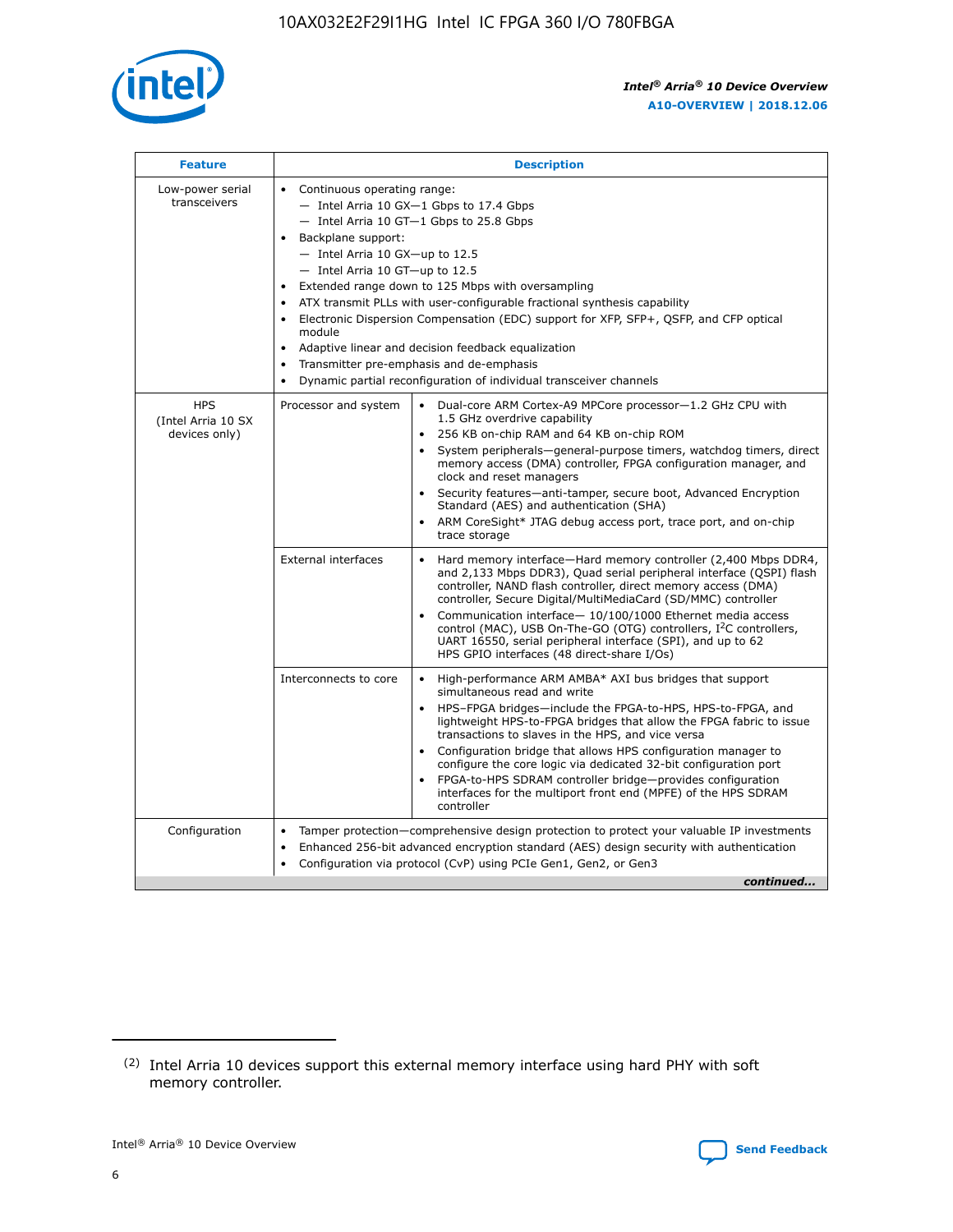| Feature | Description | |
|---|---|---|
| Low-power serial transceivers | • Continuous operating range:<br>— Intel Arria 10 GX—1 Gbps to 17.4 Gbps<br>— Intel Arria 10 GT—1 Gbps to 25.8 Gbps<br>• Backplane support:<br>— Intel Arria 10 GX—up to 12.5<br>— Intel Arria 10 GT—up to 12.5<br>• Extended range down to 125 Mbps with oversampling<br>• ATX transmit PLLs with user-configurable fractional synthesis capability<br>• Electronic Dispersion Compensation (EDC) support for XFP, SFP+, QSFP, and CFP optical module<br>• Adaptive linear and decision feedback equalization<br>• Transmitter pre-emphasis and de-emphasis<br>• Dynamic partial reconfiguration of individual transceiver channels | |
| HPS (Intel Arria 10 SX devices only) | Processor and system | • Dual-core ARM Cortex-A9 MPCore processor—1.2 GHz CPU with 1.5 GHz overdrive capability<br>• 256 KB on-chip RAM and 64 KB on-chip ROM<br>• System peripherals—general-purpose timers, watchdog timers, direct memory access (DMA) controller, FPGA configuration manager, and clock and reset managers<br>• Security features—anti-tamper, secure boot, Advanced Encryption Standard (AES) and authentication (SHA)<br>• ARM CoreSight* JTAG debug access port, trace port, and on-chip trace storage |
| | External interfaces | • Hard memory interface—Hard memory controller (2,400 Mbps DDR4, and 2,133 Mbps DDR3), Quad serial peripheral interface (QSPI) flash controller, NAND flash controller, direct memory access (DMA) controller, Secure Digital/MultiMediaCard (SD/MMC) controller<br>• Communication interface— 10/100/1000 Ethernet media access control (MAC), USB On-The-GO (OTG) controllers, $I^2C$ controllers, UART 16550, serial peripheral interface (SPI), and up to 62 HPS GPIO interfaces (48 direct-share I/Os) |
| | Interconnects to core | • High-performance ARM AMBA* AXI bus bridges that support simultaneous read and write<br>• HPS–FPGA bridges—include the FPGA-to-HPS, HPS-to-FPGA, and lightweight HPS-to-FPGA bridges that allow the FPGA fabric to issue transactions to slaves in the HPS, and vice versa<br>• Configuration bridge that allows HPS configuration manager to configure the core logic via dedicated 32-bit configuration port<br>• FPGA-to-HPS SDRAM controller bridge—provides configuration interfaces for the multiport front end (MPFE) of the HPS SDRAM controller |
| Configuration | • Tamper protection—comprehensive design protection to protect your valuable IP investments<br>• Enhanced 256-bit advanced encryption standard (AES) design security with authentication<br>• Configuration via protocol (CvP) using PCIe Gen1, Gen2, or Gen3 | |

*continued...*

(2) Intel Arria 10 devices support this external memory interface using hard PHY with soft memory controller.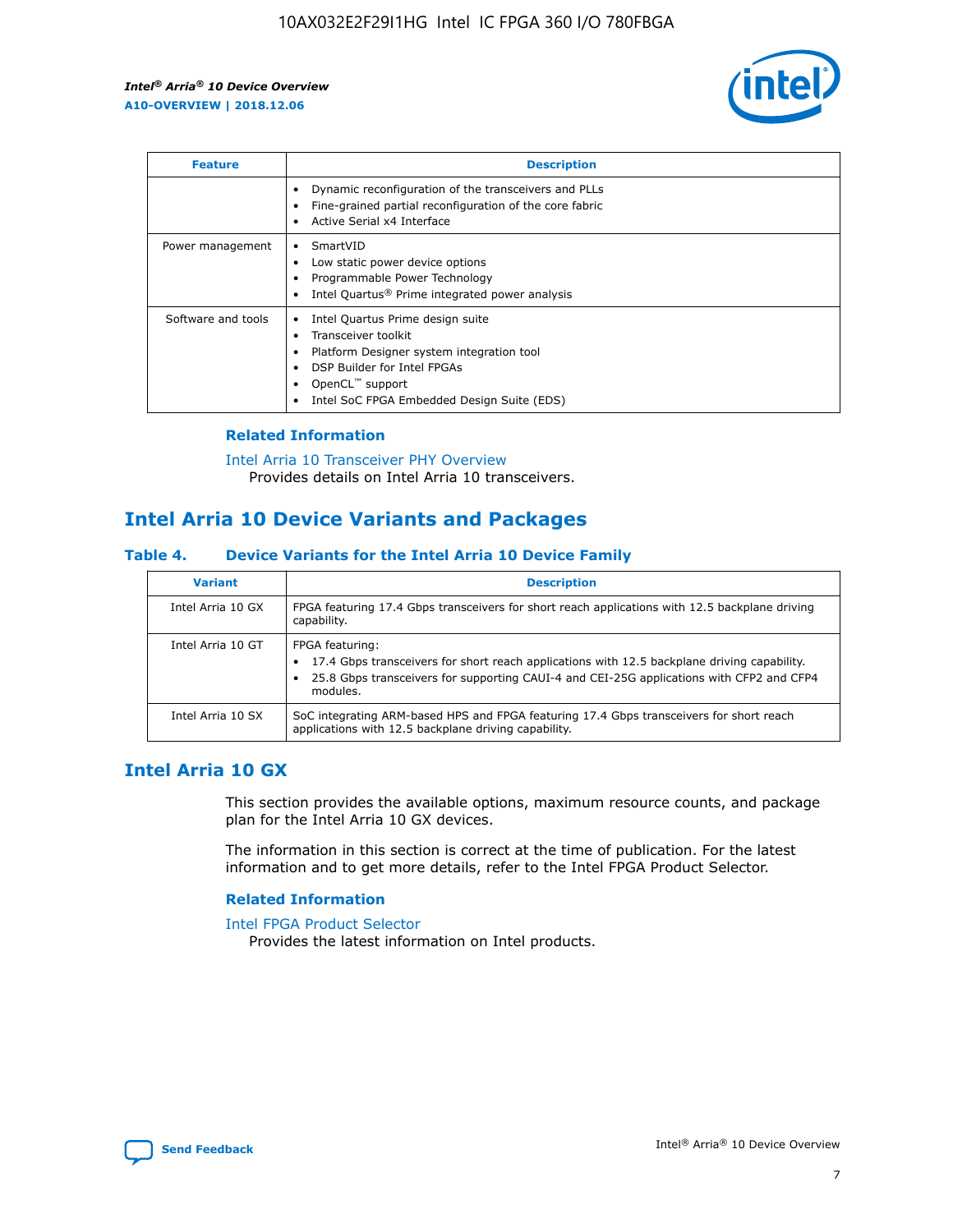| Feature | Description |
| --- | --- |
| | • Dynamic reconfiguration of the transceivers and PLLs<br>• Fine-grained partial reconfiguration of the core fabric<br>• Active Serial x4 Interface |
| Power management | • SmartVID<br>• Low static power device options<br>• Programmable Power Technology<br>• Intel Quartus® Prime integrated power analysis |
| Software and tools | • Intel Quartus Prime design suite<br>• Transceiver toolkit<br>• Platform Designer system integration tool<br>• DSP Builder for Intel FPGAs<br>• OpenCL™ support<br>• Intel SoC FPGA Embedded Design Suite (EDS) |

### Related Information

Intel Arria 10 Transceiver PHY Overview
Provides details on Intel Arria 10 transceivers.

## Intel Arria 10 Device Variants and Packages

#### Table 4. Device Variants for the Intel Arria 10 Device Family

| Variant | Description |
| --- | --- |
| Intel Arria 10 GX | FPGA featuring 17.4 Gbps transceivers for short reach applications with 12.5 backplane driving capability. |
| Intel Arria 10 GT | FPGA featuring:<br>• 17.4 Gbps transceivers for short reach applications with 12.5 backplane driving capability.<br>• 25.8 Gbps transceivers for supporting CAUI-4 and CEI-25G applications with CFP2 and CFP4 modules. |
| Intel Arria 10 SX | SoC integrating ARM-based HPS and FPGA featuring 17.4 Gbps transceivers for short reach applications with 12.5 backplane driving capability. |

## Intel Arria 10 GX

This section provides the available options, maximum resource counts, and package plan for the Intel Arria 10 GX devices.

The information in this section is correct at the time of publication. For the latest information and to get more details, refer to the Intel FPGA Product Selector.

### Related Information

Intel FPGA Product Selector
Provides the latest information on Intel products.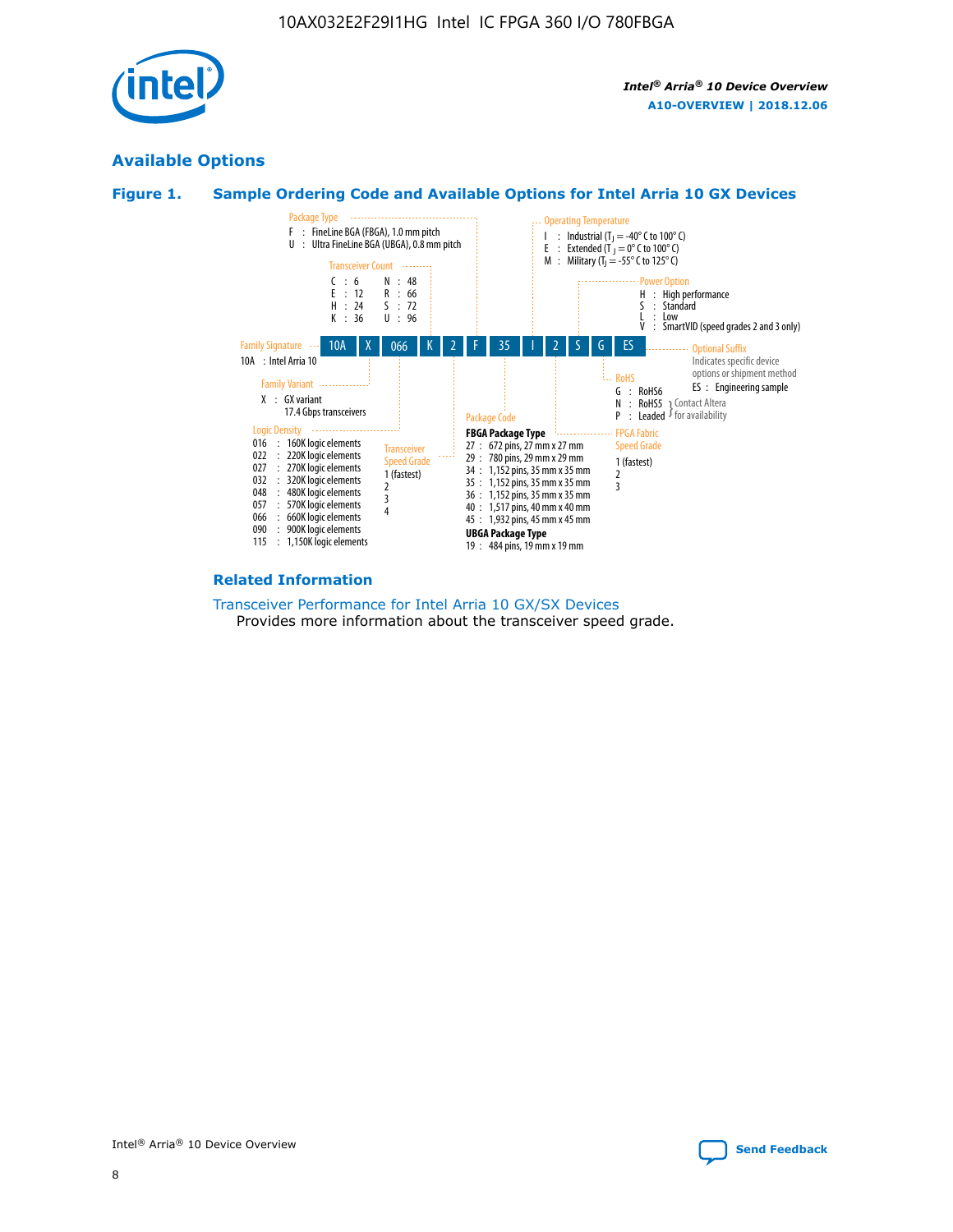## Available Options

### Figure 1. Sample Ordering Code and Available Options for Intel Arria 10 GX Devices

**Sample ordering code:** 10A X 066 K 2 F 35 I 2 S G ES

**Family Signature**
- 10A : Intel Arria 10

**Family Variant**
- X : GX variant, 17.4 Gbps transceivers

**Logic Density**
- 016 : 160K logic elements
- 022 : 220K logic elements
- 027 : 270K logic elements
- 032 : 320K logic elements
- 048 : 480K logic elements
- 057 : 570K logic elements
- 066 : 660K logic elements
- 090 : 900K logic elements
- 115 : 1,150K logic elements

**Transceiver Count**
- C : 6
- E : 12
- H : 24
- K : 36
- N : 48
- R : 66
- S : 72
- U : 96

**Transceiver Speed Grade**
- 1 (fastest)
- 2
- 3
- 4

**Package Type**
- F : FineLine BGA (FBGA), 1.0 mm pitch
- U : Ultra FineLine BGA (UBGA), 0.8 mm pitch

**Package Code**

FBGA Package Type
- 27 : 672 pins, 27 mm x 27 mm
- 29 : 780 pins, 29 mm x 29 mm
- 34 : 1,152 pins, 35 mm x 35 mm
- 35 : 1,152 pins, 35 mm x 35 mm
- 36 : 1,152 pins, 35 mm x 35 mm
- 40 : 1,517 pins, 40 mm x 40 mm
- 45 : 1,932 pins, 45 mm x 45 mm

UBGA Package Type
- 19 : 484 pins, 19 mm x 19 mm

**Operating Temperature**
- I : Industrial ($T_J$ = -40° C to 100° C)
- E : Extended ($T_J$ = 0° C to 100° C)
- M : Military ($T_J$ = -55° C to 125° C)

**FPGA Fabric Speed Grade**
- 1 (fastest)
- 2
- 3

**Power Option**
- H : High performance
- S : Standard
- L : Low
- V : SmartVID (speed grades 2 and 3 only)

**RoHS**
- G : RoHS6
- N : RoHS5 (Contact Altera for availability)
- P : Leaded (Contact Altera for availability)

**Optional Suffix**

Indicates specific device options or shipment method
- ES : Engineering sample

### Related Information

Transceiver Performance for Intel Arria 10 GX/SX Devices

Provides more information about the transceiver speed grade.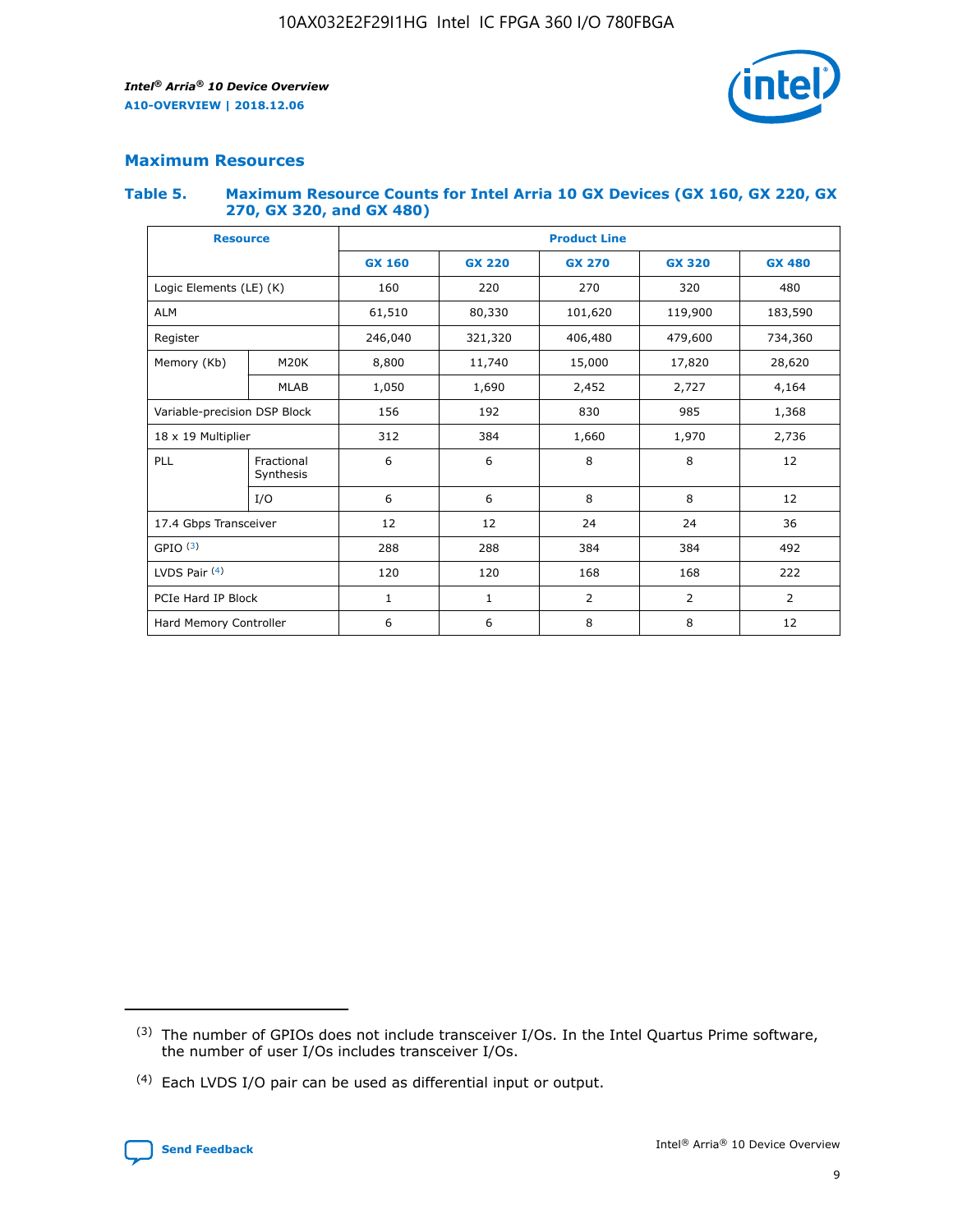## Maximum Resources

### Table 5. Maximum Resource Counts for Intel Arria 10 GX Devices (GX 160, GX 220, GX 270, GX 320, and GX 480)

| Resource | | Product Line | | | | |
|---|---|---|---|---|---|---|
| | | GX 160 | GX 220 | GX 270 | GX 320 | GX 480 |
| Logic Elements (LE) (K) | | 160 | 220 | 270 | 320 | 480 |
| ALM | | 61,510 | 80,330 | 101,620 | 119,900 | 183,590 |
| Register | | 246,040 | 321,320 | 406,480 | 479,600 | 734,360 |
| Memory (Kb) | M20K | 8,800 | 11,740 | 15,000 | 17,820 | 28,620 |
| | MLAB | 1,050 | 1,690 | 2,452 | 2,727 | 4,164 |
| Variable-precision DSP Block | | 156 | 192 | 830 | 985 | 1,368 |
| 18 x 19 Multiplier | | 312 | 384 | 1,660 | 1,970 | 2,736 |
| PLL | Fractional Synthesis | 6 | 6 | 8 | 8 | 12 |
| | I/O | 6 | 6 | 8 | 8 | 12 |
| 17.4 Gbps Transceiver | | 12 | 12 | 24 | 24 | 36 |
| GPIO (3) | | 288 | 288 | 384 | 384 | 492 |
| LVDS Pair (4) | | 120 | 120 | 168 | 168 | 222 |
| PCIe Hard IP Block | | 1 | 1 | 2 | 2 | 2 |
| Hard Memory Controller | | 6 | 6 | 8 | 8 | 12 |

(3) The number of GPIOs does not include transceiver I/Os. In the Intel Quartus Prime software, the number of user I/Os includes transceiver I/Os.

(4) Each LVDS I/O pair can be used as differential input or output.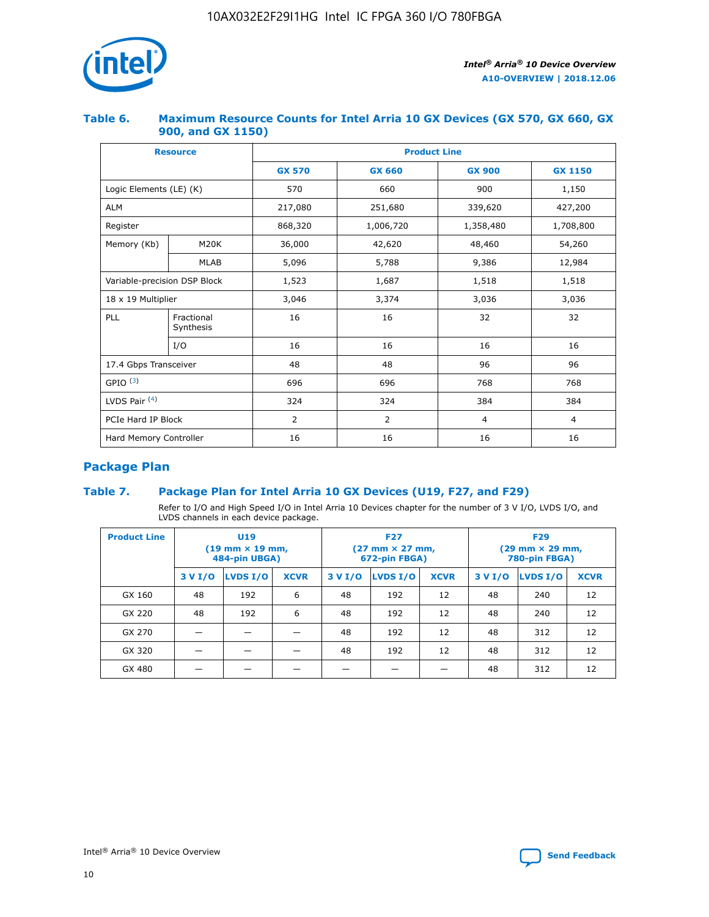## Table 6. Maximum Resource Counts for Intel Arria 10 GX Devices (GX 570, GX 660, GX 900, and GX 1150)

| Resource | | Product Line | | | |
|---|---|---|---|---|---|
| | | GX 570 | GX 660 | GX 900 | GX 1150 |
| Logic Elements (LE) (K) | | 570 | 660 | 900 | 1,150 |
| ALM | | 217,080 | 251,680 | 339,620 | 427,200 |
| Register | | 868,320 | 1,006,720 | 1,358,480 | 1,708,800 |
| Memory (Kb) | M20K | 36,000 | 42,620 | 48,460 | 54,260 |
| | MLAB | 5,096 | 5,788 | 9,386 | 12,984 |
| Variable-precision DSP Block | | 1,523 | 1,687 | 1,518 | 1,518 |
| 18 x 19 Multiplier | | 3,046 | 3,374 | 3,036 | 3,036 |
| PLL | Fractional Synthesis | 16 | 16 | 32 | 32 |
| | I/O | 16 | 16 | 16 | 16 |
| 17.4 Gbps Transceiver | | 48 | 48 | 96 | 96 |
| GPIO [(3)] | | 696 | 696 | 768 | 768 |
| LVDS Pair [(4)] | | 324 | 324 | 384 | 384 |
| PCIe Hard IP Block | | 2 | 2 | 4 | 4 |
| Hard Memory Controller | | 16 | 16 | 16 | 16 |

## Package Plan

## Table 7. Package Plan for Intel Arria 10 GX Devices (U19, F27, and F29)

Refer to I/O and High Speed I/O in Intel Arria 10 Devices chapter for the number of 3 V I/O, LVDS I/O, and LVDS channels in each device package.

| Product Line | U19 (19 mm × 19 mm, 484-pin UBGA) | | | F27 (27 mm × 27 mm, 672-pin FBGA) | | | F29 (29 mm × 29 mm, 780-pin FBGA) | | |
|---|---|---|---|---|---|---|---|---|---|
| | 3 V I/O | LVDS I/O | XCVR | 3 V I/O | LVDS I/O | XCVR | 3 V I/O | LVDS I/O | XCVR |
| GX 160 | 48 | 192 | 6 | 48 | 192 | 12 | 48 | 240 | 12 |
| GX 220 | 48 | 192 | 6 | 48 | 192 | 12 | 48 | 240 | 12 |
| GX 270 | — | — | — | 48 | 192 | 12 | 48 | 312 | 12 |
| GX 320 | — | — | — | 48 | 192 | 12 | 48 | 312 | 12 |
| GX 480 | — | — | — | — | — | — | 48 | 312 | 12 |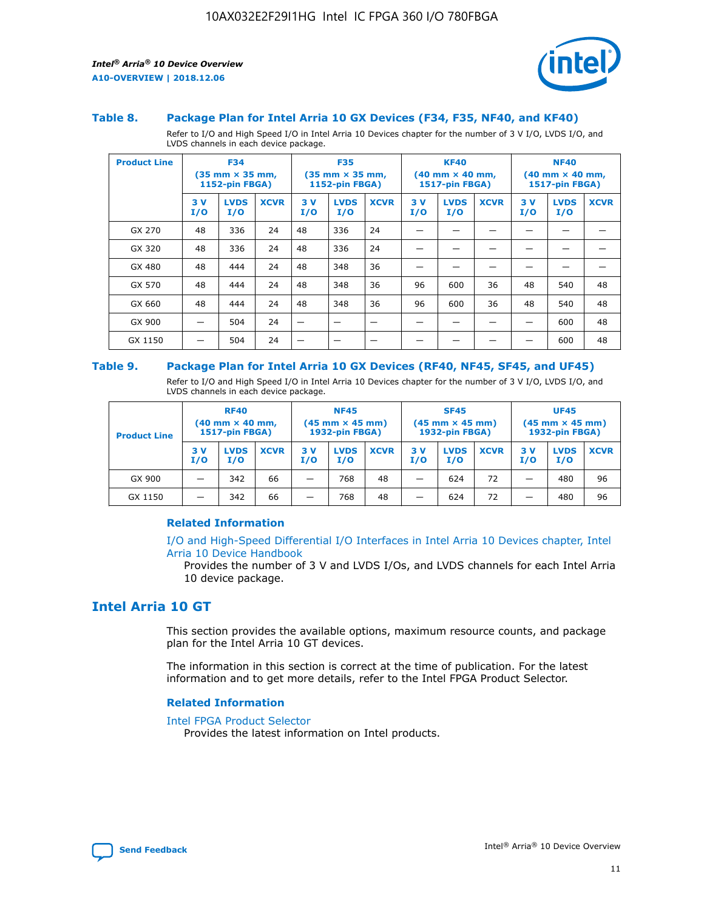### Table 8. Package Plan for Intel Arria 10 GX Devices (F34, F35, NF40, and KF40)

Refer to I/O and High Speed I/O in Intel Arria 10 Devices chapter for the number of 3 V I/O, LVDS I/O, and LVDS channels in each device package.

| Product Line | F34 (35 mm × 35 mm, 1152-pin FBGA) | | | F35 (35 mm × 35 mm, 1152-pin FBGA) | | | KF40 (40 mm × 40 mm, 1517-pin FBGA) | | | NF40 (40 mm × 40 mm, 1517-pin FBGA) | | |
|---|---|---|---|---|---|---|---|---|---|---|---|---|
| | 3 V I/O | LVDS I/O | XCVR | 3 V I/O | LVDS I/O | XCVR | 3 V I/O | LVDS I/O | XCVR | 3 V I/O | LVDS I/O | XCVR |
| GX 270 | 48 | 336 | 24 | 48 | 336 | 24 | — | — | — | — | — | — |
| GX 320 | 48 | 336 | 24 | 48 | 336 | 24 | — | — | — | — | — | — |
| GX 480 | 48 | 444 | 24 | 48 | 348 | 36 | — | — | — | — | — | — |
| GX 570 | 48 | 444 | 24 | 48 | 348 | 36 | 96 | 600 | 36 | 48 | 540 | 48 |
| GX 660 | 48 | 444 | 24 | 48 | 348 | 36 | 96 | 600 | 36 | 48 | 540 | 48 |
| GX 900 | — | 504 | 24 | — | — | — | — | — | — | — | 600 | 48 |
| GX 1150 | — | 504 | 24 | — | — | — | — | — | — | — | 600 | 48 |

### Table 9. Package Plan for Intel Arria 10 GX Devices (RF40, NF45, SF45, and UF45)

Refer to I/O and High Speed I/O in Intel Arria 10 Devices chapter for the number of 3 V I/O, LVDS I/O, and LVDS channels in each device package.

| Product Line | RF40 (40 mm × 40 mm, 1517-pin FBGA) | | | NF45 (45 mm × 45 mm) 1932-pin FBGA) | | | SF45 (45 mm × 45 mm) 1932-pin FBGA) | | | UF45 (45 mm × 45 mm) 1932-pin FBGA) | | |
|---|---|---|---|---|---|---|---|---|---|---|---|---|
| | 3 V I/O | LVDS I/O | XCVR | 3 V I/O | LVDS I/O | XCVR | 3 V I/O | LVDS I/O | XCVR | 3 V I/O | LVDS I/O | XCVR |
| GX 900 | — | 342 | 66 | — | 768 | 48 | — | 624 | 72 | — | 480 | 96 |
| GX 1150 | — | 342 | 66 | — | 768 | 48 | — | 624 | 72 | — | 480 | 96 |

#### Related Information

I/O and High-Speed Differential I/O Interfaces in Intel Arria 10 Devices chapter, Intel Arria 10 Device Handbook

Provides the number of 3 V and LVDS I/Os, and LVDS channels for each Intel Arria 10 device package.

## Intel Arria 10 GT

This section provides the available options, maximum resource counts, and package plan for the Intel Arria 10 GT devices.

The information in this section is correct at the time of publication. For the latest information and to get more details, refer to the Intel FPGA Product Selector.

#### Related Information

Intel FPGA Product Selector

Provides the latest information on Intel products.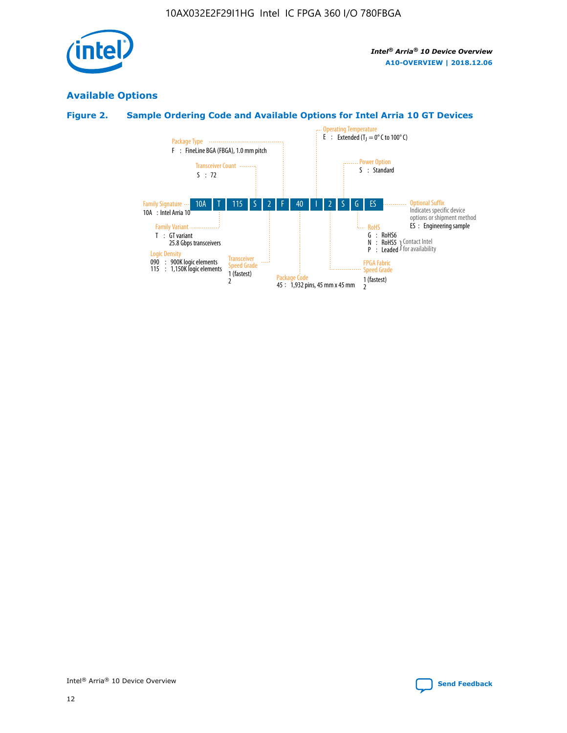## Available Options

### Figure 2. Sample Ordering Code and Available Options for Intel Arria 10 GT Devices

| 10A | T | 115 | S | 2 | F | 40 | I | 2 | S | G | ES |
|---|---|---|---|---|---|---|---|---|---|---|---|

**Family Signature**
10A : Intel Arria 10

**Family Variant**
T : GT variant
25.8 Gbps transceivers

**Logic Density**
090 : 900K logic elements
115 : 1,150K logic elements

**Transceiver Count**
S : 72

**Transceiver Speed Grade**
1 (fastest)
2

**Package Type**
F : FineLine BGA (FBGA), 1.0 mm pitch

**Package Code**
45 : 1,932 pins, 45 mm x 45 mm

**Operating Temperature**
E : Extended ($T_J$ = 0° C to 100° C)

**FPGA Fabric Speed Grade**
1 (fastest)
2

**Power Option**
S : Standard

**RoHS**
G : RoHS6
N : RoHS5 (Contact Intel for availability)
P : Leaded (Contact Intel for availability)

**Optional Suffix**
Indicates specific device options or shipment method
ES : Engineering sample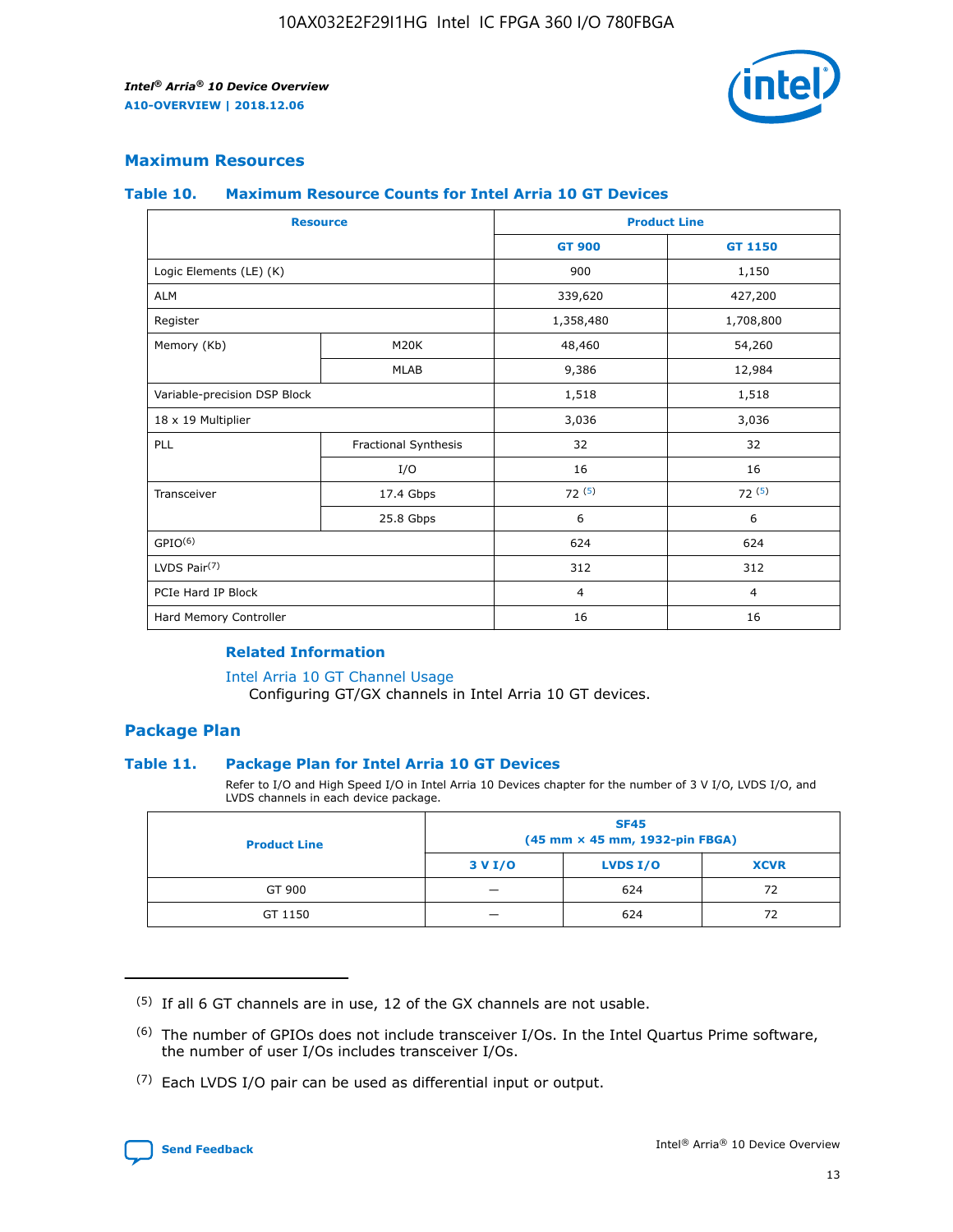## Maximum Resources

### Table 10. Maximum Resource Counts for Intel Arria 10 GT Devices

| Resource | | Product Line | |
|---|---|---|---|
| | | GT 900 | GT 1150 |
| Logic Elements (LE) (K) | | 900 | 1,150 |
| ALM | | 339,620 | 427,200 |
| Register | | 1,358,480 | 1,708,800 |
| Memory (Kb) | M20K | 48,460 | 54,260 |
| | MLAB | 9,386 | 12,984 |
| Variable-precision DSP Block | | 1,518 | 1,518 |
| 18 x 19 Multiplier | | 3,036 | 3,036 |
| PLL | Fractional Synthesis | 32 | 32 |
| | I/O | 16 | 16 |
| Transceiver | 17.4 Gbps | 72 [5] | 72 [5] |
| | 25.8 Gbps | 6 | 6 |
| GPIO[6] | | 624 | 624 |
| LVDS Pair[7] | | 312 | 312 |
| PCIe Hard IP Block | | 4 | 4 |
| Hard Memory Controller | | 16 | 16 |

### Related Information

Intel Arria 10 GT Channel Usage
Configuring GT/GX channels in Intel Arria 10 GT devices.

## Package Plan

### Table 11. Package Plan for Intel Arria 10 GT Devices

Refer to I/O and High Speed I/O in Intel Arria 10 Devices chapter for the number of 3 V I/O, LVDS I/O, and LVDS channels in each device package.

| Product Line | SF45 (45 mm × 45 mm, 1932-pin FBGA) | | |
|---|---|---|---|
| | 3 V I/O | LVDS I/O | XCVR |
| GT 900 | — | 624 | 72 |
| GT 1150 | — | 624 | 72 |

---

(5) If all 6 GT channels are in use, 12 of the GX channels are not usable.

(6) The number of GPIOs does not include transceiver I/Os. In the Intel Quartus Prime software, the number of user I/Os includes transceiver I/Os.

(7) Each LVDS I/O pair can be used as differential input or output.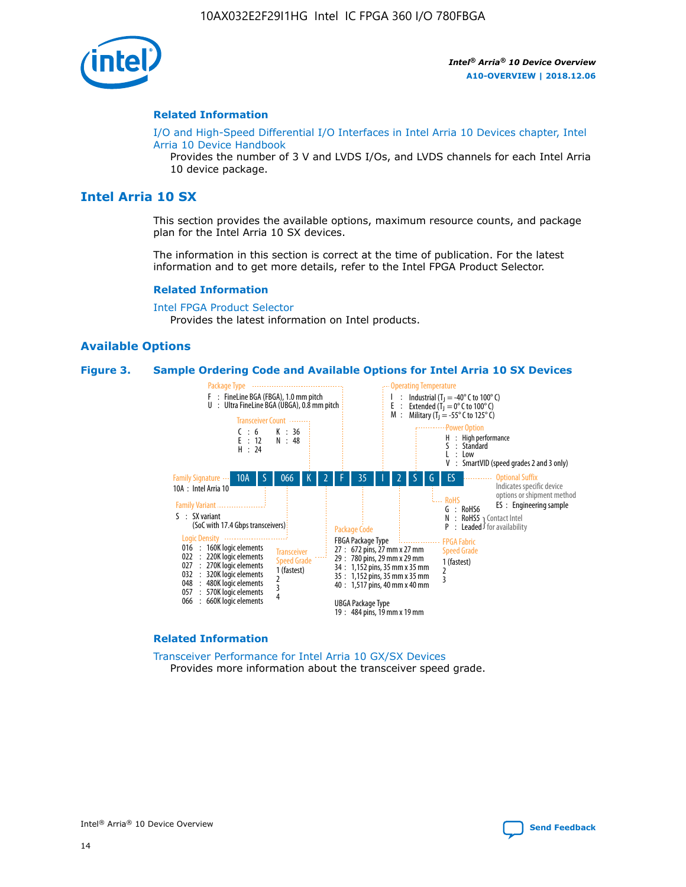## Related Information

I/O and High-Speed Differential I/O Interfaces in Intel Arria 10 Devices chapter, Intel Arria 10 Device Handbook
Provides the number of 3 V and LVDS I/Os, and LVDS channels for each Intel Arria 10 device package.

# Intel Arria 10 SX

This section provides the available options, maximum resource counts, and package plan for the Intel Arria 10 SX devices.

The information in this section is correct at the time of publication. For the latest information and to get more details, refer to the Intel FPGA Product Selector.

## Related Information

Intel FPGA Product Selector
Provides the latest information on Intel products.

## Available Options

**Figure 3. Sample Ordering Code and Available Options for Intel Arria 10 SX Devices**

Sample ordering code: 10A S 066 K 2 F 35 I 2 S G ES

- **Family Signature**
  - 10A : Intel Arria 10
- **Family Variant**
  - S : SX variant (SoC with 17.4 Gbps transceivers)
- **Logic Density**
  - 016 : 160K logic elements
  - 022 : 220K logic elements
  - 027 : 270K logic elements
  - 032 : 320K logic elements
  - 048 : 480K logic elements
  - 057 : 570K logic elements
  - 066 : 660K logic elements
- **Transceiver Count**
  - C : 6
  - E : 12
  - H : 24
  - K : 36
  - N : 48
- **Transceiver Speed Grade**
  - 1 (fastest)
  - 2
  - 3
  - 4
- **Package Type**
  - F : FineLine BGA (FBGA), 1.0 mm pitch
  - U : Ultra FineLine BGA (UBGA), 0.8 mm pitch
- **Package Code**
  - FBGA Package Type
    - 27 : 672 pins, 27 mm x 27 mm
    - 29 : 780 pins, 29 mm x 29 mm
    - 34 : 1,152 pins, 35 mm x 35 mm
    - 35 : 1,152 pins, 35 mm x 35 mm
    - 40 : 1,517 pins, 40 mm x 40 mm
  - UBGA Package Type
    - 19 : 484 pins, 19 mm x 19 mm
- **Operating Temperature**
  - I : Industrial ($T_J$ = -40° C to 100° C)
  - E : Extended ($T_J$ = 0° C to 100° C)
  - M : Military ($T_J$ = -55° C to 125° C)
- **FPGA Fabric Speed Grade**
  - 1 (fastest)
  - 2
  - 3
- **Power Option**
  - H : High performance
  - S : Standard
  - L : Low
  - V : SmartVID (speed grades 2 and 3 only)
- **RoHS**
  - G : RoHS6
  - N : RoHS5 (Contact Intel for availability)
  - P : Leaded (Contact Intel for availability)
- **Optional Suffix**
  - Indicates specific device options or shipment method
  - ES : Engineering sample

## Related Information

Transceiver Performance for Intel Arria 10 GX/SX Devices
Provides more information about the transceiver speed grade.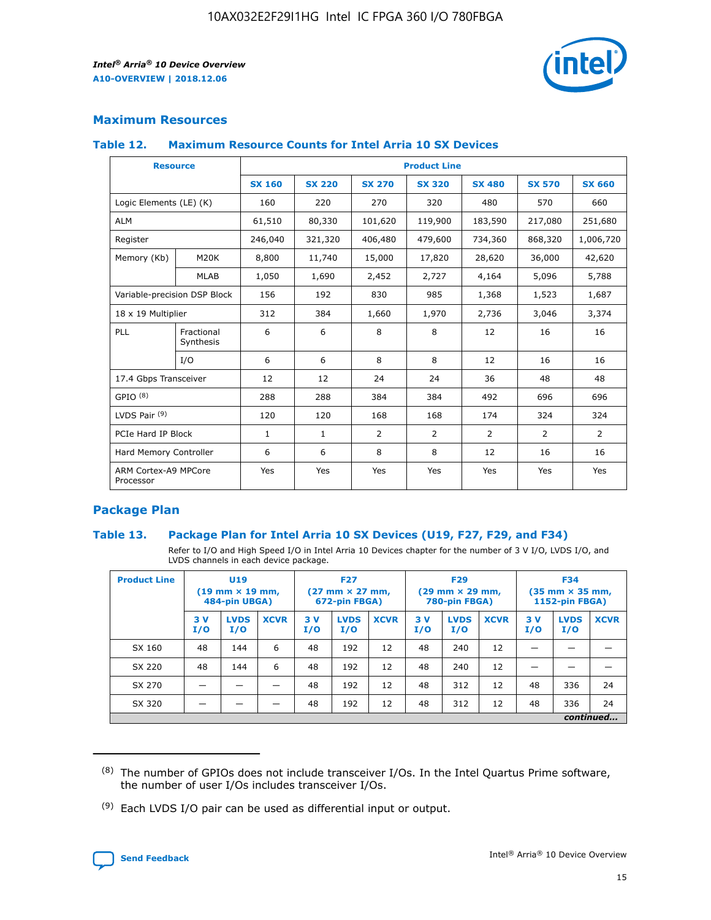## Maximum Resources

### Table 12. Maximum Resource Counts for Intel Arria 10 SX Devices

| Resource | | Product Line | | | | | | |
|---|---|---|---|---|---|---|---|---|
| | | SX 160 | SX 220 | SX 270 | SX 320 | SX 480 | SX 570 | SX 660 |
| Logic Elements (LE) (K) | | 160 | 220 | 270 | 320 | 480 | 570 | 660 |
| ALM | | 61,510 | 80,330 | 101,620 | 119,900 | 183,590 | 217,080 | 251,680 |
| Register | | 246,040 | 321,320 | 406,480 | 479,600 | 734,360 | 868,320 | 1,006,720 |
| Memory (Kb) | M20K | 8,800 | 11,740 | 15,000 | 17,820 | 28,620 | 36,000 | 42,620 |
| | MLAB | 1,050 | 1,690 | 2,452 | 2,727 | 4,164 | 5,096 | 5,788 |
| Variable-precision DSP Block | | 156 | 192 | 830 | 985 | 1,368 | 1,523 | 1,687 |
| 18 x 19 Multiplier | | 312 | 384 | 1,660 | 1,970 | 2,736 | 3,046 | 3,374 |
| PLL | Fractional Synthesis | 6 | 6 | 8 | 8 | 12 | 16 | 16 |
| | I/O | 6 | 6 | 8 | 8 | 12 | 16 | 16 |
| 17.4 Gbps Transceiver | | 12 | 12 | 24 | 24 | 36 | 48 | 48 |
| GPIO [8] | | 288 | 288 | 384 | 384 | 492 | 696 | 696 |
| LVDS Pair [9] | | 120 | 120 | 168 | 168 | 174 | 324 | 324 |
| PCIe Hard IP Block | | 1 | 1 | 2 | 2 | 2 | 2 | 2 |
| Hard Memory Controller | | 6 | 6 | 8 | 8 | 12 | 16 | 16 |
| ARM Cortex-A9 MPCore Processor | | Yes | Yes | Yes | Yes | Yes | Yes | Yes |

## Package Plan

### Table 13. Package Plan for Intel Arria 10 SX Devices (U19, F27, F29, and F34)

Refer to I/O and High Speed I/O in Intel Arria 10 Devices chapter for the number of 3 V I/O, LVDS I/O, and LVDS channels in each device package.

| Product Line | U19 (19 mm × 19 mm, 484-pin UBGA) | | | F27 (27 mm × 27 mm, 672-pin FBGA) | | | F29 (29 mm × 29 mm, 780-pin FBGA) | | | F34 (35 mm × 35 mm, 1152-pin FBGA) | | |
|---|---|---|---|---|---|---|---|---|---|---|---|---|
| | 3 V I/O | LVDS I/O | XCVR | 3 V I/O | LVDS I/O | XCVR | 3 V I/O | LVDS I/O | XCVR | 3 V I/O | LVDS I/O | XCVR |
| SX 160 | 48 | 144 | 6 | 48 | 192 | 12 | 48 | 240 | 12 | — | — | — |
| SX 220 | 48 | 144 | 6 | 48 | 192 | 12 | 48 | 240 | 12 | — | — | — |
| SX 270 | — | — | — | 48 | 192 | 12 | 48 | 312 | 12 | 48 | 336 | 24 |
| SX 320 | — | — | — | 48 | 192 | 12 | 48 | 312 | 12 | 48 | 336 | 24 |

*continued...*

(8) The number of GPIOs does not include transceiver I/Os. In the Intel Quartus Prime software, the number of user I/Os includes transceiver I/Os.

(9) Each LVDS I/O pair can be used as differential input or output.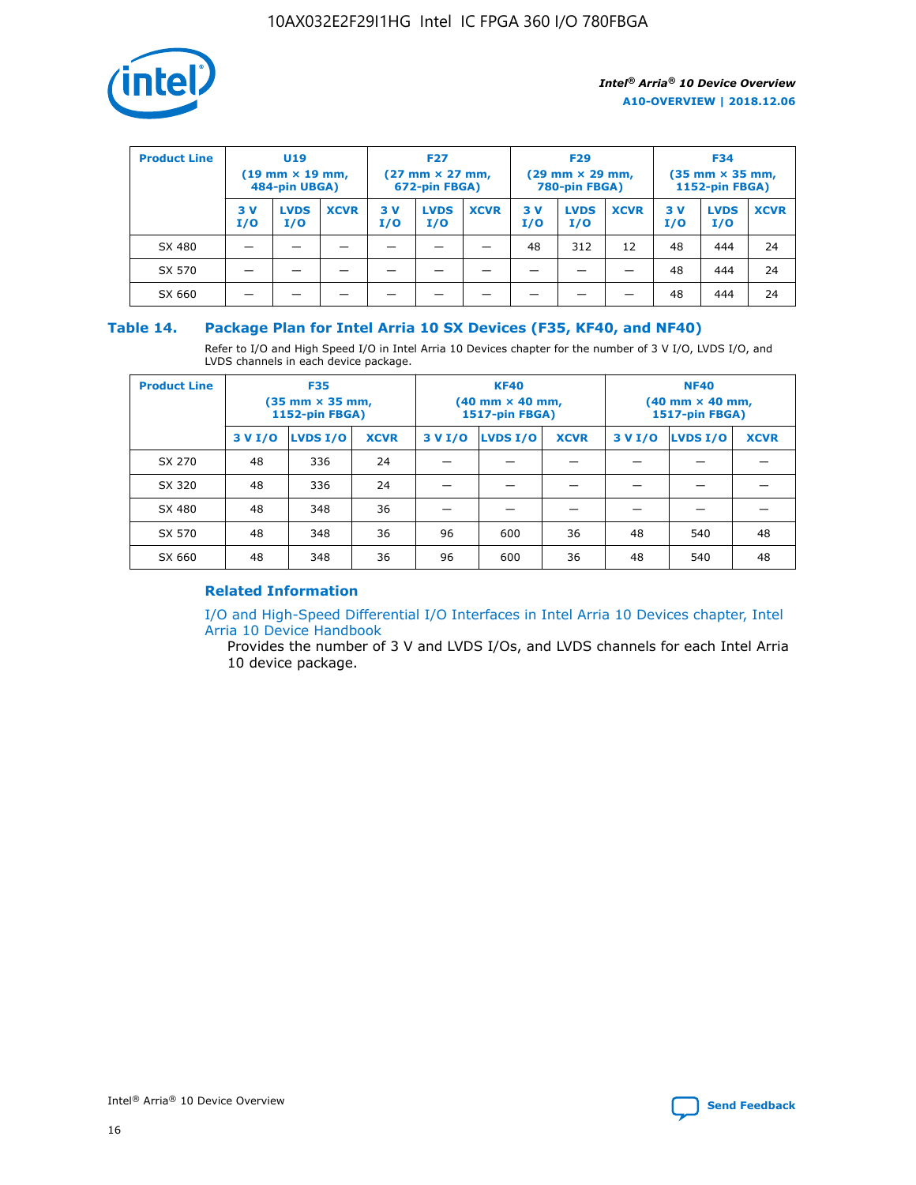| Product Line | U19 (19 mm × 19 mm, 484-pin UBGA) | | | F27 (27 mm × 27 mm, 672-pin FBGA) | | | F29 (29 mm × 29 mm, 780-pin FBGA) | | | F34 (35 mm × 35 mm, 1152-pin FBGA) | | |
|---|---|---|---|---|---|---|---|---|---|---|---|---|
| | 3 V I/O | LVDS I/O | XCVR | 3 V I/O | LVDS I/O | XCVR | 3 V I/O | LVDS I/O | XCVR | 3 V I/O | LVDS I/O | XCVR |
| SX 480 | — | — | — | — | — | — | 48 | 312 | 12 | 48 | 444 | 24 |
| SX 570 | — | — | — | — | — | — | — | — | — | 48 | 444 | 24 |
| SX 660 | — | — | — | — | — | — | — | — | — | 48 | 444 | 24 |

## Table 14. Package Plan for Intel Arria 10 SX Devices (F35, KF40, and NF40)

Refer to I/O and High Speed I/O in Intel Arria 10 Devices chapter for the number of 3 V I/O, LVDS I/O, and LVDS channels in each device package.

| Product Line | F35 (35 mm × 35 mm, 1152-pin FBGA) | | | KF40 (40 mm × 40 mm, 1517-pin FBGA) | | | NF40 (40 mm × 40 mm, 1517-pin FBGA) | | |
|---|---|---|---|---|---|---|---|---|---|
| | 3 V I/O | LVDS I/O | XCVR | 3 V I/O | LVDS I/O | XCVR | 3 V I/O | LVDS I/O | XCVR |
| SX 270 | 48 | 336 | 24 | — | — | — | — | — | — |
| SX 320 | 48 | 336 | 24 | — | — | — | — | — | — |
| SX 480 | 48 | 348 | 36 | — | — | — | — | — | — |
| SX 570 | 48 | 348 | 36 | 96 | 600 | 36 | 48 | 540 | 48 |
| SX 660 | 48 | 348 | 36 | 96 | 600 | 36 | 48 | 540 | 48 |

### Related Information

I/O and High-Speed Differential I/O Interfaces in Intel Arria 10 Devices chapter, Intel Arria 10 Device Handbook

Provides the number of 3 V and LVDS I/Os, and LVDS channels for each Intel Arria 10 device package.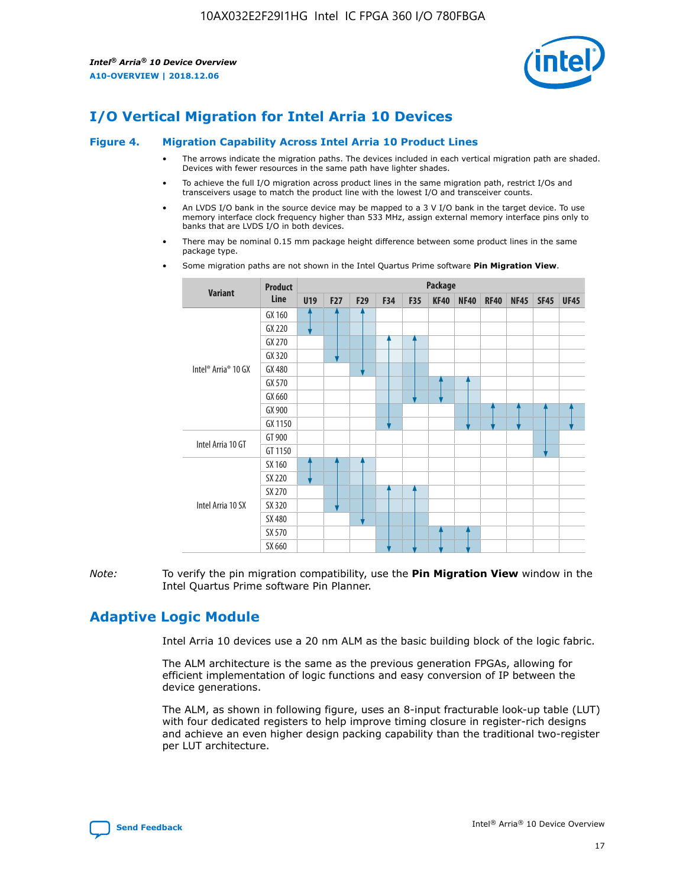# I/O Vertical Migration for Intel Arria 10 Devices

**Figure 4. Migration Capability Across Intel Arria 10 Product Lines**

- The arrows indicate the migration paths. The devices included in each vertical migration path are shaded. Devices with fewer resources in the same path have lighter shades.
- To achieve the full I/O migration across product lines in the same migration path, restrict I/Os and transceivers usage to match the product line with the lowest I/O and transceiver counts.
- An LVDS I/O bank in the source device may be mapped to a 3 V I/O bank in the target device. To use memory interface clock frequency higher than 533 MHz, assign external memory interface pins only to banks that are LVDS I/O in both devices.
- There may be nominal 0.15 mm package height difference between some product lines in the same package type.
- Some migration paths are not shown in the Intel Quartus Prime software **Pin Migration View**.

| Variant | Product Line | Package | | | | | | | | | | |
|---|---|---|---|---|---|---|---|---|---|---|---|---|
| | | U19 | F27 | F29 | F34 | F35 | KF40 | NF40 | RF40 | NF45 | SF45 | UF45 |
| Intel® Arria® 10 GX | GX 160 | | | | | | | | | | | |
| | GX 220 | | | | | | | | | | | |
| | GX 270 | | | | | | | | | | | |
| | GX 320 | | | | | | | | | | | |
| | GX 480 | | | | | | | | | | | |
| | GX 570 | | | | | | | | | | | |
| | GX 660 | | | | | | | | | | | |
| | GX 900 | | | | | | | | | | | |
| | GX 1150 | | | | | | | | | | | |
| Intel Arria 10 GT | GT 900 | | | | | | | | | | | |
| | GT 1150 | | | | | | | | | | | |
| Intel Arria 10 SX | SX 160 | | | | | | | | | | | |
| | SX 220 | | | | | | | | | | | |
| | SX 270 | | | | | | | | | | | |
| | SX 320 | | | | | | | | | | | |
| | SX 480 | | | | | | | | | | | |
| | SX 570 | | | | | | | | | | | |
| | SX 660 | | | | | | | | | | | |

*Note:* To verify the pin migration compatibility, use the **Pin Migration View** window in the Intel Quartus Prime software Pin Planner.

# Adaptive Logic Module

Intel Arria 10 devices use a 20 nm ALM as the basic building block of the logic fabric.

The ALM architecture is the same as the previous generation FPGAs, allowing for efficient implementation of logic functions and easy conversion of IP between the device generations.

The ALM, as shown in following figure, uses an 8-input fracturable look-up table (LUT) with four dedicated registers to help improve timing closure in register-rich designs and achieve an even higher design packing capability than the traditional two-register per LUT architecture.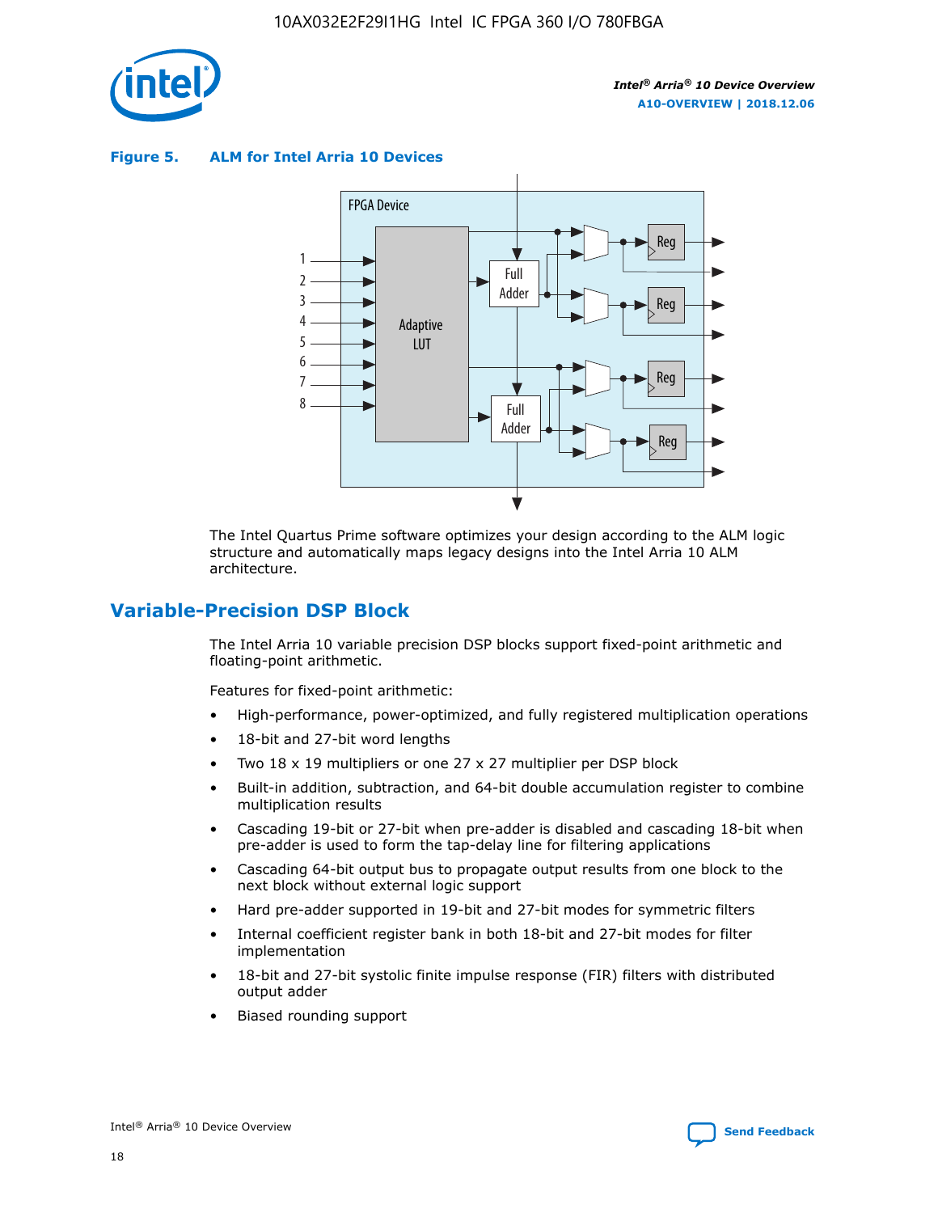**Figure 5. ALM for Intel Arria 10 Devices**

The Intel Quartus Prime software optimizes your design according to the ALM logic structure and automatically maps legacy designs into the Intel Arria 10 ALM architecture.

## Variable-Precision DSP Block

The Intel Arria 10 variable precision DSP blocks support fixed-point arithmetic and floating-point arithmetic.

Features for fixed-point arithmetic:

- High-performance, power-optimized, and fully registered multiplication operations
- 18-bit and 27-bit word lengths
- Two 18 x 19 multipliers or one 27 x 27 multiplier per DSP block
- Built-in addition, subtraction, and 64-bit double accumulation register to combine multiplication results
- Cascading 19-bit or 27-bit when pre-adder is disabled and cascading 18-bit when pre-adder is used to form the tap-delay line for filtering applications
- Cascading 64-bit output bus to propagate output results from one block to the next block without external logic support
- Hard pre-adder supported in 19-bit and 27-bit modes for symmetric filters
- Internal coefficient register bank in both 18-bit and 27-bit modes for filter implementation
- 18-bit and 27-bit systolic finite impulse response (FIR) filters with distributed output adder
- Biased rounding support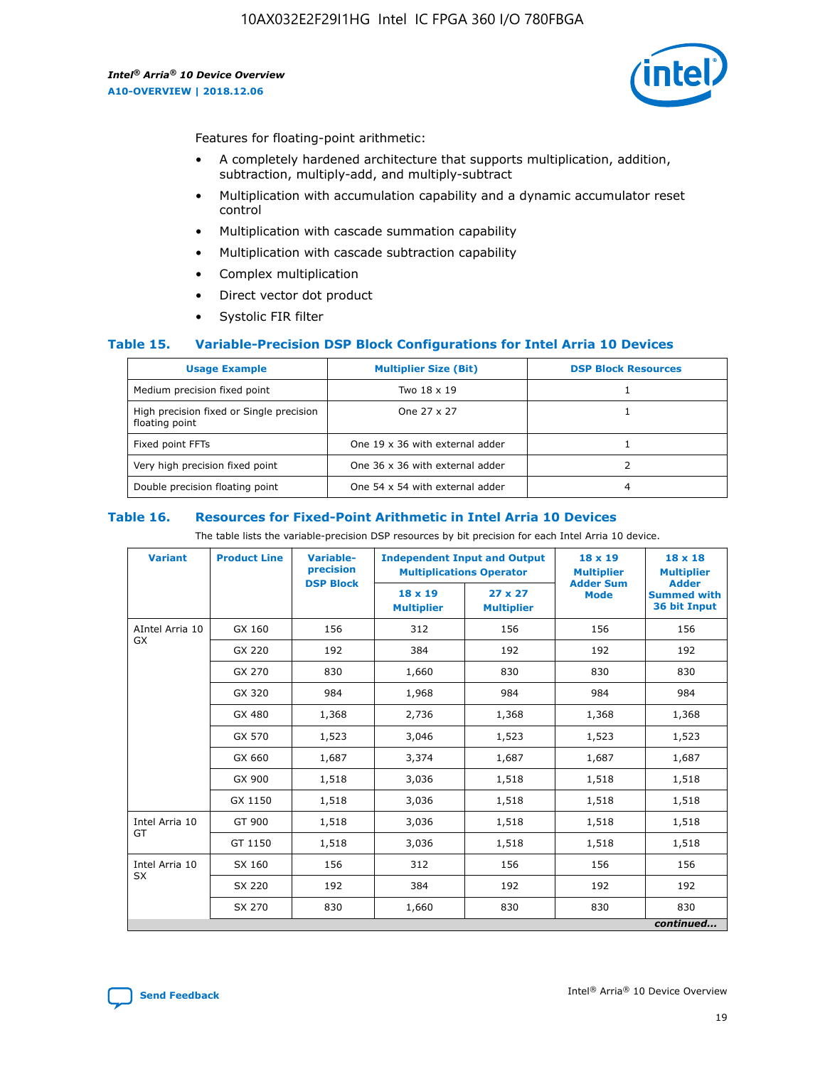Features for floating-point arithmetic:

- A completely hardened architecture that supports multiplication, addition, subtraction, multiply-add, and multiply-subtract
- Multiplication with accumulation capability and a dynamic accumulator reset control
- Multiplication with cascade summation capability
- Multiplication with cascade subtraction capability
- Complex multiplication
- Direct vector dot product
- Systolic FIR filter

### Table 15. Variable-Precision DSP Block Configurations for Intel Arria 10 Devices

| Usage Example | Multiplier Size (Bit) | DSP Block Resources |
|---|---|---|
| Medium precision fixed point | Two 18 x 19 | 1 |
| High precision fixed or Single precision floating point | One 27 x 27 | 1 |
| Fixed point FFTs | One 19 x 36 with external adder | 1 |
| Very high precision fixed point | One 36 x 36 with external adder | 2 |
| Double precision floating point | One 54 x 54 with external adder | 4 |

### Table 16. Resources for Fixed-Point Arithmetic in Intel Arria 10 Devices

The table lists the variable-precision DSP resources by bit precision for each Intel Arria 10 device.

| Variant | Product Line | Variable-precision DSP Block | Independent Input and Output Multiplications Operator | | 18 x 19 Multiplier Adder Sum Mode | 18 x 18 Multiplier Adder Summed with 36 bit Input |
|---|---|---|---|---|---|---|
| | | | 18 x 19 Multiplier | 27 x 27 Multiplier | | |
| AIntel Arria 10 GX | GX 160 | 156 | 312 | 156 | 156 | 156 |
| | GX 220 | 192 | 384 | 192 | 192 | 192 |
| | GX 270 | 830 | 1,660 | 830 | 830 | 830 |
| | GX 320 | 984 | 1,968 | 984 | 984 | 984 |
| | GX 480 | 1,368 | 2,736 | 1,368 | 1,368 | 1,368 |
| | GX 570 | 1,523 | 3,046 | 1,523 | 1,523 | 1,523 |
| | GX 660 | 1,687 | 3,374 | 1,687 | 1,687 | 1,687 |
| | GX 900 | 1,518 | 3,036 | 1,518 | 1,518 | 1,518 |
| | GX 1150 | 1,518 | 3,036 | 1,518 | 1,518 | 1,518 |
| Intel Arria 10 GT | GT 900 | 1,518 | 3,036 | 1,518 | 1,518 | 1,518 |
| | GT 1150 | 1,518 | 3,036 | 1,518 | 1,518 | 1,518 |
| Intel Arria 10 SX | SX 160 | 156 | 312 | 156 | 156 | 156 |
| | SX 220 | 192 | 384 | 192 | 192 | 192 |
| | SX 270 | 830 | 1,660 | 830 | 830 | 830 |

*continued...*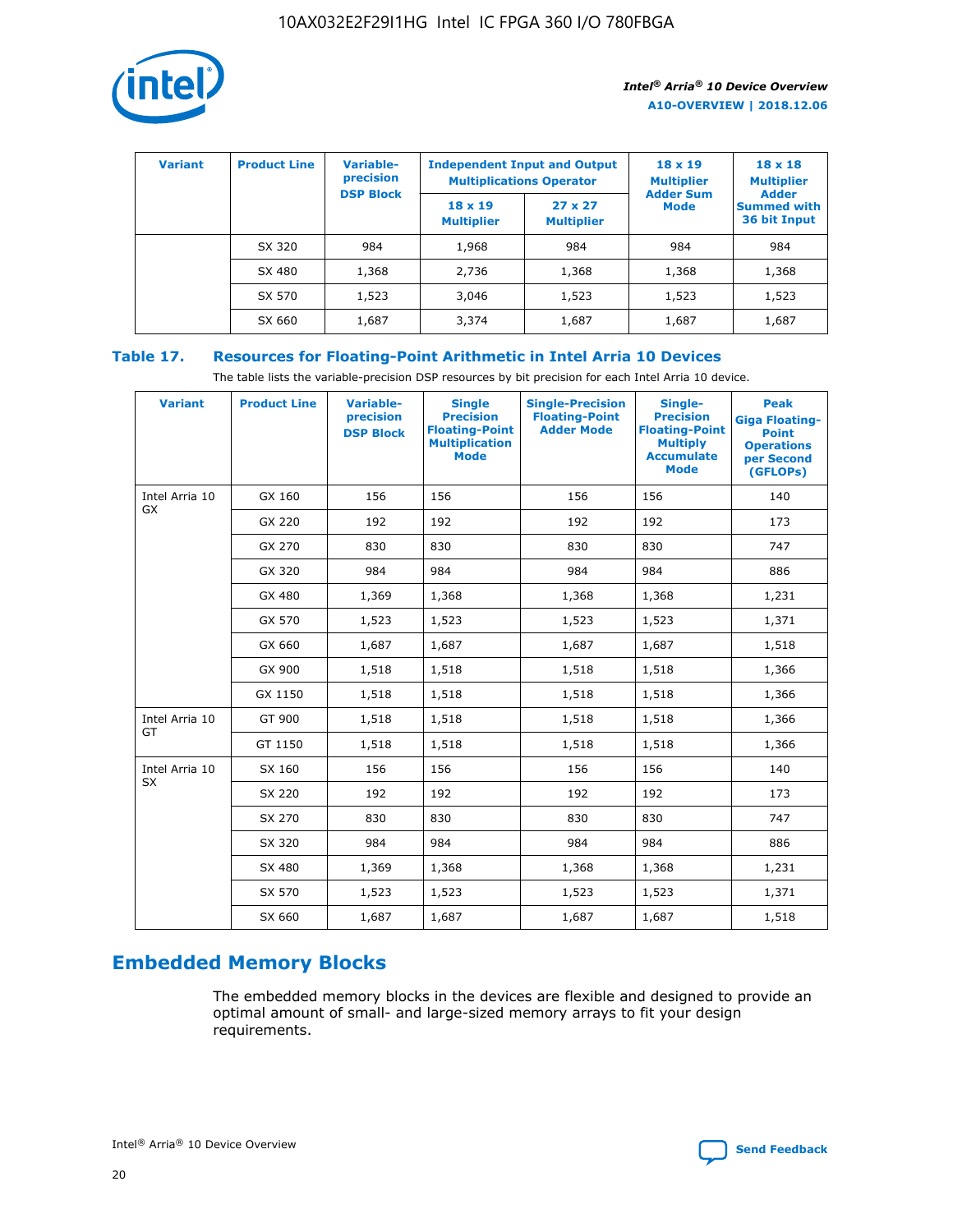| Variant | Product Line | Variable-precision DSP Block | Independent Input and Output Multiplications Operator | | 18 x 19 Multiplier Adder Sum Mode | 18 x 18 Multiplier Adder Summed with 36 bit Input |
|---|---|---|---|---|---|---|
| | | | 18 x 19 Multiplier | 27 x 27 Multiplier | | |
| | SX 320 | 984 | 1,968 | 984 | 984 | 984 |
| | SX 480 | 1,368 | 2,736 | 1,368 | 1,368 | 1,368 |
| | SX 570 | 1,523 | 3,046 | 1,523 | 1,523 | 1,523 |
| | SX 660 | 1,687 | 3,374 | 1,687 | 1,687 | 1,687 |

### Table 17. Resources for Floating-Point Arithmetic in Intel Arria 10 Devices

The table lists the variable-precision DSP resources by bit precision for each Intel Arria 10 device.

| Variant | Product Line | Variable-precision DSP Block | Single Precision Floating-Point Multiplication Mode | Single-Precision Floating-Point Adder Mode | Single-Precision Floating-Point Multiply Accumulate Mode | Peak Giga Floating-Point Operations per Second (GFLOPs) |
|---|---|---|---|---|---|---|
| Intel Arria 10 GX | GX 160 | 156 | 156 | 156 | 156 | 140 |
| | GX 220 | 192 | 192 | 192 | 192 | 173 |
| | GX 270 | 830 | 830 | 830 | 830 | 747 |
| | GX 320 | 984 | 984 | 984 | 984 | 886 |
| | GX 480 | 1,369 | 1,368 | 1,368 | 1,368 | 1,231 |
| | GX 570 | 1,523 | 1,523 | 1,523 | 1,523 | 1,371 |
| | GX 660 | 1,687 | 1,687 | 1,687 | 1,687 | 1,518 |
| | GX 900 | 1,518 | 1,518 | 1,518 | 1,518 | 1,366 |
| | GX 1150 | 1,518 | 1,518 | 1,518 | 1,518 | 1,366 |
| Intel Arria 10 GT | GT 900 | 1,518 | 1,518 | 1,518 | 1,518 | 1,366 |
| | GT 1150 | 1,518 | 1,518 | 1,518 | 1,518 | 1,366 |
| Intel Arria 10 SX | SX 160 | 156 | 156 | 156 | 156 | 140 |
| | SX 220 | 192 | 192 | 192 | 192 | 173 |
| | SX 270 | 830 | 830 | 830 | 830 | 747 |
| | SX 320 | 984 | 984 | 984 | 984 | 886 |
| | SX 480 | 1,369 | 1,368 | 1,368 | 1,368 | 1,231 |
| | SX 570 | 1,523 | 1,523 | 1,523 | 1,523 | 1,371 |
| | SX 660 | 1,687 | 1,687 | 1,687 | 1,687 | 1,518 |

## Embedded Memory Blocks

The embedded memory blocks in the devices are flexible and designed to provide an optimal amount of small- and large-sized memory arrays to fit your design requirements.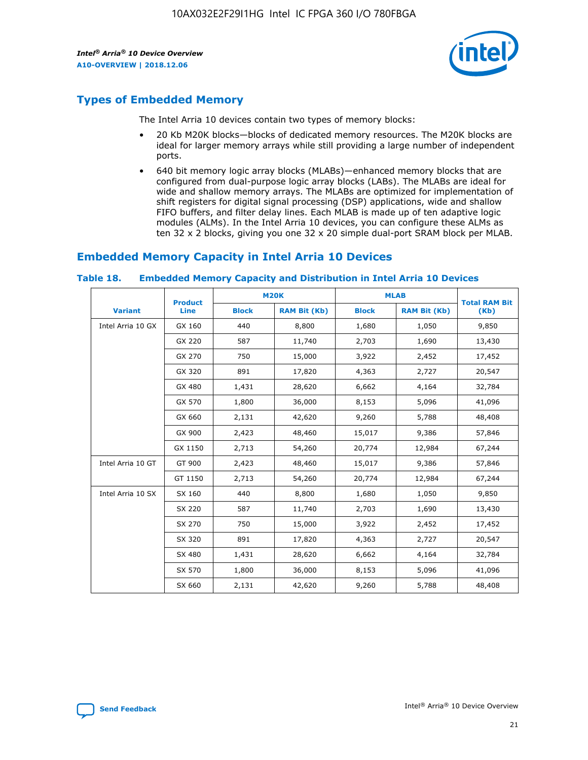## Types of Embedded Memory

The Intel Arria 10 devices contain two types of memory blocks:

- 20 Kb M20K blocks—blocks of dedicated memory resources. The M20K blocks are ideal for larger memory arrays while still providing a large number of independent ports.
- 640 bit memory logic array blocks (MLABs)—enhanced memory blocks that are configured from dual-purpose logic array blocks (LABs). The MLABs are ideal for wide and shallow memory arrays. The MLABs are optimized for implementation of shift registers for digital signal processing (DSP) applications, wide and shallow FIFO buffers, and filter delay lines. Each MLAB is made up of ten adaptive logic modules (ALMs). In the Intel Arria 10 devices, you can configure these ALMs as ten 32 x 2 blocks, giving you one 32 x 20 simple dual-port SRAM block per MLAB.

## Embedded Memory Capacity in Intel Arria 10 Devices

**Table 18. Embedded Memory Capacity and Distribution in Intel Arria 10 Devices**

| Variant | Product Line | M20K | | MLAB | | Total RAM Bit (Kb) |
|---|---|---|---|---|---|---|
| | | Block | RAM Bit (Kb) | Block | RAM Bit (Kb) | |
| Intel Arria 10 GX | GX 160 | 440 | 8,800 | 1,680 | 1,050 | 9,850 |
| | GX 220 | 587 | 11,740 | 2,703 | 1,690 | 13,430 |
| | GX 270 | 750 | 15,000 | 3,922 | 2,452 | 17,452 |
| | GX 320 | 891 | 17,820 | 4,363 | 2,727 | 20,547 |
| | GX 480 | 1,431 | 28,620 | 6,662 | 4,164 | 32,784 |
| | GX 570 | 1,800 | 36,000 | 8,153 | 5,096 | 41,096 |
| | GX 660 | 2,131 | 42,620 | 9,260 | 5,788 | 48,408 |
| | GX 900 | 2,423 | 48,460 | 15,017 | 9,386 | 57,846 |
| | GX 1150 | 2,713 | 54,260 | 20,774 | 12,984 | 67,244 |
| Intel Arria 10 GT | GT 900 | 2,423 | 48,460 | 15,017 | 9,386 | 57,846 |
| | GT 1150 | 2,713 | 54,260 | 20,774 | 12,984 | 67,244 |
| Intel Arria 10 SX | SX 160 | 440 | 8,800 | 1,680 | 1,050 | 9,850 |
| | SX 220 | 587 | 11,740 | 2,703 | 1,690 | 13,430 |
| | SX 270 | 750 | 15,000 | 3,922 | 2,452 | 17,452 |
| | SX 320 | 891 | 17,820 | 4,363 | 2,727 | 20,547 |
| | SX 480 | 1,431 | 28,620 | 6,662 | 4,164 | 32,784 |
| | SX 570 | 1,800 | 36,000 | 8,153 | 5,096 | 41,096 |
| | SX 660 | 2,131 | 42,620 | 9,260 | 5,788 | 48,408 |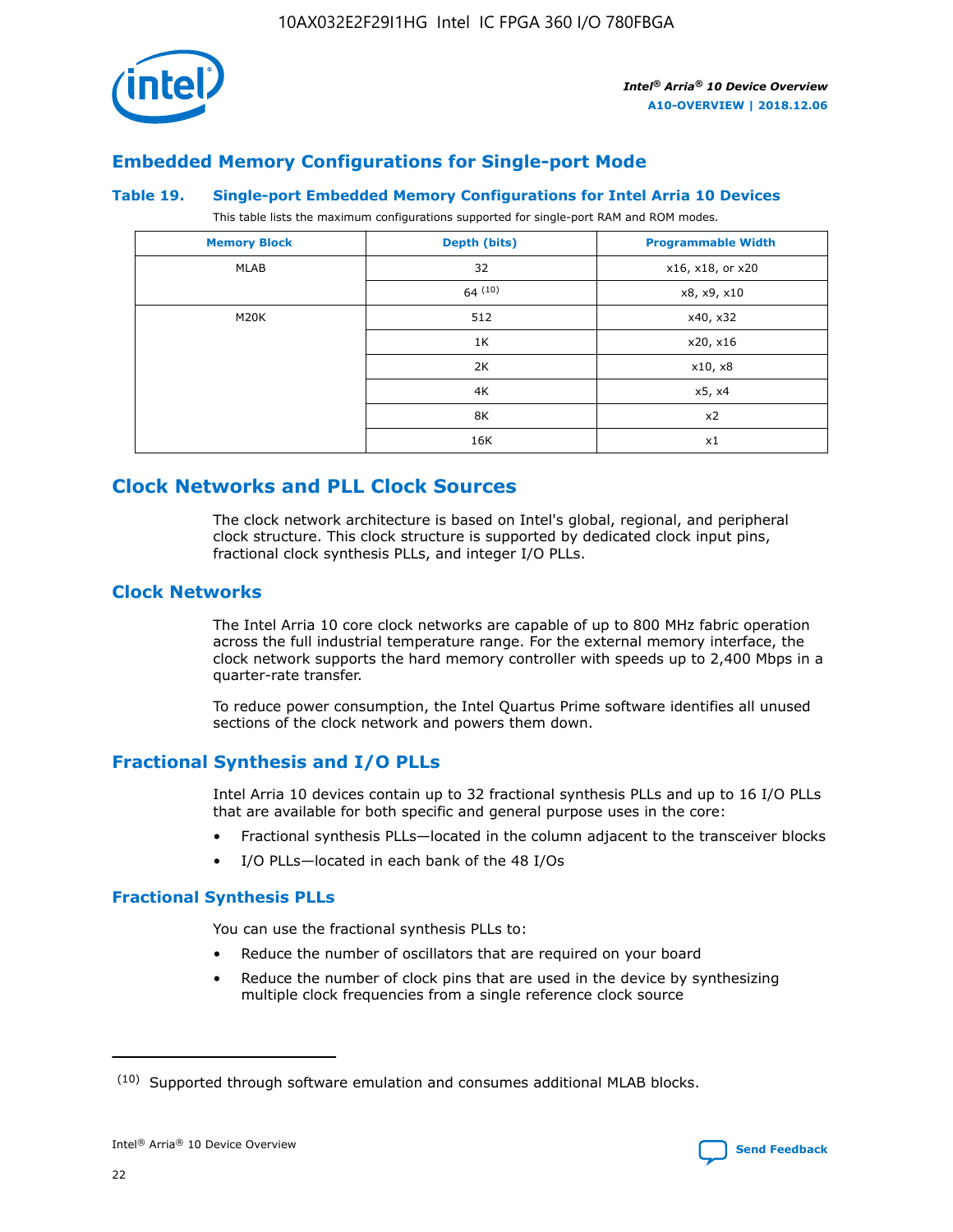## Embedded Memory Configurations for Single-port Mode

### Table 19. Single-port Embedded Memory Configurations for Intel Arria 10 Devices

This table lists the maximum configurations supported for single-port RAM and ROM modes.

| Memory Block | Depth (bits) | Programmable Width |
|---|---|---|
| MLAB | 32 | x16, x18, or x20 |
| | 64 [10] | x8, x9, x10 |
| M20K | 512 | x40, x32 |
| | 1K | x20, x16 |
| | 2K | x10, x8 |
| | 4K | x5, x4 |
| | 8K | x2 |
| | 16K | x1 |

# Clock Networks and PLL Clock Sources

The clock network architecture is based on Intel's global, regional, and peripheral clock structure. This clock structure is supported by dedicated clock input pins, fractional clock synthesis PLLs, and integer I/O PLLs.

## Clock Networks

The Intel Arria 10 core clock networks are capable of up to 800 MHz fabric operation across the full industrial temperature range. For the external memory interface, the clock network supports the hard memory controller with speeds up to 2,400 Mbps in a quarter-rate transfer.

To reduce power consumption, the Intel Quartus Prime software identifies all unused sections of the clock network and powers them down.

## Fractional Synthesis and I/O PLLs

Intel Arria 10 devices contain up to 32 fractional synthesis PLLs and up to 16 I/O PLLs that are available for both specific and general purpose uses in the core:

- Fractional synthesis PLLs—located in the column adjacent to the transceiver blocks
- I/O PLLs—located in each bank of the 48 I/Os

### Fractional Synthesis PLLs

You can use the fractional synthesis PLLs to:

- Reduce the number of oscillators that are required on your board
- Reduce the number of clock pins that are used in the device by synthesizing multiple clock frequencies from a single reference clock source

(10) Supported through software emulation and consumes additional MLAB blocks.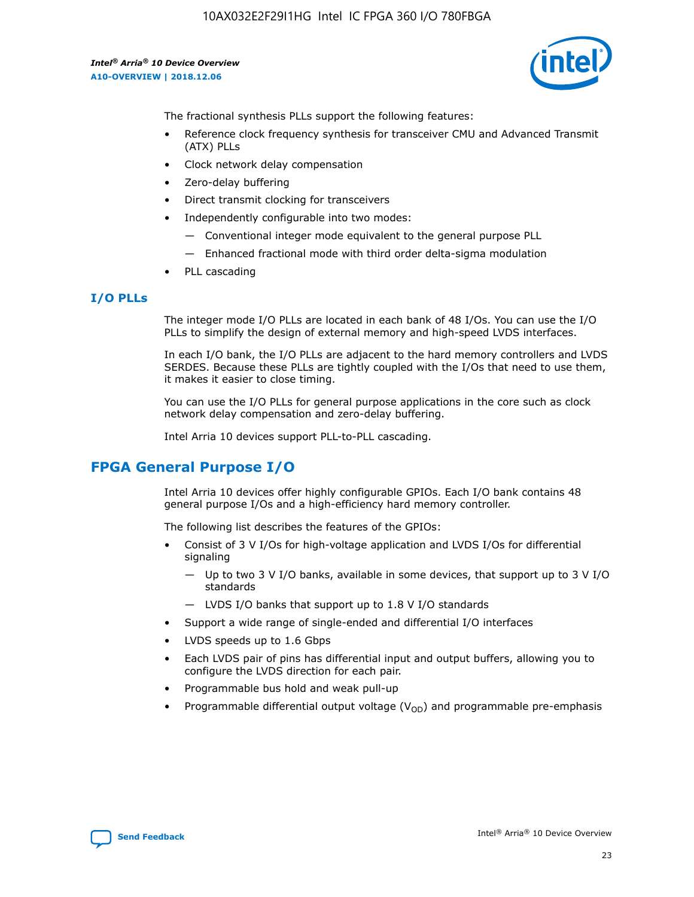The fractional synthesis PLLs support the following features:

- Reference clock frequency synthesis for transceiver CMU and Advanced Transmit (ATX) PLLs
- Clock network delay compensation
- Zero-delay buffering
- Direct transmit clocking for transceivers
- Independently configurable into two modes:
  - — Conventional integer mode equivalent to the general purpose PLL
  - — Enhanced fractional mode with third order delta-sigma modulation
- PLL cascading

### I/O PLLs

The integer mode I/O PLLs are located in each bank of 48 I/Os. You can use the I/O PLLs to simplify the design of external memory and high-speed LVDS interfaces.

In each I/O bank, the I/O PLLs are adjacent to the hard memory controllers and LVDS SERDES. Because these PLLs are tightly coupled with the I/Os that need to use them, it makes it easier to close timing.

You can use the I/O PLLs for general purpose applications in the core such as clock network delay compensation and zero-delay buffering.

Intel Arria 10 devices support PLL-to-PLL cascading.

## FPGA General Purpose I/O

Intel Arria 10 devices offer highly configurable GPIOs. Each I/O bank contains 48 general purpose I/Os and a high-efficiency hard memory controller.

The following list describes the features of the GPIOs:

- Consist of 3 V I/Os for high-voltage application and LVDS I/Os for differential signaling
  - — Up to two 3 V I/O banks, available in some devices, that support up to 3 V I/O standards
  - — LVDS I/O banks that support up to 1.8 V I/O standards
- Support a wide range of single-ended and differential I/O interfaces
- LVDS speeds up to 1.6 Gbps
- Each LVDS pair of pins has differential input and output buffers, allowing you to configure the LVDS direction for each pair.
- Programmable bus hold and weak pull-up
- Programmable differential output voltage ($V_{OD}$) and programmable pre-emphasis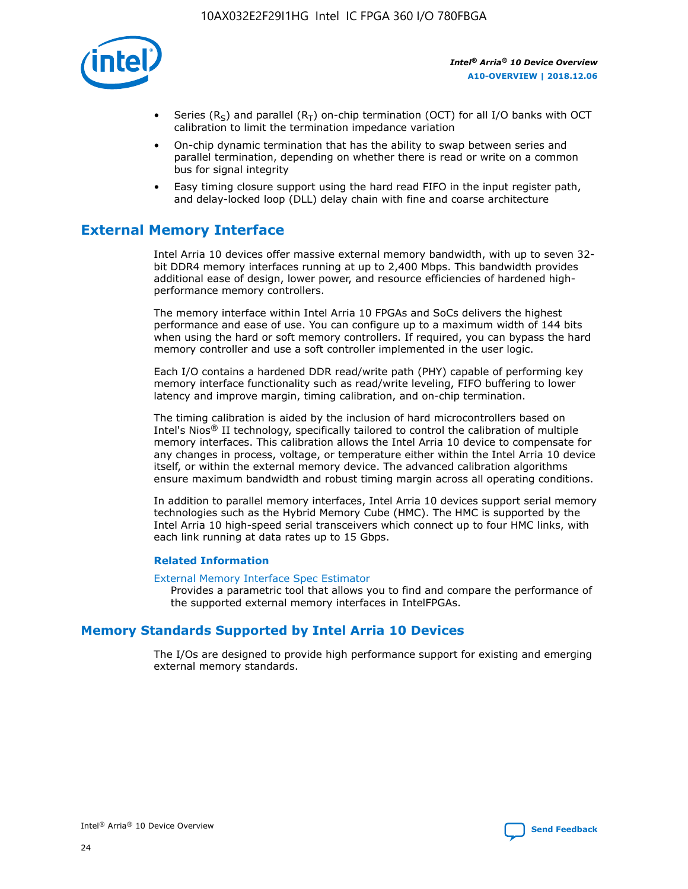- Series ($R_S$) and parallel ($R_T$) on-chip termination (OCT) for all I/O banks with OCT calibration to limit the termination impedance variation
- On-chip dynamic termination that has the ability to swap between series and parallel termination, depending on whether there is read or write on a common bus for signal integrity
- Easy timing closure support using the hard read FIFO in the input register path, and delay-locked loop (DLL) delay chain with fine and coarse architecture

## External Memory Interface

Intel Arria 10 devices offer massive external memory bandwidth, with up to seven 32-bit DDR4 memory interfaces running at up to 2,400 Mbps. This bandwidth provides additional ease of design, lower power, and resource efficiencies of hardened high-performance memory controllers.

The memory interface within Intel Arria 10 FPGAs and SoCs delivers the highest performance and ease of use. You can configure up to a maximum width of 144 bits when using the hard or soft memory controllers. If required, you can bypass the hard memory controller and use a soft controller implemented in the user logic.

Each I/O contains a hardened DDR read/write path (PHY) capable of performing key memory interface functionality such as read/write leveling, FIFO buffering to lower latency and improve margin, timing calibration, and on-chip termination.

The timing calibration is aided by the inclusion of hard microcontrollers based on Intel's Nios® II technology, specifically tailored to control the calibration of multiple memory interfaces. This calibration allows the Intel Arria 10 device to compensate for any changes in process, voltage, or temperature either within the Intel Arria 10 device itself, or within the external memory device. The advanced calibration algorithms ensure maximum bandwidth and robust timing margin across all operating conditions.

In addition to parallel memory interfaces, Intel Arria 10 devices support serial memory technologies such as the Hybrid Memory Cube (HMC). The HMC is supported by the Intel Arria 10 high-speed serial transceivers which connect up to four HMC links, with each link running at data rates up to 15 Gbps.

### Related Information

External Memory Interface Spec Estimator
Provides a parametric tool that allows you to find and compare the performance of the supported external memory interfaces in IntelFPGAs.

## Memory Standards Supported by Intel Arria 10 Devices

The I/Os are designed to provide high performance support for existing and emerging external memory standards.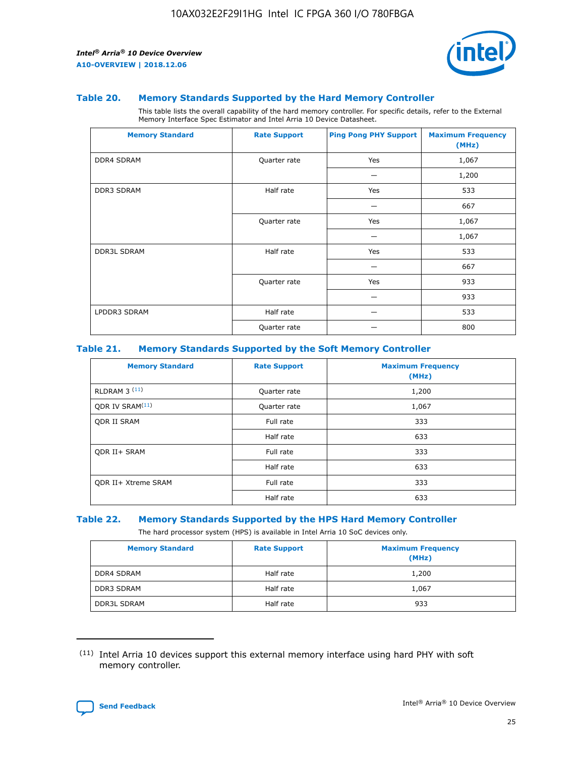## Table 20. Memory Standards Supported by the Hard Memory Controller

This table lists the overall capability of the hard memory controller. For specific details, refer to the External Memory Interface Spec Estimator and Intel Arria 10 Device Datasheet.

| Memory Standard | Rate Support | Ping Pong PHY Support | Maximum Frequency (MHz) |
|---|---|---|---|
| DDR4 SDRAM | Quarter rate | Yes | 1,067 |
| | | — | 1,200 |
| DDR3 SDRAM | Half rate | Yes | 533 |
| | | — | 667 |
| | Quarter rate | Yes | 1,067 |
| | | — | 1,067 |
| DDR3L SDRAM | Half rate | Yes | 533 |
| | | — | 667 |
| | Quarter rate | Yes | 933 |
| | | — | 933 |
| LPDDR3 SDRAM | Half rate | — | 533 |
| | Quarter rate | — | 800 |

## Table 21. Memory Standards Supported by the Soft Memory Controller

| Memory Standard | Rate Support | Maximum Frequency (MHz) |
|---|---|---|
| RLDRAM 3 [11] | Quarter rate | 1,200 |
| QDR IV SRAM[11] | Quarter rate | 1,067 |
| QDR II SRAM | Full rate | 333 |
| | Half rate | 633 |
| QDR II+ SRAM | Full rate | 333 |
| | Half rate | 633 |
| QDR II+ Xtreme SRAM | Full rate | 333 |
| | Half rate | 633 |

## Table 22. Memory Standards Supported by the HPS Hard Memory Controller

The hard processor system (HPS) is available in Intel Arria 10 SoC devices only.

| Memory Standard | Rate Support | Maximum Frequency (MHz) |
|---|---|---|
| DDR4 SDRAM | Half rate | 1,200 |
| DDR3 SDRAM | Half rate | 1,067 |
| DDR3L SDRAM | Half rate | 933 |

[11] Intel Arria 10 devices support this external memory interface using hard PHY with soft memory controller.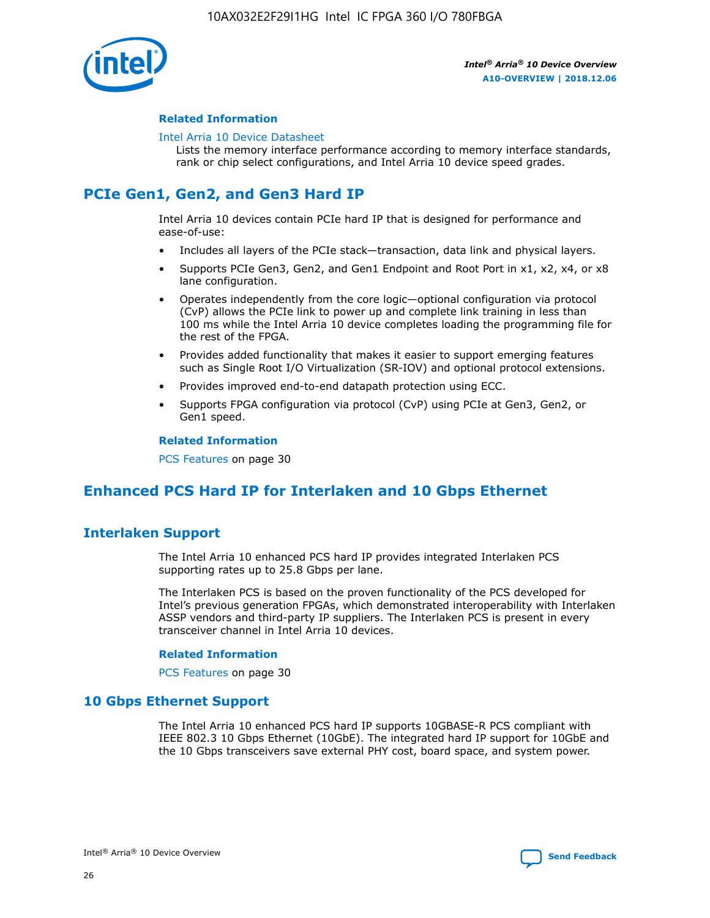#### Related Information

Intel Arria 10 Device Datasheet
Lists the memory interface performance according to memory interface standards, rank or chip select configurations, and Intel Arria 10 device speed grades.

## PCIe Gen1, Gen2, and Gen3 Hard IP

Intel Arria 10 devices contain PCIe hard IP that is designed for performance and ease-of-use:

- Includes all layers of the PCIe stack—transaction, data link and physical layers.
- Supports PCIe Gen3, Gen2, and Gen1 Endpoint and Root Port in x1, x2, x4, or x8 lane configuration.
- Operates independently from the core logic—optional configuration via protocol (CvP) allows the PCIe link to power up and complete link training in less than 100 ms while the Intel Arria 10 device completes loading the programming file for the rest of the FPGA.
- Provides added functionality that makes it easier to support emerging features such as Single Root I/O Virtualization (SR-IOV) and optional protocol extensions.
- Provides improved end-to-end datapath protection using ECC.
- Supports FPGA configuration via protocol (CvP) using PCIe at Gen3, Gen2, or Gen1 speed.

#### Related Information

PCS Features on page 30

## Enhanced PCS Hard IP for Interlaken and 10 Gbps Ethernet

### Interlaken Support

The Intel Arria 10 enhanced PCS hard IP provides integrated Interlaken PCS supporting rates up to 25.8 Gbps per lane.

The Interlaken PCS is based on the proven functionality of the PCS developed for Intel's previous generation FPGAs, which demonstrated interoperability with Interlaken ASSP vendors and third-party IP suppliers. The Interlaken PCS is present in every transceiver channel in Intel Arria 10 devices.

#### Related Information

PCS Features on page 30

### 10 Gbps Ethernet Support

The Intel Arria 10 enhanced PCS hard IP supports 10GBASE-R PCS compliant with IEEE 802.3 10 Gbps Ethernet (10GbE). The integrated hard IP support for 10GbE and the 10 Gbps transceivers save external PHY cost, board space, and system power.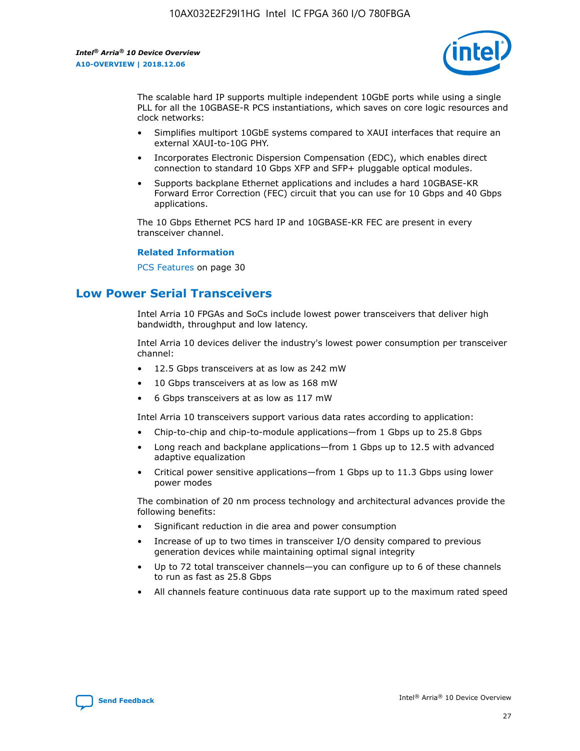The scalable hard IP supports multiple independent 10GbE ports while using a single PLL for all the 10GBASE-R PCS instantiations, which saves on core logic resources and clock networks:

- Simplifies multiport 10GbE systems compared to XAUI interfaces that require an external XAUI-to-10G PHY.
- Incorporates Electronic Dispersion Compensation (EDC), which enables direct connection to standard 10 Gbps XFP and SFP+ pluggable optical modules.
- Supports backplane Ethernet applications and includes a hard 10GBASE-KR Forward Error Correction (FEC) circuit that you can use for 10 Gbps and 40 Gbps applications.

The 10 Gbps Ethernet PCS hard IP and 10GBASE-KR FEC are present in every transceiver channel.

**Related Information**

PCS Features on page 30

## Low Power Serial Transceivers

Intel Arria 10 FPGAs and SoCs include lowest power transceivers that deliver high bandwidth, throughput and low latency.

Intel Arria 10 devices deliver the industry's lowest power consumption per transceiver channel:

- 12.5 Gbps transceivers at as low as 242 mW
- 10 Gbps transceivers at as low as 168 mW
- 6 Gbps transceivers at as low as 117 mW

Intel Arria 10 transceivers support various data rates according to application:

- Chip-to-chip and chip-to-module applications—from 1 Gbps up to 25.8 Gbps
- Long reach and backplane applications—from 1 Gbps up to 12.5 with advanced adaptive equalization
- Critical power sensitive applications—from 1 Gbps up to 11.3 Gbps using lower power modes

The combination of 20 nm process technology and architectural advances provide the following benefits:

- Significant reduction in die area and power consumption
- Increase of up to two times in transceiver I/O density compared to previous generation devices while maintaining optimal signal integrity
- Up to 72 total transceiver channels—you can configure up to 6 of these channels to run as fast as 25.8 Gbps
- All channels feature continuous data rate support up to the maximum rated speed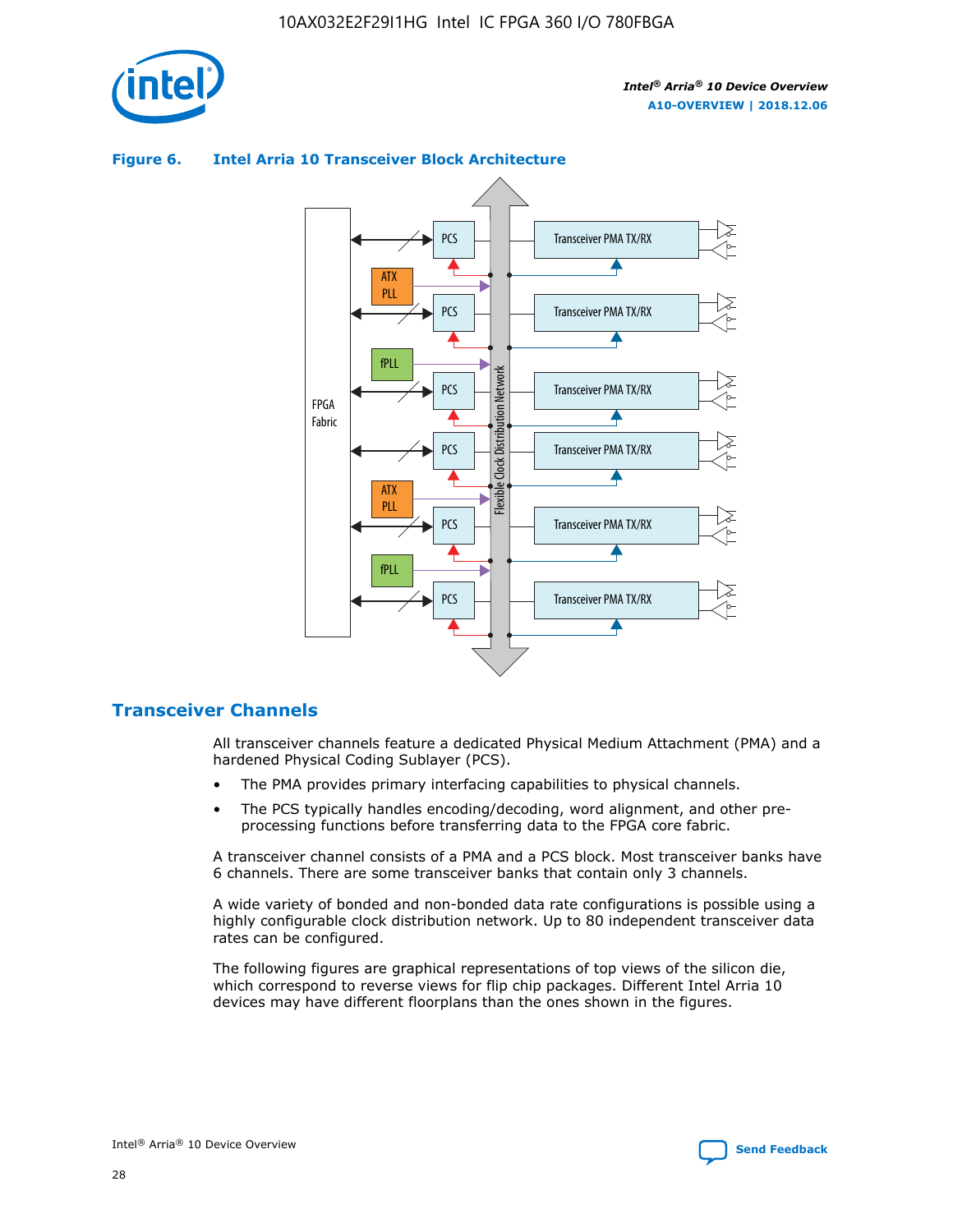**Figure 6. Intel Arria 10 Transceiver Block Architecture**

## Transceiver Channels

All transceiver channels feature a dedicated Physical Medium Attachment (PMA) and a hardened Physical Coding Sublayer (PCS).

- The PMA provides primary interfacing capabilities to physical channels.
- The PCS typically handles encoding/decoding, word alignment, and other pre-processing functions before transferring data to the FPGA core fabric.

A transceiver channel consists of a PMA and a PCS block. Most transceiver banks have 6 channels. There are some transceiver banks that contain only 3 channels.

A wide variety of bonded and non-bonded data rate configurations is possible using a highly configurable clock distribution network. Up to 80 independent transceiver data rates can be configured.

The following figures are graphical representations of top views of the silicon die, which correspond to reverse views for flip chip packages. Different Intel Arria 10 devices may have different floorplans than the ones shown in the figures.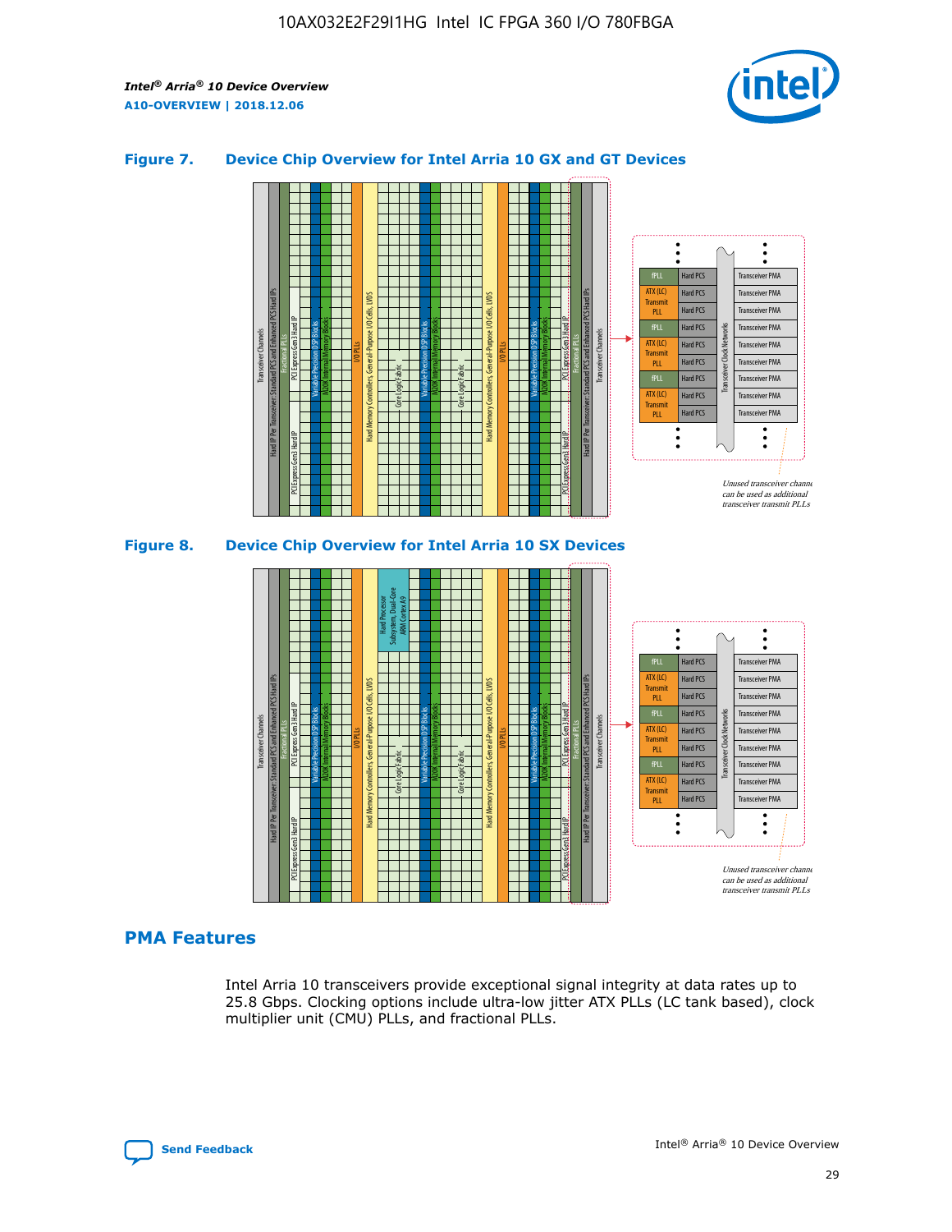**Figure 7. Device Chip Overview for Intel Arria 10 GX and GT Devices**

**Figure 8. Device Chip Overview for Intel Arria 10 SX Devices**

## PMA Features

Intel Arria 10 transceivers provide exceptional signal integrity at data rates up to 25.8 Gbps. Clocking options include ultra-low jitter ATX PLLs (LC tank based), clock multiplier unit (CMU) PLLs, and fractional PLLs.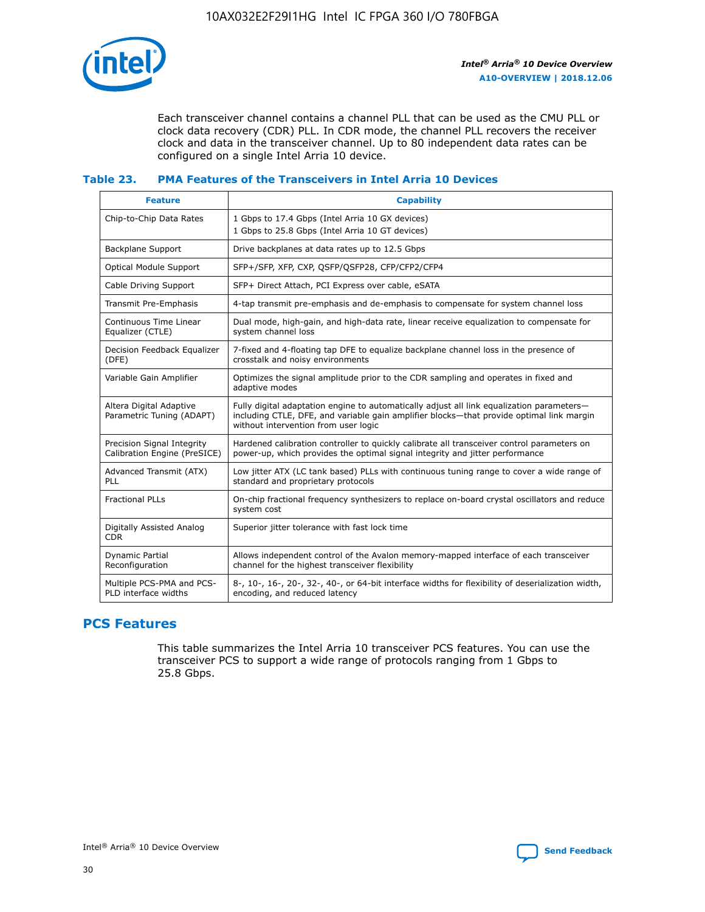Each transceiver channel contains a channel PLL that can be used as the CMU PLL or clock data recovery (CDR) PLL. In CDR mode, the channel PLL recovers the receiver clock and data in the transceiver channel. Up to 80 independent data rates can be configured on a single Intel Arria 10 device.

### Table 23. PMA Features of the Transceivers in Intel Arria 10 Devices

| Feature | Capability |
| --- | --- |
| Chip-to-Chip Data Rates | 1 Gbps to 17.4 Gbps (Intel Arria 10 GX devices)<br>1 Gbps to 25.8 Gbps (Intel Arria 10 GT devices) |
| Backplane Support | Drive backplanes at data rates up to 12.5 Gbps |
| Optical Module Support | SFP+/SFP, XFP, CXP, QSFP/QSFP28, CFP/CFP2/CFP4 |
| Cable Driving Support | SFP+ Direct Attach, PCI Express over cable, eSATA |
| Transmit Pre-Emphasis | 4-tap transmit pre-emphasis and de-emphasis to compensate for system channel loss |
| Continuous Time Linear Equalizer (CTLE) | Dual mode, high-gain, and high-data rate, linear receive equalization to compensate for system channel loss |
| Decision Feedback Equalizer (DFE) | 7-fixed and 4-floating tap DFE to equalize backplane channel loss in the presence of crosstalk and noisy environments |
| Variable Gain Amplifier | Optimizes the signal amplitude prior to the CDR sampling and operates in fixed and adaptive modes |
| Altera Digital Adaptive Parametric Tuning (ADAPT) | Fully digital adaptation engine to automatically adjust all link equalization parameters—including CTLE, DFE, and variable gain amplifier blocks—that provide optimal link margin without intervention from user logic |
| Precision Signal Integrity Calibration Engine (PreSICE) | Hardened calibration controller to quickly calibrate all transceiver control parameters on power-up, which provides the optimal signal integrity and jitter performance |
| Advanced Transmit (ATX) PLL | Low jitter ATX (LC tank based) PLLs with continuous tuning range to cover a wide range of standard and proprietary protocols |
| Fractional PLLs | On-chip fractional frequency synthesizers to replace on-board crystal oscillators and reduce system cost |
| Digitally Assisted Analog CDR | Superior jitter tolerance with fast lock time |
| Dynamic Partial Reconfiguration | Allows independent control of the Avalon memory-mapped interface of each transceiver channel for the highest transceiver flexibility |
| Multiple PCS-PMA and PCS-PLD interface widths | 8-, 10-, 16-, 20-, 32-, 40-, or 64-bit interface widths for flexibility of deserialization width, encoding, and reduced latency |

## PCS Features

This table summarizes the Intel Arria 10 transceiver PCS features. You can use the transceiver PCS to support a wide range of protocols ranging from 1 Gbps to 25.8 Gbps.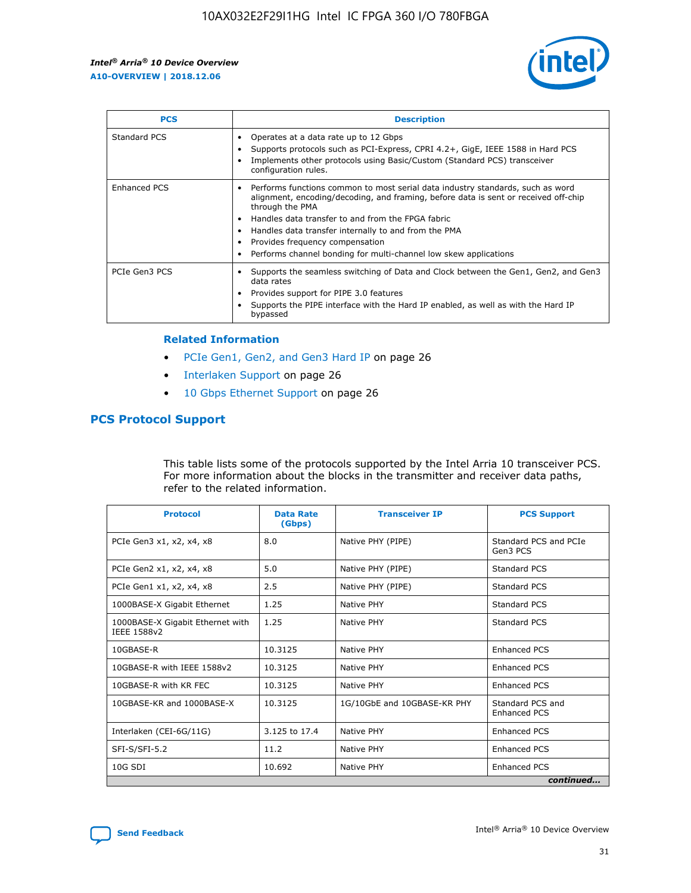| PCS | Description |
| --- | --- |
| Standard PCS | • Operates at a data rate up to 12 Gbps<br>• Supports protocols such as PCI-Express, CPRI 4.2+, GigE, IEEE 1588 in Hard PCS<br>• Implements other protocols using Basic/Custom (Standard PCS) transceiver configuration rules. |
| Enhanced PCS | • Performs functions common to most serial data industry standards, such as word alignment, encoding/decoding, and framing, before data is sent or received off-chip through the PMA<br>• Handles data transfer to and from the FPGA fabric<br>• Handles data transfer internally to and from the PMA<br>• Provides frequency compensation<br>• Performs channel bonding for multi-channel low skew applications |
| PCIe Gen3 PCS | • Supports the seamless switching of Data and Clock between the Gen1, Gen2, and Gen3 data rates<br>• Provides support for PIPE 3.0 features<br>• Supports the PIPE interface with the Hard IP enabled, as well as with the Hard IP bypassed |

### Related Information

- PCIe Gen1, Gen2, and Gen3 Hard IP on page 26
- Interlaken Support on page 26
- 10 Gbps Ethernet Support on page 26

## PCS Protocol Support

This table lists some of the protocols supported by the Intel Arria 10 transceiver PCS. For more information about the blocks in the transmitter and receiver data paths, refer to the related information.

| Protocol | Data Rate (Gbps) | Transceiver IP | PCS Support |
| --- | --- | --- | --- |
| PCIe Gen3 x1, x2, x4, x8 | 8.0 | Native PHY (PIPE) | Standard PCS and PCIe Gen3 PCS |
| PCIe Gen2 x1, x2, x4, x8 | 5.0 | Native PHY (PIPE) | Standard PCS |
| PCIe Gen1 x1, x2, x4, x8 | 2.5 | Native PHY (PIPE) | Standard PCS |
| 1000BASE-X Gigabit Ethernet | 1.25 | Native PHY | Standard PCS |
| 1000BASE-X Gigabit Ethernet with IEEE 1588v2 | 1.25 | Native PHY | Standard PCS |
| 10GBASE-R | 10.3125 | Native PHY | Enhanced PCS |
| 10GBASE-R with IEEE 1588v2 | 10.3125 | Native PHY | Enhanced PCS |
| 10GBASE-R with KR FEC | 10.3125 | Native PHY | Enhanced PCS |
| 10GBASE-KR and 1000BASE-X | 10.3125 | 1G/10GbE and 10GBASE-KR PHY | Standard PCS and Enhanced PCS |
| Interlaken (CEI-6G/11G) | 3.125 to 17.4 | Native PHY | Enhanced PCS |
| SFI-S/SFI-5.2 | 11.2 | Native PHY | Enhanced PCS |
| 10G SDI | 10.692 | Native PHY | Enhanced PCS |

*continued...*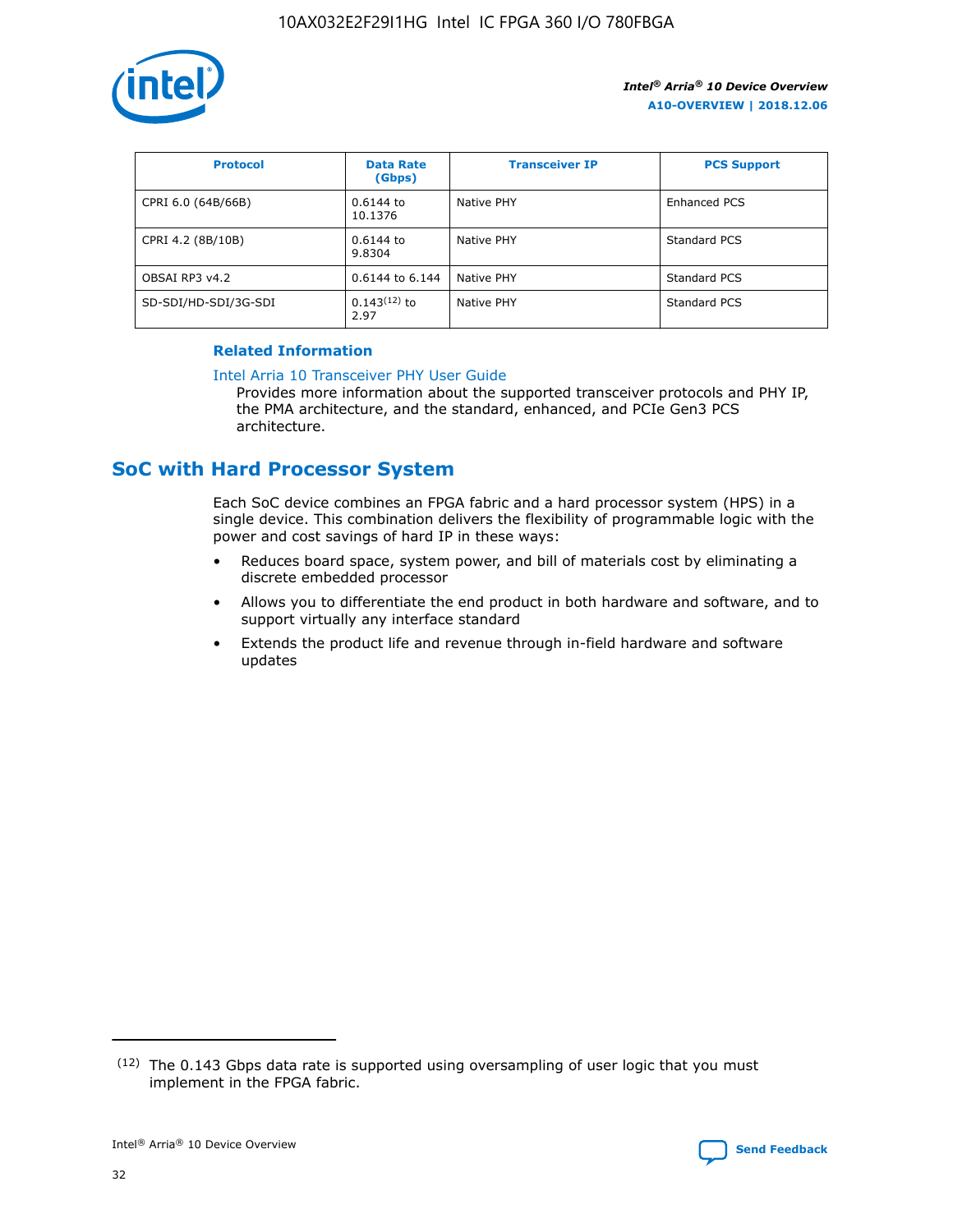| Protocol | Data Rate (Gbps) | Transceiver IP | PCS Support |
| --- | --- | --- | --- |
| CPRI 6.0 (64B/66B) | 0.6144 to 10.1376 | Native PHY | Enhanced PCS |
| CPRI 4.2 (8B/10B) | 0.6144 to 9.8304 | Native PHY | Standard PCS |
| OBSAI RP3 v4.2 | 0.6144 to 6.144 | Native PHY | Standard PCS |
| SD-SDI/HD-SDI/3G-SDI | 0.143[12] to 2.97 | Native PHY | Standard PCS |

**Related Information**

Intel Arria 10 Transceiver PHY User Guide
Provides more information about the supported transceiver protocols and PHY IP, the PMA architecture, and the standard, enhanced, and PCIe Gen3 PCS architecture.

## SoC with Hard Processor System

Each SoC device combines an FPGA fabric and a hard processor system (HPS) in a single device. This combination delivers the flexibility of programmable logic with the power and cost savings of hard IP in these ways:

- Reduces board space, system power, and bill of materials cost by eliminating a discrete embedded processor
- Allows you to differentiate the end product in both hardware and software, and to support virtually any interface standard
- Extends the product life and revenue through in-field hardware and software updates

[12] The 0.143 Gbps data rate is supported using oversampling of user logic that you must implement in the FPGA fabric.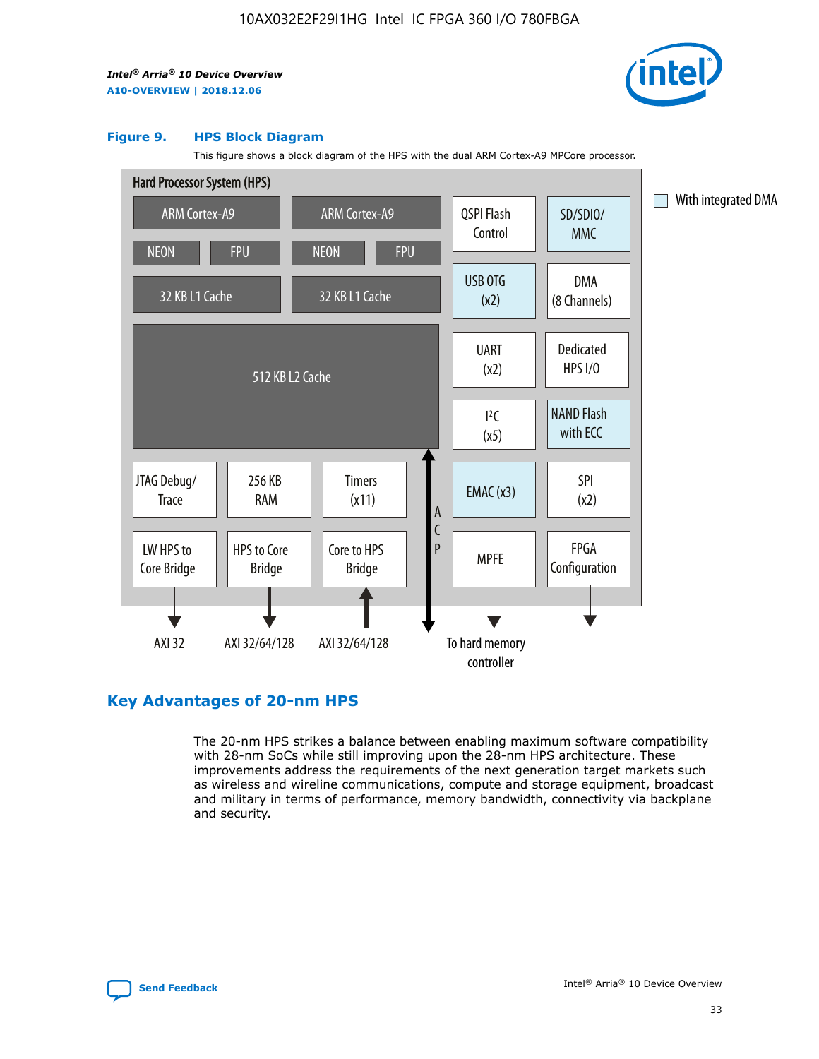**Figure 9. HPS Block Diagram**

This figure shows a block diagram of the HPS with the dual ARM Cortex-A9 MPCore processor.

Hard Processor System (HPS)

ARM Cortex-A9 | ARM Cortex-A9 | QSPI Flash Control | SD/SDIO/MMC

NEON | FPU | NEON | FPU

32 KB L1 Cache | 32 KB L1 Cache | USB OTG (x2) | DMA (8 Channels)

512 KB L2 Cache | UART (x2) | Dedicated HPS I/O | I²C (x5) | NAND Flash with ECC

JTAG Debug/Trace | 256 KB RAM | Timers (x11) | ACP | EMAC (x3) | SPI (x2)

LW HPS to Core Bridge | HPS to Core Bridge | Core to HPS Bridge | MPFE | FPGA Configuration

AXI 32 | AXI 32/64/128 | AXI 32/64/128 | To hard memory controller

With integrated DMA

## Key Advantages of 20-nm HPS

The 20-nm HPS strikes a balance between enabling maximum software compatibility with 28-nm SoCs while still improving upon the 28-nm HPS architecture. These improvements address the requirements of the next generation target markets such as wireless and wireline communications, compute and storage equipment, broadcast and military in terms of performance, memory bandwidth, connectivity via backplane and security.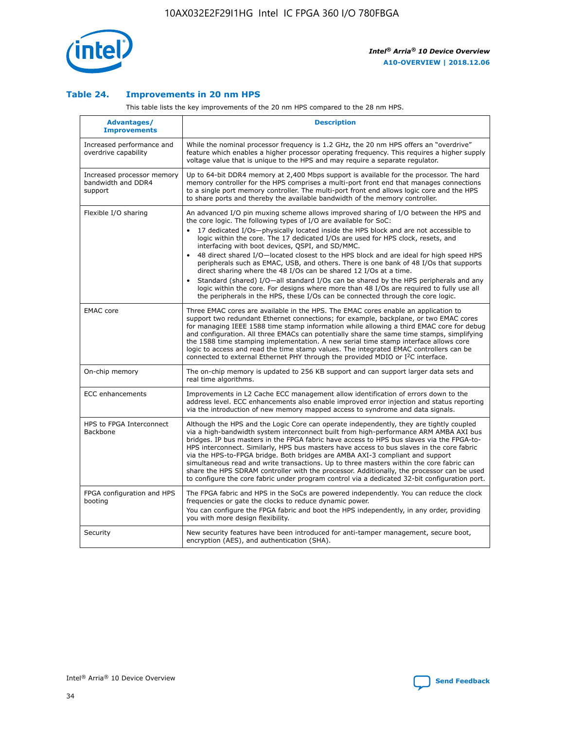### Table 24. Improvements in 20 nm HPS

This table lists the key improvements of the 20 nm HPS compared to the 28 nm HPS.

| Advantages/ Improvements | Description |
|---|---|
| Increased performance and overdrive capability | While the nominal processor frequency is 1.2 GHz, the 20 nm HPS offers an "overdrive" feature which enables a higher processor operating frequency. This requires a higher supply voltage value that is unique to the HPS and may require a separate regulator. |
| Increased processor memory bandwidth and DDR4 support | Up to 64-bit DDR4 memory at 2,400 Mbps support is available for the processor. The hard memory controller for the HPS comprises a multi-port front end that manages connections to a single port memory controller. The multi-port front end allows logic core and the HPS to share ports and thereby the available bandwidth of the memory controller. |
| Flexible I/O sharing | An advanced I/O pin muxing scheme allows improved sharing of I/O between the HPS and the core logic. The following types of I/O are available for SoC:<br>• 17 dedicated I/Os—physically located inside the HPS block and are not accessible to logic within the core. The 17 dedicated I/Os are used for HPS clock, resets, and interfacing with boot devices, QSPI, and SD/MMC.<br>• 48 direct shared I/O—located closest to the HPS block and are ideal for high speed HPS peripherals such as EMAC, USB, and others. There is one bank of 48 I/Os that supports direct sharing where the 48 I/Os can be shared 12 I/Os at a time.<br>• Standard (shared) I/O—all standard I/Os can be shared by the HPS peripherals and any logic within the core. For designs where more than 48 I/Os are required to fully use all the peripherals in the HPS, these I/Os can be connected through the core logic. |
| EMAC core | Three EMAC cores are available in the HPS. The EMAC cores enable an application to support two redundant Ethernet connections; for example, backplane, or two EMAC cores for managing IEEE 1588 time stamp information while allowing a third EMAC core for debug and configuration. All three EMACs can potentially share the same time stamps, simplifying the 1588 time stamping implementation. A new serial time stamp interface allows core logic to access and read the time stamp values. The integrated EMAC controllers can be connected to external Ethernet PHY through the provided MDIO or I²C interface. |
| On-chip memory | The on-chip memory is updated to 256 KB support and can support larger data sets and real time algorithms. |
| ECC enhancements | Improvements in L2 Cache ECC management allow identification of errors down to the address level. ECC enhancements also enable improved error injection and status reporting via the introduction of new memory mapped access to syndrome and data signals. |
| HPS to FPGA Interconnect Backbone | Although the HPS and the Logic Core can operate independently, they are tightly coupled via a high-bandwidth system interconnect built from high-performance ARM AMBA AXI bus bridges. IP bus masters in the FPGA fabric have access to HPS bus slaves via the FPGA-to-HPS interconnect. Similarly, HPS bus masters have access to bus slaves in the core fabric via the HPS-to-FPGA bridge. Both bridges are AMBA AXI-3 compliant and support simultaneous read and write transactions. Up to three masters within the core fabric can share the HPS SDRAM controller with the processor. Additionally, the processor can be used to configure the core fabric under program control via a dedicated 32-bit configuration port. |
| FPGA configuration and HPS booting | The FPGA fabric and HPS in the SoCs are powered independently. You can reduce the clock frequencies or gate the clocks to reduce dynamic power.<br>You can configure the FPGA fabric and boot the HPS independently, in any order, providing you with more design flexibility. |
| Security | New security features have been introduced for anti-tamper management, secure boot, encryption (AES), and authentication (SHA). |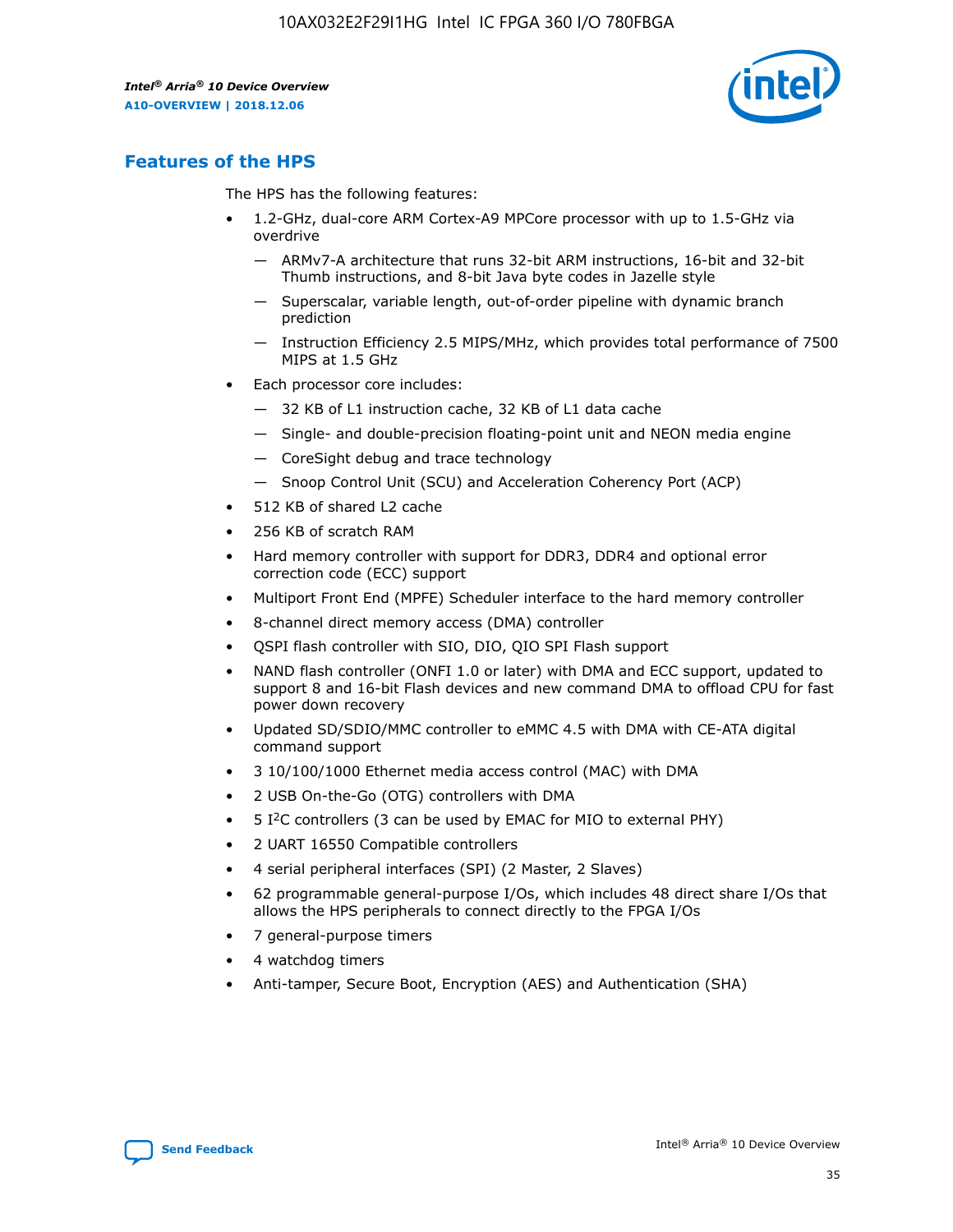## Features of the HPS

The HPS has the following features:

- 1.2-GHz, dual-core ARM Cortex-A9 MPCore processor with up to 1.5-GHz via overdrive
  - — ARMv7-A architecture that runs 32-bit ARM instructions, 16-bit and 32-bit Thumb instructions, and 8-bit Java byte codes in Jazelle style
  - — Superscalar, variable length, out-of-order pipeline with dynamic branch prediction
  - — Instruction Efficiency 2.5 MIPS/MHz, which provides total performance of 7500 MIPS at 1.5 GHz
- Each processor core includes:
  - — 32 KB of L1 instruction cache, 32 KB of L1 data cache
  - — Single- and double-precision floating-point unit and NEON media engine
  - — CoreSight debug and trace technology
  - — Snoop Control Unit (SCU) and Acceleration Coherency Port (ACP)
- 512 KB of shared L2 cache
- 256 KB of scratch RAM
- Hard memory controller with support for DDR3, DDR4 and optional error correction code (ECC) support
- Multiport Front End (MPFE) Scheduler interface to the hard memory controller
- 8-channel direct memory access (DMA) controller
- QSPI flash controller with SIO, DIO, QIO SPI Flash support
- NAND flash controller (ONFI 1.0 or later) with DMA and ECC support, updated to support 8 and 16-bit Flash devices and new command DMA to offload CPU for fast power down recovery
- Updated SD/SDIO/MMC controller to eMMC 4.5 with DMA with CE-ATA digital command support
- 3 10/100/1000 Ethernet media access control (MAC) with DMA
- 2 USB On-the-Go (OTG) controllers with DMA
- 5 I²C controllers (3 can be used by EMAC for MIO to external PHY)
- 2 UART 16550 Compatible controllers
- 4 serial peripheral interfaces (SPI) (2 Master, 2 Slaves)
- 62 programmable general-purpose I/Os, which includes 48 direct share I/Os that allows the HPS peripherals to connect directly to the FPGA I/Os
- 7 general-purpose timers
- 4 watchdog timers
- Anti-tamper, Secure Boot, Encryption (AES) and Authentication (SHA)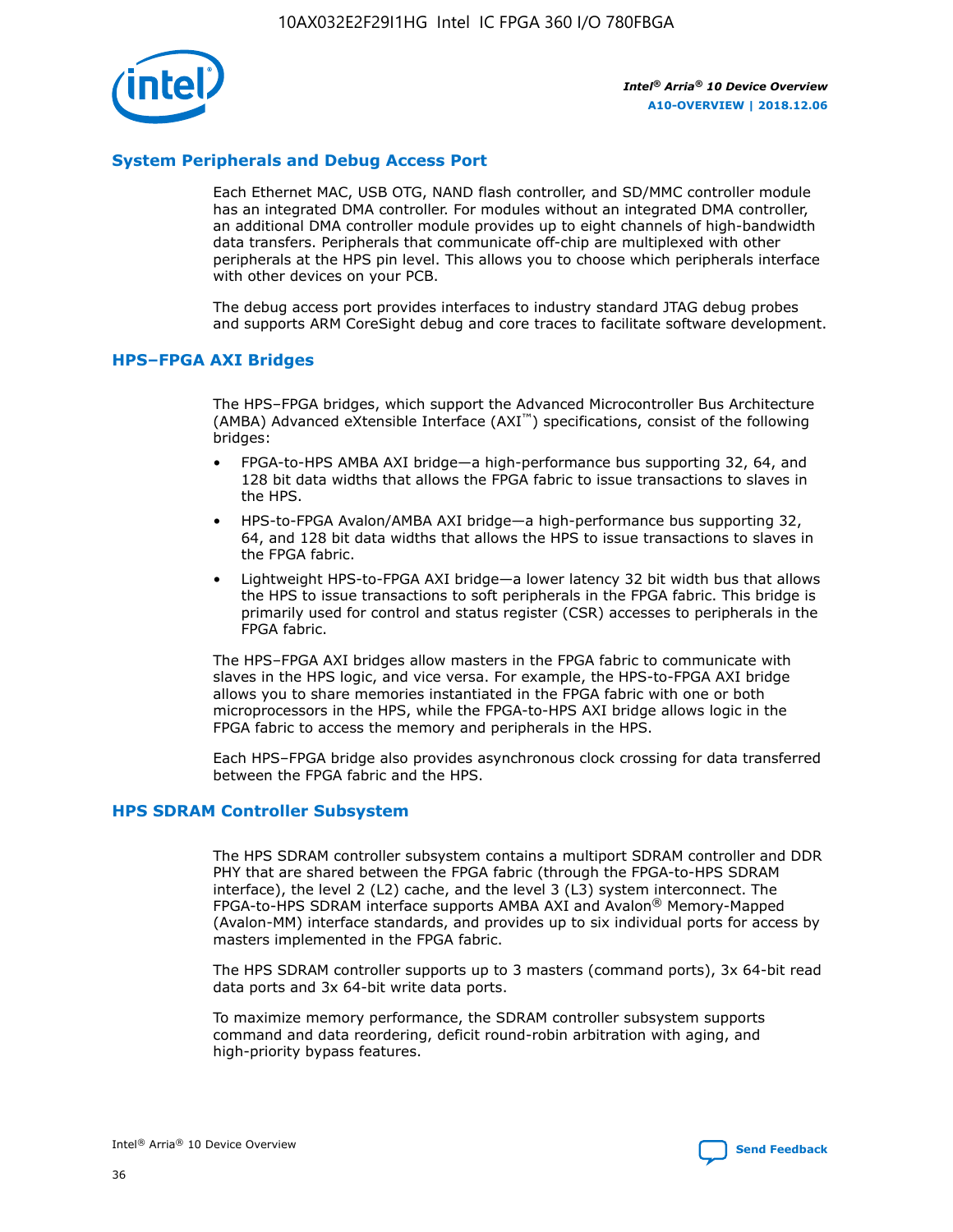## System Peripherals and Debug Access Port

Each Ethernet MAC, USB OTG, NAND flash controller, and SD/MMC controller module has an integrated DMA controller. For modules without an integrated DMA controller, an additional DMA controller module provides up to eight channels of high-bandwidth data transfers. Peripherals that communicate off-chip are multiplexed with other peripherals at the HPS pin level. This allows you to choose which peripherals interface with other devices on your PCB.

The debug access port provides interfaces to industry standard JTAG debug probes and supports ARM CoreSight debug and core traces to facilitate software development.

## HPS–FPGA AXI Bridges

The HPS–FPGA bridges, which support the Advanced Microcontroller Bus Architecture (AMBA) Advanced eXtensible Interface (AXI™) specifications, consist of the following bridges:

- FPGA-to-HPS AMBA AXI bridge—a high-performance bus supporting 32, 64, and 128 bit data widths that allows the FPGA fabric to issue transactions to slaves in the HPS.
- HPS-to-FPGA Avalon/AMBA AXI bridge—a high-performance bus supporting 32, 64, and 128 bit data widths that allows the HPS to issue transactions to slaves in the FPGA fabric.
- Lightweight HPS-to-FPGA AXI bridge—a lower latency 32 bit width bus that allows the HPS to issue transactions to soft peripherals in the FPGA fabric. This bridge is primarily used for control and status register (CSR) accesses to peripherals in the FPGA fabric.

The HPS–FPGA AXI bridges allow masters in the FPGA fabric to communicate with slaves in the HPS logic, and vice versa. For example, the HPS-to-FPGA AXI bridge allows you to share memories instantiated in the FPGA fabric with one or both microprocessors in the HPS, while the FPGA-to-HPS AXI bridge allows logic in the FPGA fabric to access the memory and peripherals in the HPS.

Each HPS–FPGA bridge also provides asynchronous clock crossing for data transferred between the FPGA fabric and the HPS.

## HPS SDRAM Controller Subsystem

The HPS SDRAM controller subsystem contains a multiport SDRAM controller and DDR PHY that are shared between the FPGA fabric (through the FPGA-to-HPS SDRAM interface), the level 2 (L2) cache, and the level 3 (L3) system interconnect. The FPGA-to-HPS SDRAM interface supports AMBA AXI and Avalon® Memory-Mapped (Avalon-MM) interface standards, and provides up to six individual ports for access by masters implemented in the FPGA fabric.

The HPS SDRAM controller supports up to 3 masters (command ports), 3x 64-bit read data ports and 3x 64-bit write data ports.

To maximize memory performance, the SDRAM controller subsystem supports command and data reordering, deficit round-robin arbitration with aging, and high-priority bypass features.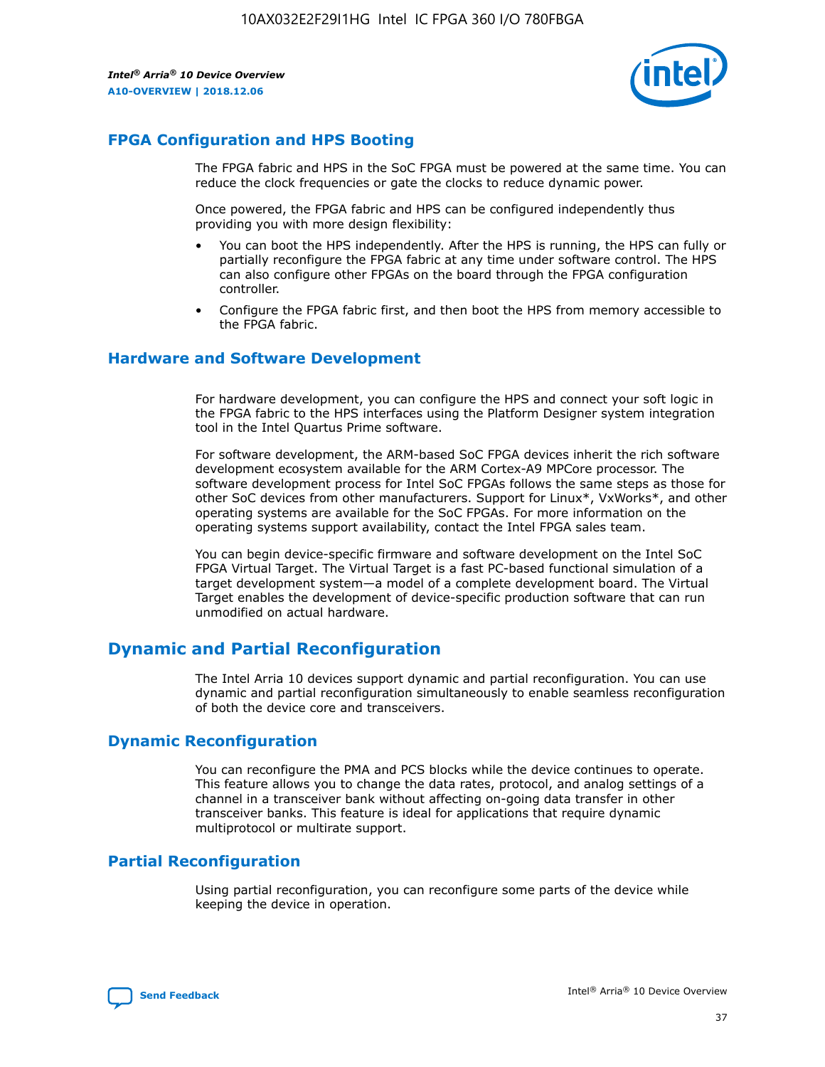## FPGA Configuration and HPS Booting

The FPGA fabric and HPS in the SoC FPGA must be powered at the same time. You can reduce the clock frequencies or gate the clocks to reduce dynamic power.

Once powered, the FPGA fabric and HPS can be configured independently thus providing you with more design flexibility:

- You can boot the HPS independently. After the HPS is running, the HPS can fully or partially reconfigure the FPGA fabric at any time under software control. The HPS can also configure other FPGAs on the board through the FPGA configuration controller.
- Configure the FPGA fabric first, and then boot the HPS from memory accessible to the FPGA fabric.

## Hardware and Software Development

For hardware development, you can configure the HPS and connect your soft logic in the FPGA fabric to the HPS interfaces using the Platform Designer system integration tool in the Intel Quartus Prime software.

For software development, the ARM-based SoC FPGA devices inherit the rich software development ecosystem available for the ARM Cortex-A9 MPCore processor. The software development process for Intel SoC FPGAs follows the same steps as those for other SoC devices from other manufacturers. Support for Linux*, VxWorks*, and other operating systems are available for the SoC FPGAs. For more information on the operating systems support availability, contact the Intel FPGA sales team.

You can begin device-specific firmware and software development on the Intel SoC FPGA Virtual Target. The Virtual Target is a fast PC-based functional simulation of a target development system—a model of a complete development board. The Virtual Target enables the development of device-specific production software that can run unmodified on actual hardware.

# Dynamic and Partial Reconfiguration

The Intel Arria 10 devices support dynamic and partial reconfiguration. You can use dynamic and partial reconfiguration simultaneously to enable seamless reconfiguration of both the device core and transceivers.

## Dynamic Reconfiguration

You can reconfigure the PMA and PCS blocks while the device continues to operate. This feature allows you to change the data rates, protocol, and analog settings of a channel in a transceiver bank without affecting on-going data transfer in other transceiver banks. This feature is ideal for applications that require dynamic multiprotocol or multirate support.

## Partial Reconfiguration

Using partial reconfiguration, you can reconfigure some parts of the device while keeping the device in operation.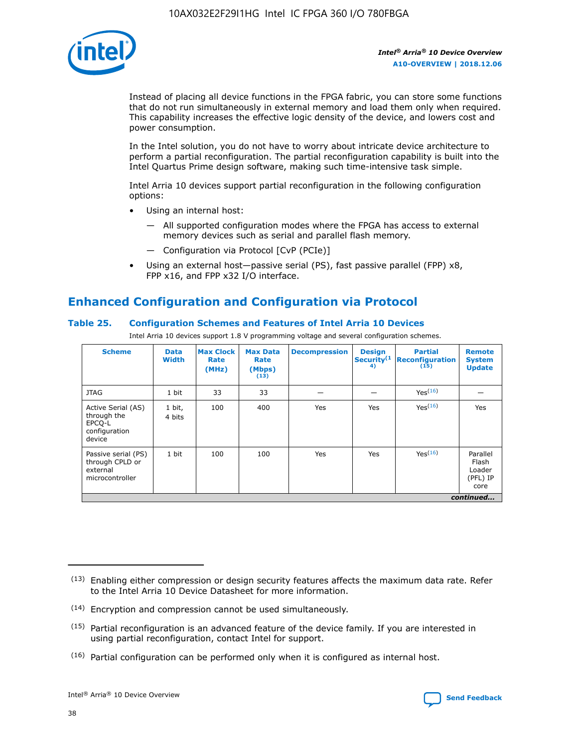Instead of placing all device functions in the FPGA fabric, you can store some functions that do not run simultaneously in external memory and load them only when required. This capability increases the effective logic density of the device, and lowers cost and power consumption.

In the Intel solution, you do not have to worry about intricate device architecture to perform a partial reconfiguration. The partial reconfiguration capability is built into the Intel Quartus Prime design software, making such time-intensive task simple.

Intel Arria 10 devices support partial reconfiguration in the following configuration options:

- Using an internal host:
  - All supported configuration modes where the FPGA has access to external memory devices such as serial and parallel flash memory.
  - Configuration via Protocol [CvP (PCIe)]
- Using an external host—passive serial (PS), fast passive parallel (FPP) x8, FPP x16, and FPP x32 I/O interface.

## Enhanced Configuration and Configuration via Protocol

### Table 25. Configuration Schemes and Features of Intel Arria 10 Devices

Intel Arria 10 devices support 1.8 V programming voltage and several configuration schemes.

| Scheme | Data Width | Max Clock Rate (MHz) | Max Data Rate (Mbps) (13) | Decompression | Design Security(14) | Partial Reconfiguration (15) | Remote System Update |
|---|---|---|---|---|---|---|---|
| JTAG | 1 bit | 33 | 33 | — | — | Yes(16) | — |
| Active Serial (AS) through the EPCQ-L configuration device | 1 bit, 4 bits | 100 | 400 | Yes | Yes | Yes(16) | Yes |
| Passive serial (PS) through CPLD or external microcontroller | 1 bit | 100 | 100 | Yes | Yes | Yes(16) | Parallel Flash Loader (PFL) IP core |

*continued...*

(13) Enabling either compression or design security features affects the maximum data rate. Refer to the Intel Arria 10 Device Datasheet for more information.

(14) Encryption and compression cannot be used simultaneously.

(15) Partial reconfiguration is an advanced feature of the device family. If you are interested in using partial reconfiguration, contact Intel for support.

(16) Partial configuration can be performed only when it is configured as internal host.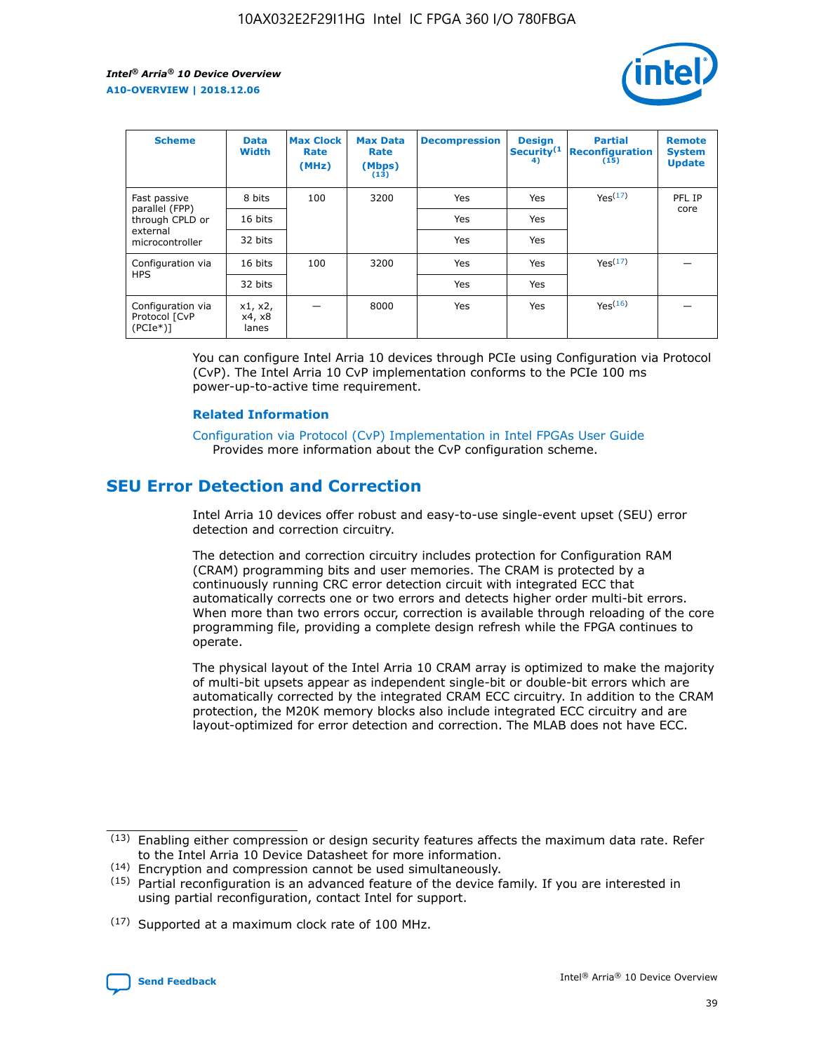| Scheme | Data Width | Max Clock Rate (MHz) | Max Data Rate (Mbps) (13) | Decompression | Design Security(14) | Partial Reconfiguration (15) | Remote System Update |
|---|---|---|---|---|---|---|---|
| Fast passive parallel (FPP) through CPLD or external microcontroller | 8 bits | 100 | 3200 | Yes | Yes | Yes(17) | PFL IP core |
| | 16 bits | | | Yes | Yes | | |
| | 32 bits | | | Yes | Yes | | |
| Configuration via HPS | 16 bits | 100 | 3200 | Yes | Yes | Yes(17) | — |
| | 32 bits | | | Yes | Yes | | |
| Configuration via Protocol [CvP (PCIe*)] | x1, x2, x4, x8 lanes | — | 8000 | Yes | Yes | Yes(16) | — |

You can configure Intel Arria 10 devices through PCIe using Configuration via Protocol (CvP). The Intel Arria 10 CvP implementation conforms to the PCIe 100 ms power-up-to-active time requirement.

### Related Information

Configuration via Protocol (CvP) Implementation in Intel FPGAs User Guide
Provides more information about the CvP configuration scheme.

## SEU Error Detection and Correction

Intel Arria 10 devices offer robust and easy-to-use single-event upset (SEU) error detection and correction circuitry.

The detection and correction circuitry includes protection for Configuration RAM (CRAM) programming bits and user memories. The CRAM is protected by a continuously running CRC error detection circuit with integrated ECC that automatically corrects one or two errors and detects higher order multi-bit errors. When more than two errors occur, correction is available through reloading of the core programming file, providing a complete design refresh while the FPGA continues to operate.

The physical layout of the Intel Arria 10 CRAM array is optimized to make the majority of multi-bit upsets appear as independent single-bit or double-bit errors which are automatically corrected by the integrated CRAM ECC circuitry. In addition to the CRAM protection, the M20K memory blocks also include integrated ECC circuitry and are layout-optimized for error detection and correction. The MLAB does not have ECC.

(13) Enabling either compression or design security features affects the maximum data rate. Refer to the Intel Arria 10 Device Datasheet for more information.

(14) Encryption and compression cannot be used simultaneously.

(15) Partial reconfiguration is an advanced feature of the device family. If you are interested in using partial reconfiguration, contact Intel for support.

(17) Supported at a maximum clock rate of 100 MHz.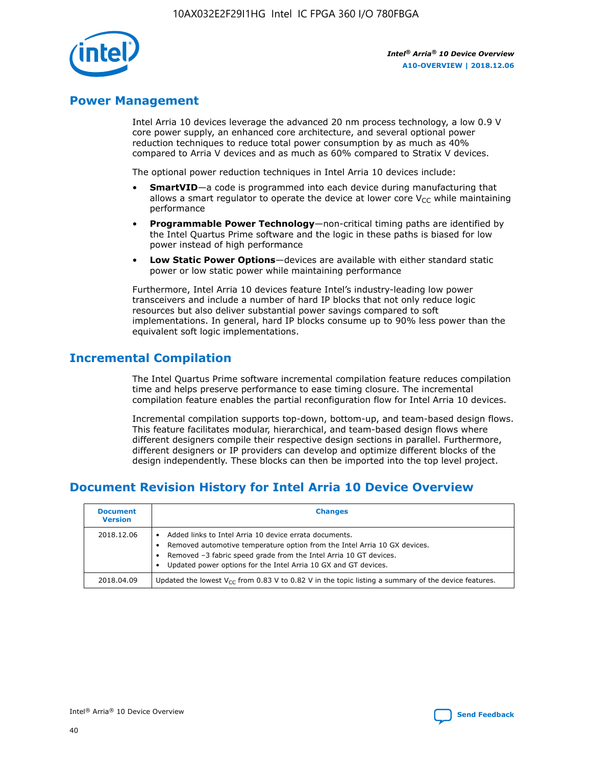## Power Management

Intel Arria 10 devices leverage the advanced 20 nm process technology, a low 0.9 V core power supply, an enhanced core architecture, and several optional power reduction techniques to reduce total power consumption by as much as 40% compared to Arria V devices and as much as 60% compared to Stratix V devices.

The optional power reduction techniques in Intel Arria 10 devices include:

- **SmartVID**—a code is programmed into each device during manufacturing that allows a smart regulator to operate the device at lower core $V_{CC}$ while maintaining performance
- **Programmable Power Technology**—non-critical timing paths are identified by the Intel Quartus Prime software and the logic in these paths is biased for low power instead of high performance
- **Low Static Power Options**—devices are available with either standard static power or low static power while maintaining performance

Furthermore, Intel Arria 10 devices feature Intel's industry-leading low power transceivers and include a number of hard IP blocks that not only reduce logic resources but also deliver substantial power savings compared to soft implementations. In general, hard IP blocks consume up to 90% less power than the equivalent soft logic implementations.

## Incremental Compilation

The Intel Quartus Prime software incremental compilation feature reduces compilation time and helps preserve performance to ease timing closure. The incremental compilation feature enables the partial reconfiguration flow for Intel Arria 10 devices.

Incremental compilation supports top-down, bottom-up, and team-based design flows. This feature facilitates modular, hierarchical, and team-based design flows where different designers compile their respective design sections in parallel. Furthermore, different designers or IP providers can develop and optimize different blocks of the design independently. These blocks can then be imported into the top level project.

## Document Revision History for Intel Arria 10 Device Overview

| Document Version | Changes |
|---|---|
| 2018.12.06 | • Added links to Intel Arria 10 device errata documents.<br>• Removed automotive temperature option from the Intel Arria 10 GX devices.<br>• Removed –3 fabric speed grade from the Intel Arria 10 GT devices.<br>• Updated power options for the Intel Arria 10 GX and GT devices. |
| 2018.04.09 | Updated the lowest $V_{CC}$ from 0.83 V to 0.82 V in the topic listing a summary of the device features. |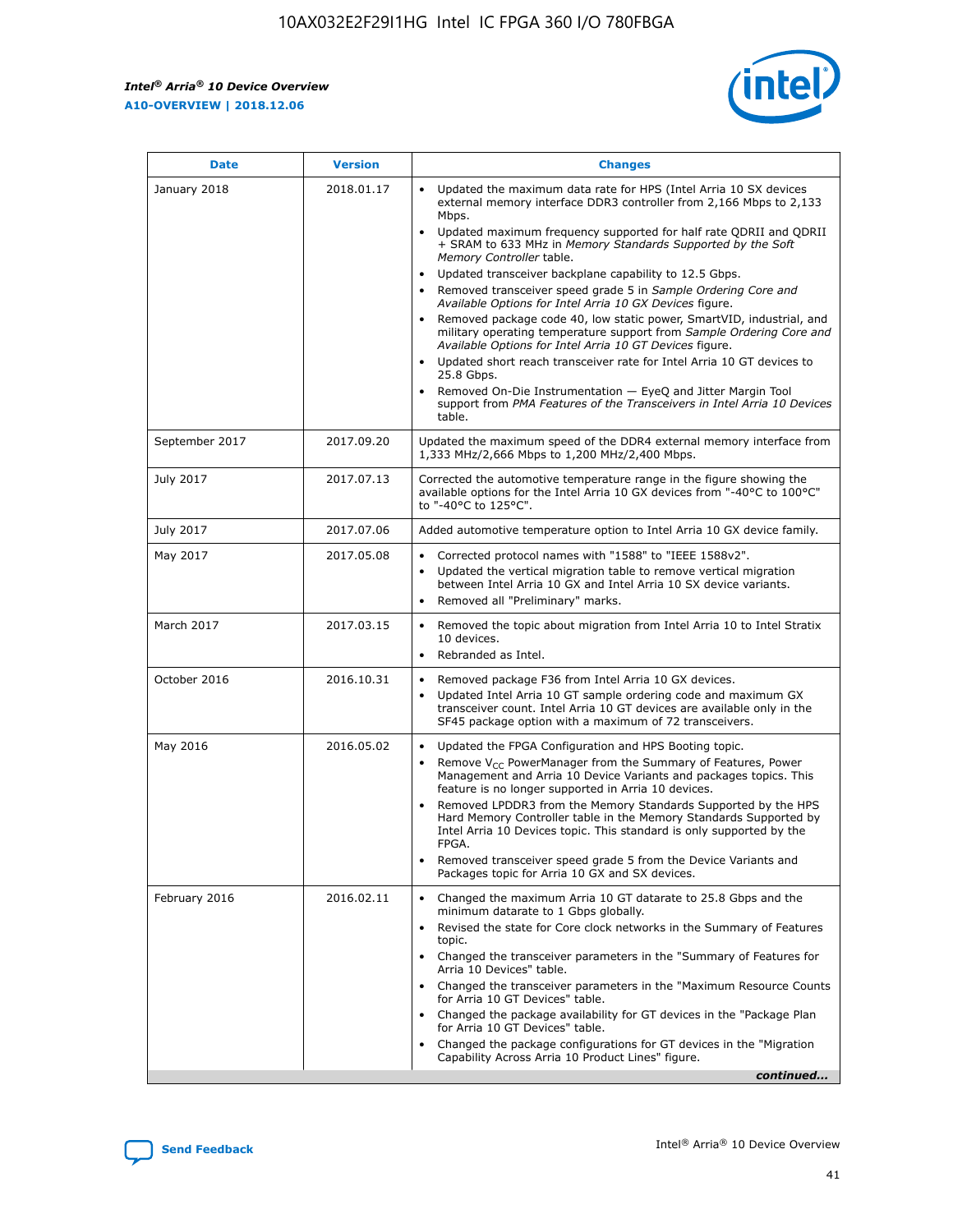| Date | Version | Changes |
| --- | --- | --- |
| January 2018 | 2018.01.17 | • Updated the maximum data rate for HPS (Intel Arria 10 SX devices external memory interface DDR3 controller from 2,166 Mbps to 2,133 Mbps.<br>• Updated maximum frequency supported for half rate QDRII and QDRII + SRAM to 633 MHz in *Memory Standards Supported by the Soft Memory Controller* table.<br>• Updated transceiver backplane capability to 12.5 Gbps.<br>• Removed transceiver speed grade 5 in *Sample Ordering Core and Available Options for Intel Arria 10 GX Devices* figure.<br>• Removed package code 40, low static power, SmartVID, industrial, and military operating temperature support from *Sample Ordering Core and Available Options for Intel Arria 10 GT Devices* figure.<br>• Updated short reach transceiver rate for Intel Arria 10 GT devices to 25.8 Gbps.<br>• Removed On-Die Instrumentation — EyeQ and Jitter Margin Tool support from *PMA Features of the Transceivers in Intel Arria 10 Devices* table. |
| September 2017 | 2017.09.20 | Updated the maximum speed of the DDR4 external memory interface from 1,333 MHz/2,666 Mbps to 1,200 MHz/2,400 Mbps. |
| July 2017 | 2017.07.13 | Corrected the automotive temperature range in the figure showing the available options for the Intel Arria 10 GX devices from "-40°C to 100°C" to "-40°C to 125°C". |
| July 2017 | 2017.07.06 | Added automotive temperature option to Intel Arria 10 GX device family. |
| May 2017 | 2017.05.08 | • Corrected protocol names with "1588" to "IEEE 1588v2".<br>• Updated the vertical migration table to remove vertical migration between Intel Arria 10 GX and Intel Arria 10 SX device variants.<br>• Removed all "Preliminary" marks. |
| March 2017 | 2017.03.15 | • Removed the topic about migration from Intel Arria 10 to Intel Stratix 10 devices.<br>• Rebranded as Intel. |
| October 2016 | 2016.10.31 | • Removed package F36 from Intel Arria 10 GX devices.<br>• Updated Intel Arria 10 GT sample ordering code and maximum GX transceiver count. Intel Arria 10 GT devices are available only in the SF45 package option with a maximum of 72 transceivers. |
| May 2016 | 2016.05.02 | • Updated the FPGA Configuration and HPS Booting topic.<br>• Remove $V_{CC}$ PowerManager from the Summary of Features, Power Management and Arria 10 Device Variants and packages topics. This feature is no longer supported in Arria 10 devices.<br>• Removed LPDDR3 from the Memory Standards Supported by the HPS Hard Memory Controller table in the Memory Standards Supported by Intel Arria 10 Devices topic. This standard is only supported by the FPGA.<br>• Removed transceiver speed grade 5 from the Device Variants and Packages topic for Arria 10 GX and SX devices. |
| February 2016 | 2016.02.11 | • Changed the maximum Arria 10 GT datarate to 25.8 Gbps and the minimum datarate to 1 Gbps globally.<br>• Revised the state for Core clock networks in the Summary of Features topic.<br>• Changed the transceiver parameters in the "Summary of Features for Arria 10 Devices" table.<br>• Changed the transceiver parameters in the "Maximum Resource Counts for Arria 10 GT Devices" table.<br>• Changed the package availability for GT devices in the "Package Plan for Arria 10 GT Devices" table.<br>• Changed the package configurations for GT devices in the "Migration Capability Across Arria 10 Product Lines" figure. |

*continued...*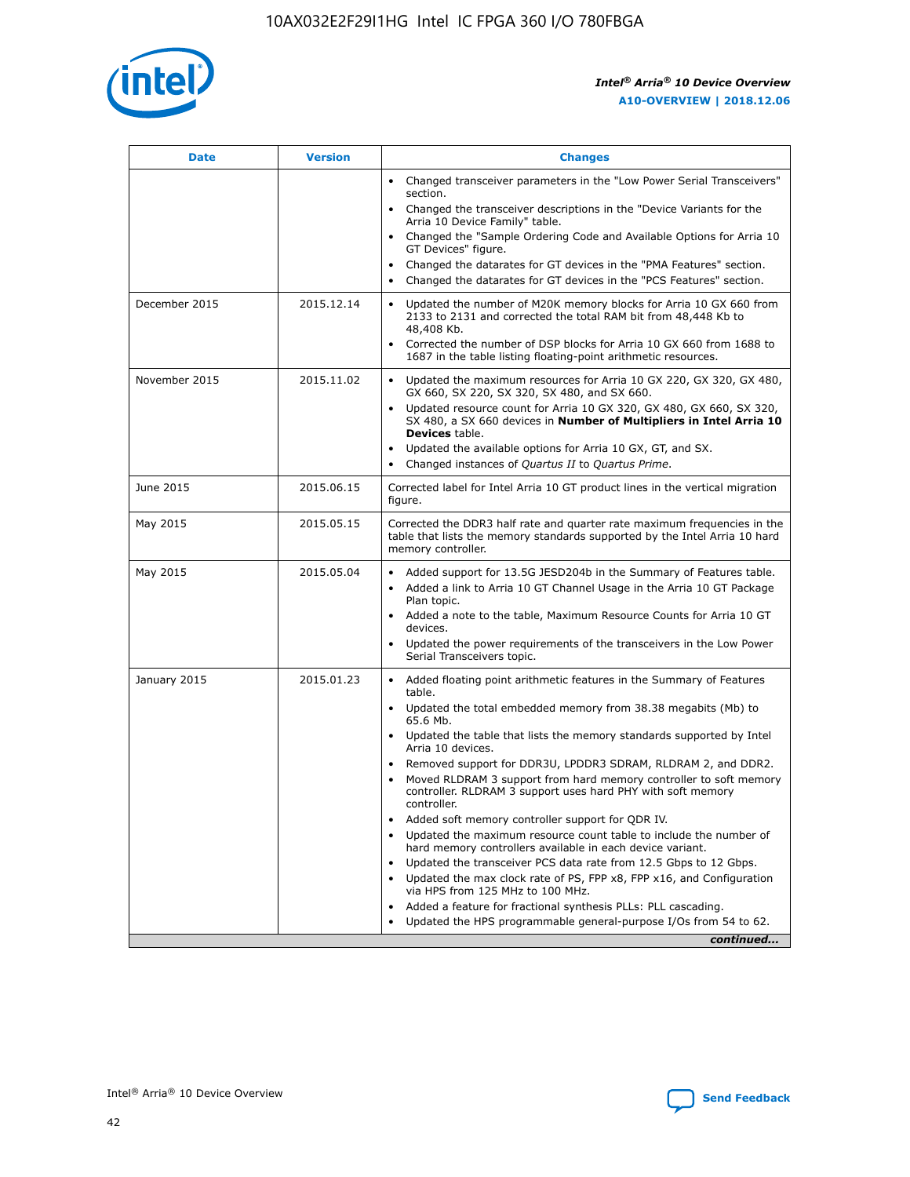| Date | Version | Changes |
| --- | --- | --- |
| | | • Changed transceiver parameters in the "Low Power Serial Transceivers" section.<br>• Changed the transceiver descriptions in the "Device Variants for the Arria 10 Device Family" table.<br>• Changed the "Sample Ordering Code and Available Options for Arria 10 GT Devices" figure.<br>• Changed the datarates for GT devices in the "PMA Features" section.<br>• Changed the datarates for GT devices in the "PCS Features" section. |
| December 2015 | 2015.12.14 | • Updated the number of M20K memory blocks for Arria 10 GX 660 from 2133 to 2131 and corrected the total RAM bit from 48,448 Kb to 48,408 Kb.<br>• Corrected the number of DSP blocks for Arria 10 GX 660 from 1688 to 1687 in the table listing floating-point arithmetic resources. |
| November 2015 | 2015.11.02 | • Updated the maximum resources for Arria 10 GX 220, GX 320, GX 480, GX 660, SX 220, SX 320, SX 480, and SX 660.<br>• Updated resource count for Arria 10 GX 320, GX 480, GX 660, SX 320, SX 480, a SX 660 devices in **Number of Multipliers in Intel Arria 10 Devices** table.<br>• Updated the available options for Arria 10 GX, GT, and SX.<br>• Changed instances of *Quartus II* to *Quartus Prime*. |
| June 2015 | 2015.06.15 | Corrected label for Intel Arria 10 GT product lines in the vertical migration figure. |
| May 2015 | 2015.05.15 | Corrected the DDR3 half rate and quarter rate maximum frequencies in the table that lists the memory standards supported by the Intel Arria 10 hard memory controller. |
| May 2015 | 2015.05.04 | • Added support for 13.5G JESD204b in the Summary of Features table.<br>• Added a link to Arria 10 GT Channel Usage in the Arria 10 GT Package Plan topic.<br>• Added a note to the table, Maximum Resource Counts for Arria 10 GT devices.<br>• Updated the power requirements of the transceivers in the Low Power Serial Transceivers topic. |
| January 2015 | 2015.01.23 | • Added floating point arithmetic features in the Summary of Features table.<br>• Updated the total embedded memory from 38.38 megabits (Mb) to 65.6 Mb.<br>• Updated the table that lists the memory standards supported by Intel Arria 10 devices.<br>• Removed support for DDR3U, LPDDR3 SDRAM, RLDRAM 2, and DDR2.<br>• Moved RLDRAM 3 support from hard memory controller to soft memory controller. RLDRAM 3 support uses hard PHY with soft memory controller.<br>• Added soft memory controller support for QDR IV.<br>• Updated the maximum resource count table to include the number of hard memory controllers available in each device variant.<br>• Updated the transceiver PCS data rate from 12.5 Gbps to 12 Gbps.<br>• Updated the max clock rate of PS, FPP x8, FPP x16, and Configuration via HPS from 125 MHz to 100 MHz.<br>• Added a feature for fractional synthesis PLLs: PLL cascading.<br>• Updated the HPS programmable general-purpose I/Os from 54 to 62. |

*continued...*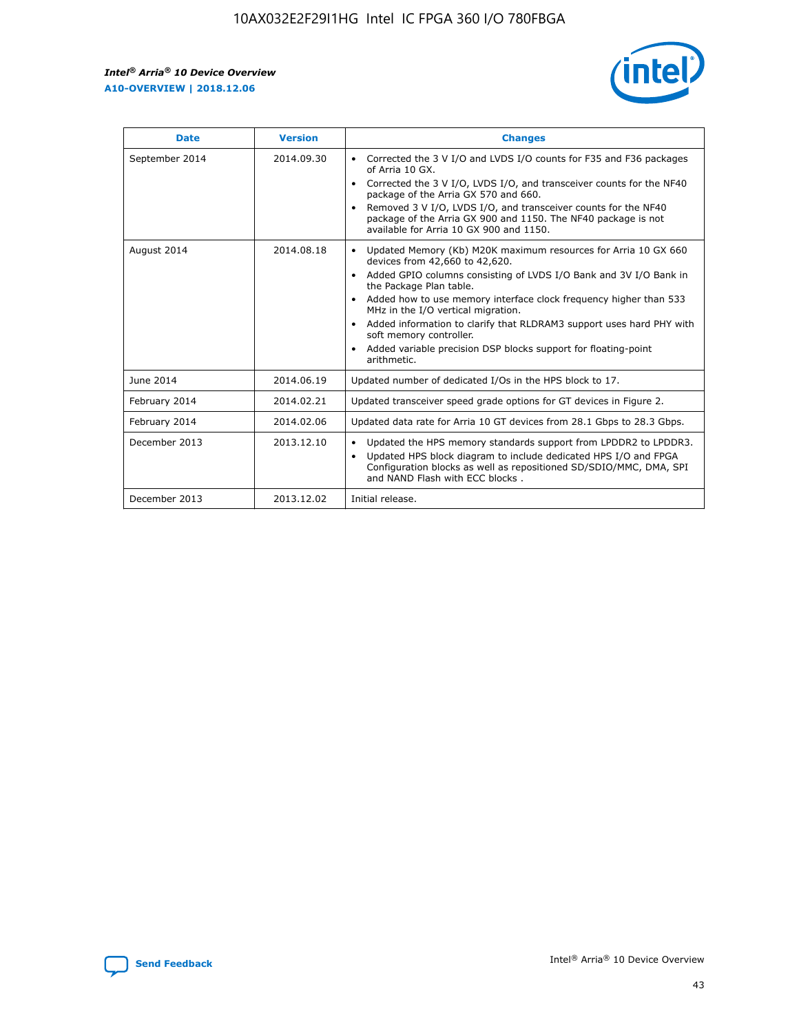| Date | Version | Changes |
| --- | --- | --- |
| September 2014 | 2014.09.30 | • Corrected the 3 V I/O and LVDS I/O counts for F35 and F36 packages of Arria 10 GX.<br>• Corrected the 3 V I/O, LVDS I/O, and transceiver counts for the NF40 package of the Arria GX 570 and 660.<br>• Removed 3 V I/O, LVDS I/O, and transceiver counts for the NF40 package of the Arria GX 900 and 1150. The NF40 package is not available for Arria 10 GX 900 and 1150. |
| August 2014 | 2014.08.18 | • Updated Memory (Kb) M20K maximum resources for Arria 10 GX 660 devices from 42,660 to 42,620.<br>• Added GPIO columns consisting of LVDS I/O Bank and 3V I/O Bank in the Package Plan table.<br>• Added how to use memory interface clock frequency higher than 533 MHz in the I/O vertical migration.<br>• Added information to clarify that RLDRAM3 support uses hard PHY with soft memory controller.<br>• Added variable precision DSP blocks support for floating-point arithmetic. |
| June 2014 | 2014.06.19 | Updated number of dedicated I/Os in the HPS block to 17. |
| February 2014 | 2014.02.21 | Updated transceiver speed grade options for GT devices in Figure 2. |
| February 2014 | 2014.02.06 | Updated data rate for Arria 10 GT devices from 28.1 Gbps to 28.3 Gbps. |
| December 2013 | 2013.12.10 | • Updated the HPS memory standards support from LPDDR2 to LPDDR3.<br>• Updated HPS block diagram to include dedicated HPS I/O and FPGA Configuration blocks as well as repositioned SD/SDIO/MMC, DMA, SPI and NAND Flash with ECC blocks . |
| December 2013 | 2013.12.02 | Initial release. |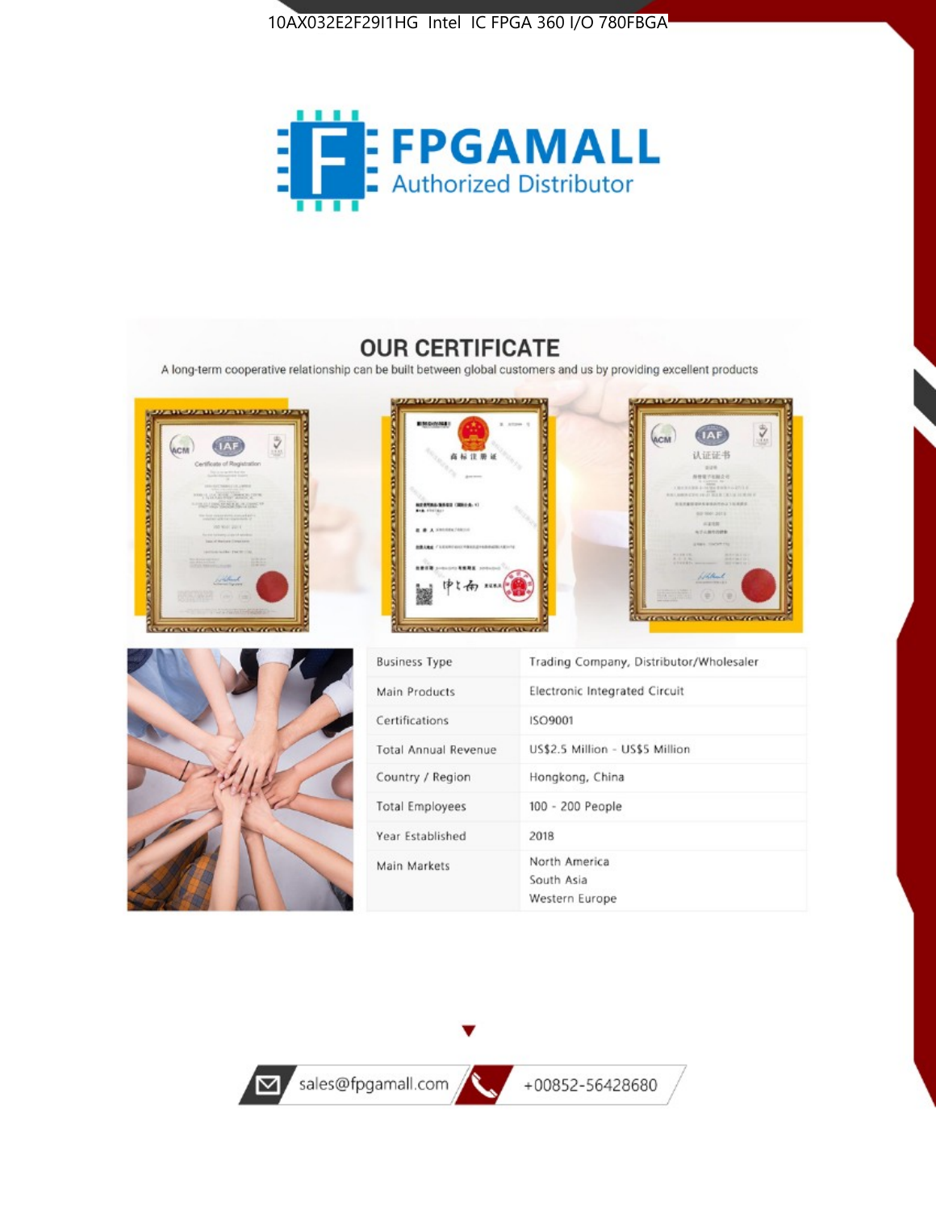# FPGAMALL

Authorized Distributor

## OUR CERTIFICATE

A long-term cooperative relationship can be built between global customers and us by providing excellent products

| | |
|---|---|
| Business Type | Trading Company, Distributor/Wholesaler |
| Main Products | Electronic Integrated Circuit |
| Certifications | ISO9001 |
| Total Annual Revenue | US$2.5 Million - US$5 Million |
| Country / Region | Hongkong, China |
| Total Employees | 100 - 200 People |
| Year Established | 2018 |
| Main Markets | North America<br>South Asia<br>Western Europe |

sales@fpgamall.com

+00852-56428680